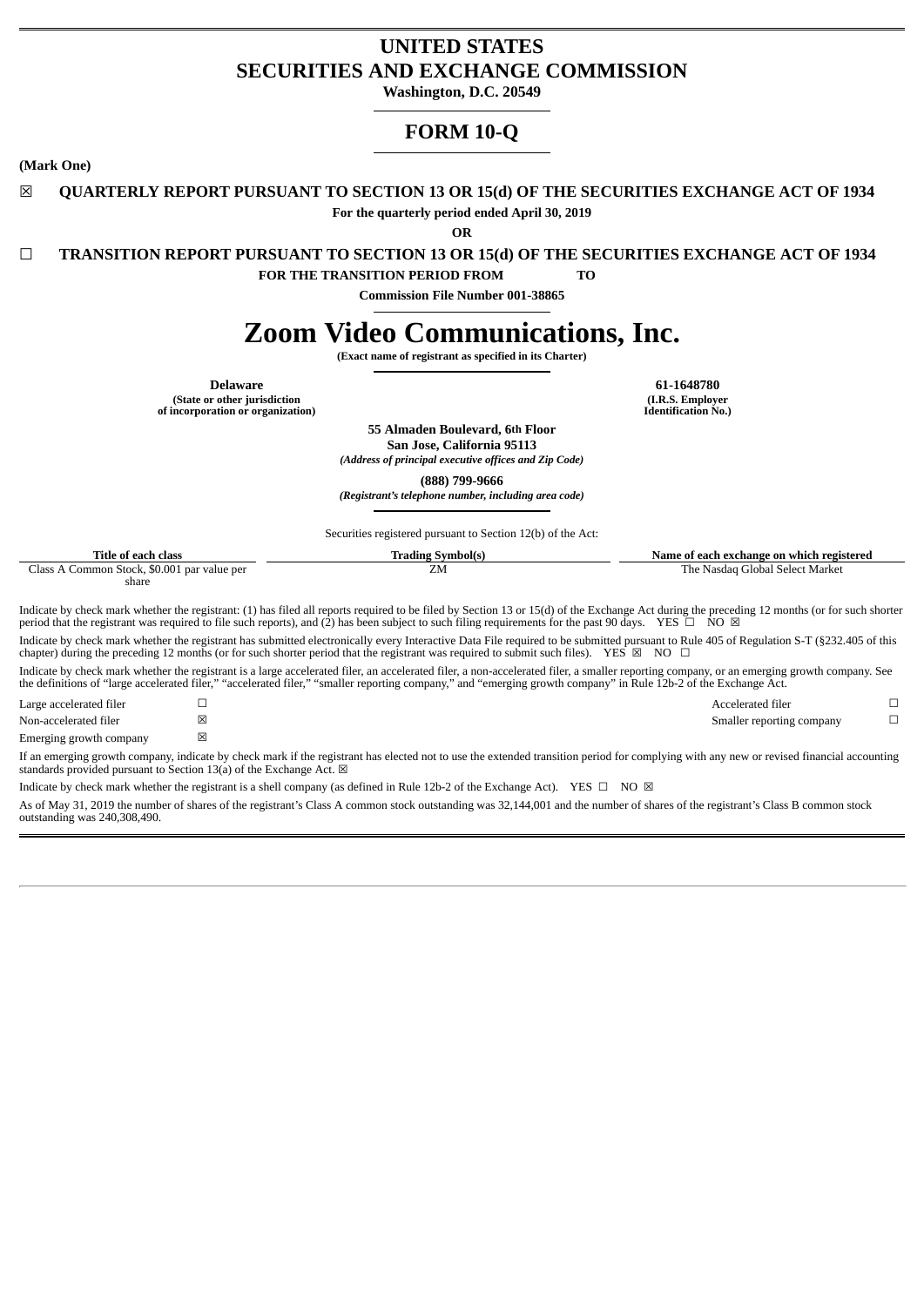# UNITED STATES
# SECURITIES AND EXCHANGE COMMISSION

**Washington, D.C. 20549**

## FORM 10-Q

**(Mark One)**

☒ **QUARTERLY REPORT PURSUANT TO SECTION 13 OR 15(d) OF THE SECURITIES EXCHANGE ACT OF 1934**

**For the quarterly period ended April 30, 2019**

**OR**

☐ **TRANSITION REPORT PURSUANT TO SECTION 13 OR 15(d) OF THE SECURITIES EXCHANGE ACT OF 1934**

**FOR THE TRANSITION PERIOD FROM TO**

**Commission File Number 001-38865**

# Zoom Video Communications, Inc.

**(Exact name of registrant as specified in its Charter)**

| | |
|---|---|
| **Delaware** | **61-1648780** |
| **(State or other jurisdiction of incorporation or organization)** | **(I.R.S. Employer Identification No.)** |

**55 Almaden Boulevard, 6th Floor**
**San Jose, California 95113**
***(Address of principal executive offices and Zip Code)***

**(888) 799-9666**
***(Registrant's telephone number, including area code)***

Securities registered pursuant to Section 12(b) of the Act:

| Title of each class | Trading Symbol(s) | Name of each exchange on which registered |
|---|---|---|
| Class A Common Stock, $0.001 par value per share | ZM | The Nasdaq Global Select Market |

Indicate by check mark whether the registrant: (1) has filed all reports required to be filed by Section 13 or 15(d) of the Exchange Act during the preceding 12 months (or for such shorter period that the registrant was required to file such reports), and (2) has been subject to such filing requirements for the past 90 days. YES ☐ NO ☒

Indicate by check mark whether the registrant has submitted electronically every Interactive Data File required to be submitted pursuant to Rule 405 of Regulation S-T (§232.405 of this chapter) during the preceding 12 months (or for such shorter period that the registrant was required to submit such files). YES ☒ NO ☐

Indicate by check mark whether the registrant is a large accelerated filer, an accelerated filer, a non-accelerated filer, a smaller reporting company, or an emerging growth company. See the definitions of "large accelerated filer," "accelerated filer," "smaller reporting company," and "emerging growth company" in Rule 12b-2 of the Exchange Act.

| | | | |
|---|---|---|---|
| Large accelerated filer | ☐ | Accelerated filer | ☐ |
| Non-accelerated filer | ☒ | Smaller reporting company | ☐ |
| Emerging growth company | ☒ | | |

If an emerging growth company, indicate by check mark if the registrant has elected not to use the extended transition period for complying with any new or revised financial accounting standards provided pursuant to Section 13(a) of the Exchange Act. ☒

Indicate by check mark whether the registrant is a shell company (as defined in Rule 12b-2 of the Exchange Act). YES ☐ NO ☒

As of May 31, 2019 the number of shares of the registrant's Class A common stock outstanding was 32,144,001 and the number of shares of the registrant's Class B common stock outstanding was 240,308,490.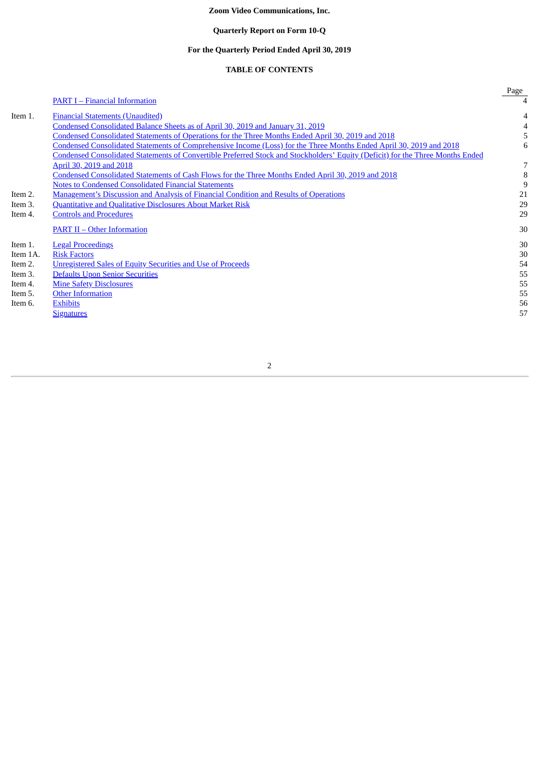**Zoom Video Communications, Inc.**

**Quarterly Report on Form 10-Q**

**For the Quarterly Period Ended April 30, 2019**

**TABLE OF CONTENTS**

| | | Page |
|---|---|---|
| | PART I – Financial Information | 4 |
| Item 1. | Financial Statements (Unaudited) | 4 |
| | Condensed Consolidated Balance Sheets as of April 30, 2019 and January 31, 2019 | 4 |
| | Condensed Consolidated Statements of Operations for the Three Months Ended April 30, 2019 and 2018 | 5 |
| | Condensed Consolidated Statements of Comprehensive Income (Loss) for the Three Months Ended April 30, 2019 and 2018 | 6 |
| | Condensed Consolidated Statements of Convertible Preferred Stock and Stockholders' Equity (Deficit) for the Three Months Ended April 30, 2019 and 2018 | 7 |
| | Condensed Consolidated Statements of Cash Flows for the Three Months Ended April 30, 2019 and 2018 | 8 |
| | Notes to Condensed Consolidated Financial Statements | 9 |
| Item 2. | Management's Discussion and Analysis of Financial Condition and Results of Operations | 21 |
| Item 3. | Quantitative and Qualitative Disclosures About Market Risk | 29 |
| Item 4. | Controls and Procedures | 29 |
| | PART II – Other Information | 30 |
| Item 1. | Legal Proceedings | 30 |
| Item 1A. | Risk Factors | 30 |
| Item 2. | Unregistered Sales of Equity Securities and Use of Proceeds | 54 |
| Item 3. | Defaults Upon Senior Securities | 55 |
| Item 4. | Mine Safety Disclosures | 55 |
| Item 5. | Other Information | 55 |
| Item 6. | Exhibits | 56 |
| | Signatures | 57 |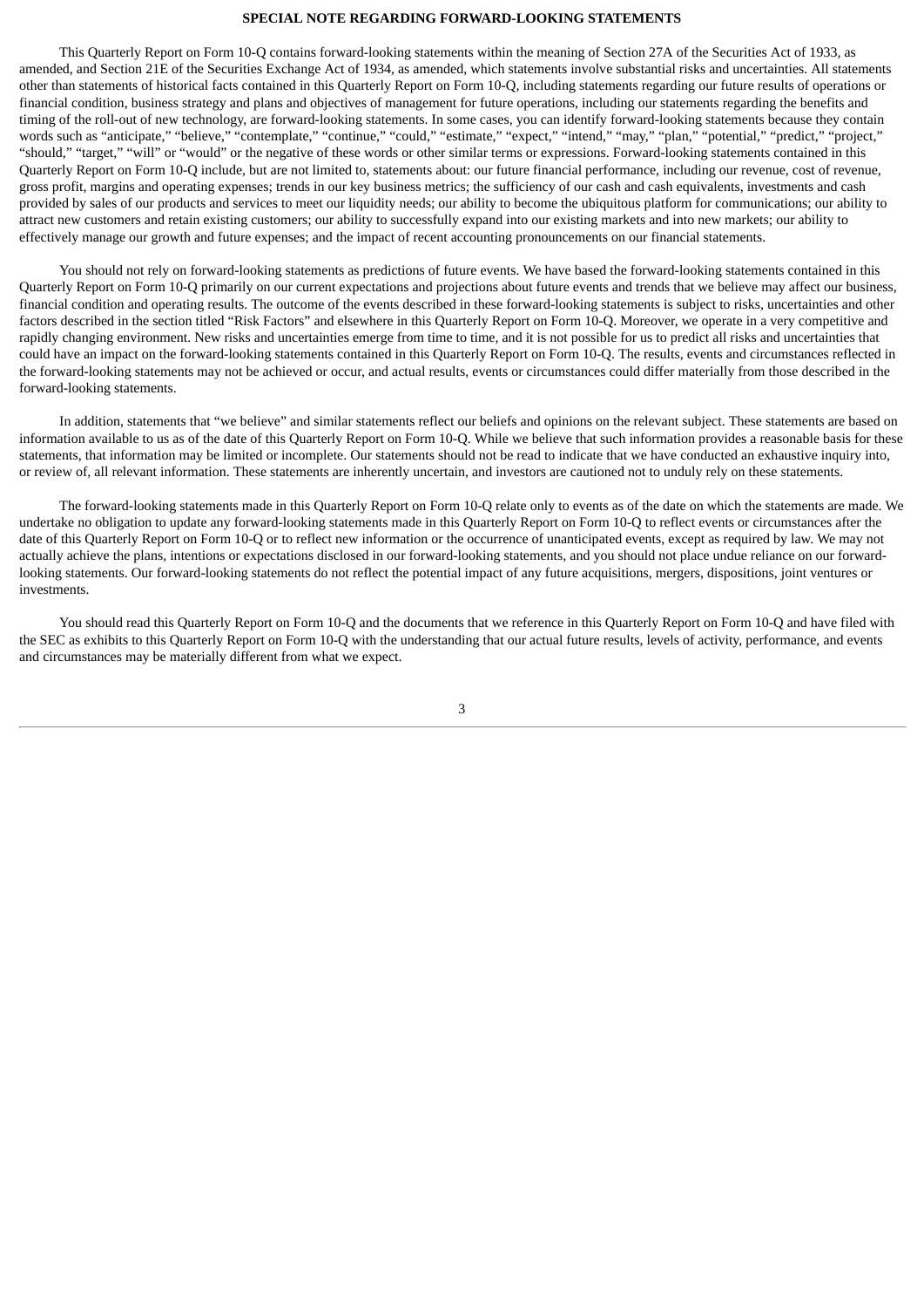## SPECIAL NOTE REGARDING FORWARD-LOOKING STATEMENTS

This Quarterly Report on Form 10-Q contains forward-looking statements within the meaning of Section 27A of the Securities Act of 1933, as amended, and Section 21E of the Securities Exchange Act of 1934, as amended, which statements involve substantial risks and uncertainties. All statements other than statements of historical facts contained in this Quarterly Report on Form 10-Q, including statements regarding our future results of operations or financial condition, business strategy and plans and objectives of management for future operations, including our statements regarding the benefits and timing of the roll-out of new technology, are forward-looking statements. In some cases, you can identify forward-looking statements because they contain words such as "anticipate," "believe," "contemplate," "continue," "could," "estimate," "expect," "intend," "may," "plan," "potential," "predict," "project," "should," "target," "will" or "would" or the negative of these words or other similar terms or expressions. Forward-looking statements contained in this Quarterly Report on Form 10-Q include, but are not limited to, statements about: our future financial performance, including our revenue, cost of revenue, gross profit, margins and operating expenses; trends in our key business metrics; the sufficiency of our cash and cash equivalents, investments and cash provided by sales of our products and services to meet our liquidity needs; our ability to become the ubiquitous platform for communications; our ability to attract new customers and retain existing customers; our ability to successfully expand into our existing markets and into new markets; our ability to effectively manage our growth and future expenses; and the impact of recent accounting pronouncements on our financial statements.

You should not rely on forward-looking statements as predictions of future events. We have based the forward-looking statements contained in this Quarterly Report on Form 10-Q primarily on our current expectations and projections about future events and trends that we believe may affect our business, financial condition and operating results. The outcome of the events described in these forward-looking statements is subject to risks, uncertainties and other factors described in the section titled "Risk Factors" and elsewhere in this Quarterly Report on Form 10-Q. Moreover, we operate in a very competitive and rapidly changing environment. New risks and uncertainties emerge from time to time, and it is not possible for us to predict all risks and uncertainties that could have an impact on the forward-looking statements contained in this Quarterly Report on Form 10-Q. The results, events and circumstances reflected in the forward-looking statements may not be achieved or occur, and actual results, events or circumstances could differ materially from those described in the forward-looking statements.

In addition, statements that "we believe" and similar statements reflect our beliefs and opinions on the relevant subject. These statements are based on information available to us as of the date of this Quarterly Report on Form 10-Q. While we believe that such information provides a reasonable basis for these statements, that information may be limited or incomplete. Our statements should not be read to indicate that we have conducted an exhaustive inquiry into, or review of, all relevant information. These statements are inherently uncertain, and investors are cautioned not to unduly rely on these statements.

The forward-looking statements made in this Quarterly Report on Form 10-Q relate only to events as of the date on which the statements are made. We undertake no obligation to update any forward-looking statements made in this Quarterly Report on Form 10-Q to reflect events or circumstances after the date of this Quarterly Report on Form 10-Q or to reflect new information or the occurrence of unanticipated events, except as required by law. We may not actually achieve the plans, intentions or expectations disclosed in our forward-looking statements, and you should not place undue reliance on our forward-looking statements. Our forward-looking statements do not reflect the potential impact of any future acquisitions, mergers, dispositions, joint ventures or investments.

You should read this Quarterly Report on Form 10-Q and the documents that we reference in this Quarterly Report on Form 10-Q and have filed with the SEC as exhibits to this Quarterly Report on Form 10-Q with the understanding that our actual future results, levels of activity, performance, and events and circumstances may be materially different from what we expect.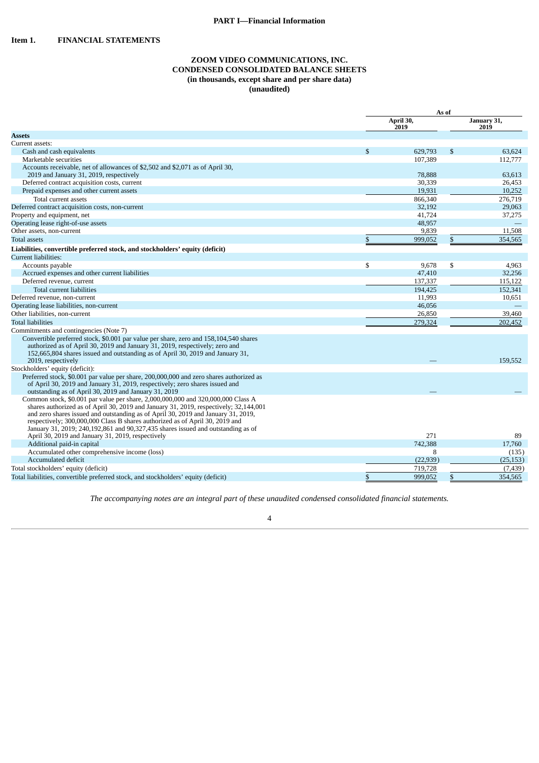**PART I—Financial Information**

# Item 1. FINANCIAL STATEMENTS

## ZOOM VIDEO COMMUNICATIONS, INC.
## CONDENSED CONSOLIDATED BALANCE SHEETS
### (in thousands, except share and per share data)
### (unaudited)

| | As of | |
|---|---|---|
| | April 30, 2019 | January 31, 2019 |
| **Assets** | | |
| Current assets: | | |
| Cash and cash equivalents | $ 629,793 | $ 63,624 |
| Marketable securities | 107,389 | 112,777 |
| Accounts receivable, net of allowances of $2,502 and $2,071 as of April 30, 2019 and January 31, 2019, respectively | 78,888 | 63,613 |
| Deferred contract acquisition costs, current | 30,339 | 26,453 |
| Prepaid expenses and other current assets | 19,931 | 10,252 |
| Total current assets | 866,340 | 276,719 |
| Deferred contract acquisition costs, non-current | 32,192 | 29,063 |
| Property and equipment, net | 41,724 | 37,275 |
| Operating lease right-of-use assets | 48,957 | — |
| Other assets, non-current | 9,839 | 11,508 |
| Total assets | $ 999,052 | $ 354,565 |
| **Liabilities, convertible preferred stock, and stockholders' equity (deficit)** | | |
| Current liabilities: | | |
| Accounts payable | $ 9,678 | $ 4,963 |
| Accrued expenses and other current liabilities | 47,410 | 32,256 |
| Deferred revenue, current | 137,337 | 115,122 |
| Total current liabilities | 194,425 | 152,341 |
| Deferred revenue, non-current | 11,993 | 10,651 |
| Operating lease liabilities, non-current | 46,056 | — |
| Other liabilities, non-current | 26,850 | 39,460 |
| Total liabilities | 279,324 | 202,452 |
| Commitments and contingencies (Note 7) | | |
| Convertible preferred stock, $0.001 par value per share, zero and 158,104,540 shares authorized as of April 30, 2019 and January 31, 2019, respectively; zero and 152,665,804 shares issued and outstanding as of April 30, 2019 and January 31, 2019, respectively | — | 159,552 |
| Stockholders' equity (deficit): | | |
| Preferred stock, $0.001 par value per share, 200,000,000 and zero shares authorized as of April 30, 2019 and January 31, 2019, respectively; zero shares issued and outstanding as of April 30, 2019 and January 31, 2019 | — | — |
| Common stock, $0.001 par value per share, 2,000,000,000 and 320,000,000 Class A shares authorized as of April 30, 2019 and January 31, 2019, respectively; 32,144,001 and zero shares issued and outstanding as of April 30, 2019 and January 31, 2019, respectively; 300,000,000 Class B shares authorized as of April 30, 2019 and January 31, 2019; 240,192,861 and 90,327,435 shares issued and outstanding as of April 30, 2019 and January 31, 2019, respectively | 271 | 89 |
| Additional paid-in capital | 742,388 | 17,760 |
| Accumulated other comprehensive income (loss) | 8 | (135) |
| Accumulated deficit | (22,939) | (25,153) |
| Total stockholders' equity (deficit) | 719,728 | (7,439) |
| Total liabilities, convertible preferred stock, and stockholders' equity (deficit) | $ 999,052 | $ 354,565 |

*The accompanying notes are an integral part of these unaudited condensed consolidated financial statements.*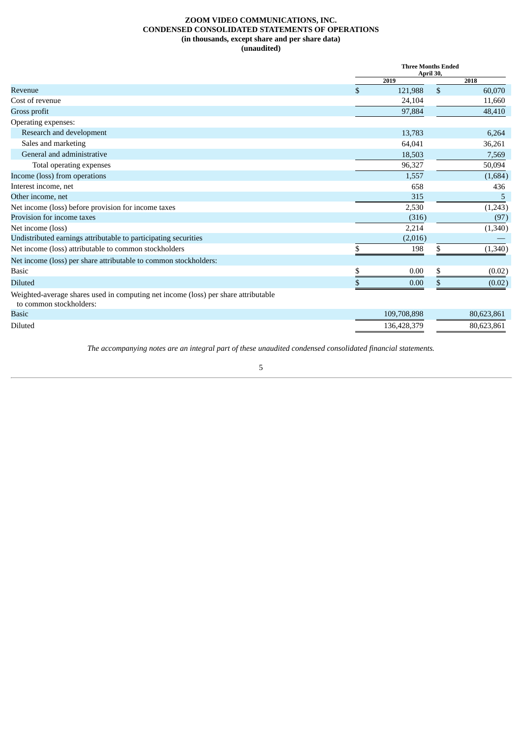**ZOOM VIDEO COMMUNICATIONS, INC.**
**CONDENSED CONSOLIDATED STATEMENTS OF OPERATIONS**
**(in thousands, except share and per share data)**
**(unaudited)**

| | Three Months Ended April 30, | |
|---|---|---|
| | 2019 | 2018 |
| Revenue | $ 121,988 | $ 60,070 |
| Cost of revenue | 24,104 | 11,660 |
| Gross profit | 97,884 | 48,410 |
| Operating expenses: | | |
| Research and development | 13,783 | 6,264 |
| Sales and marketing | 64,041 | 36,261 |
| General and administrative | 18,503 | 7,569 |
| Total operating expenses | 96,327 | 50,094 |
| Income (loss) from operations | 1,557 | (1,684) |
| Interest income, net | 658 | 436 |
| Other income, net | 315 | 5 |
| Net income (loss) before provision for income taxes | 2,530 | (1,243) |
| Provision for income taxes | (316) | (97) |
| Net income (loss) | 2,214 | (1,340) |
| Undistributed earnings attributable to participating securities | (2,016) | — |
| Net income (loss) attributable to common stockholders | $ 198 | $ (1,340) |
| Net income (loss) per share attributable to common stockholders: | | |
| Basic | $ 0.00 | $ (0.02) |
| Diluted | $ 0.00 | $ (0.02) |
| Weighted-average shares used in computing net income (loss) per share attributable to common stockholders: | | |
| Basic | 109,708,898 | 80,623,861 |
| Diluted | 136,428,379 | 80,623,861 |

*The accompanying notes are an integral part of these unaudited condensed consolidated financial statements.*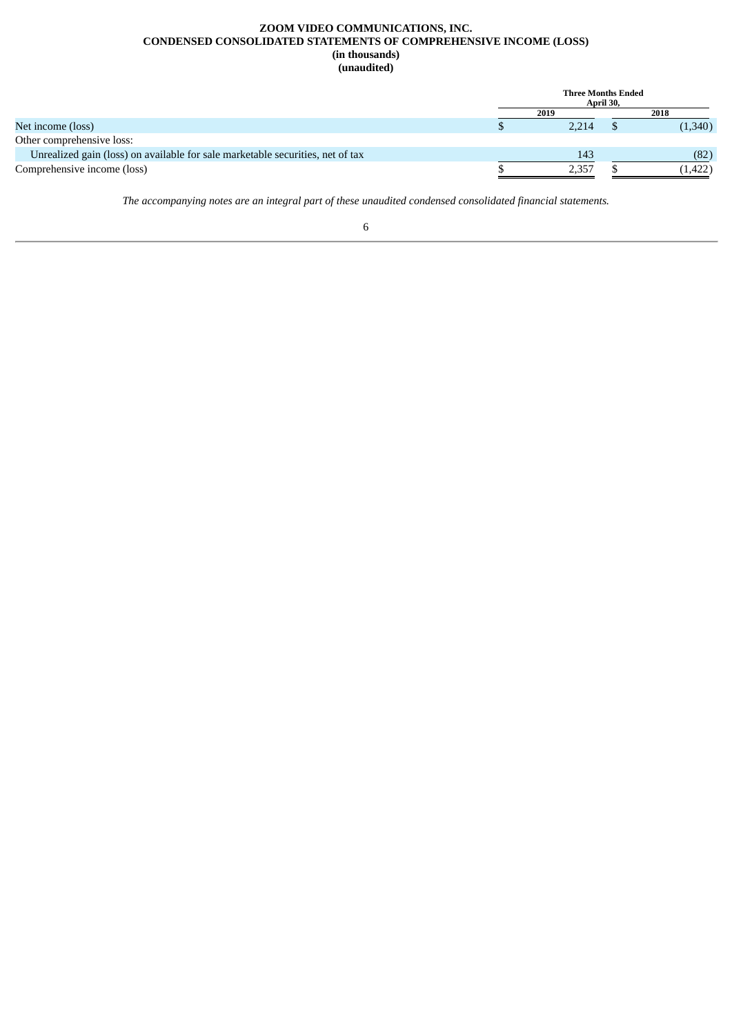**ZOOM VIDEO COMMUNICATIONS, INC.**
**CONDENSED CONSOLIDATED STATEMENTS OF COMPREHENSIVE INCOME (LOSS)**
**(in thousands)**
**(unaudited)**

| | Three Months Ended April 30, | |
|---|---|---|
| | 2019 | 2018 |
| Net income (loss) | $ 2,214 | $ (1,340) |
| Other comprehensive loss: | | |
| Unrealized gain (loss) on available for sale marketable securities, net of tax | 143 | (82) |
| Comprehensive income (loss) | $ 2,357 | $ (1,422) |

*The accompanying notes are an integral part of these unaudited condensed consolidated financial statements.*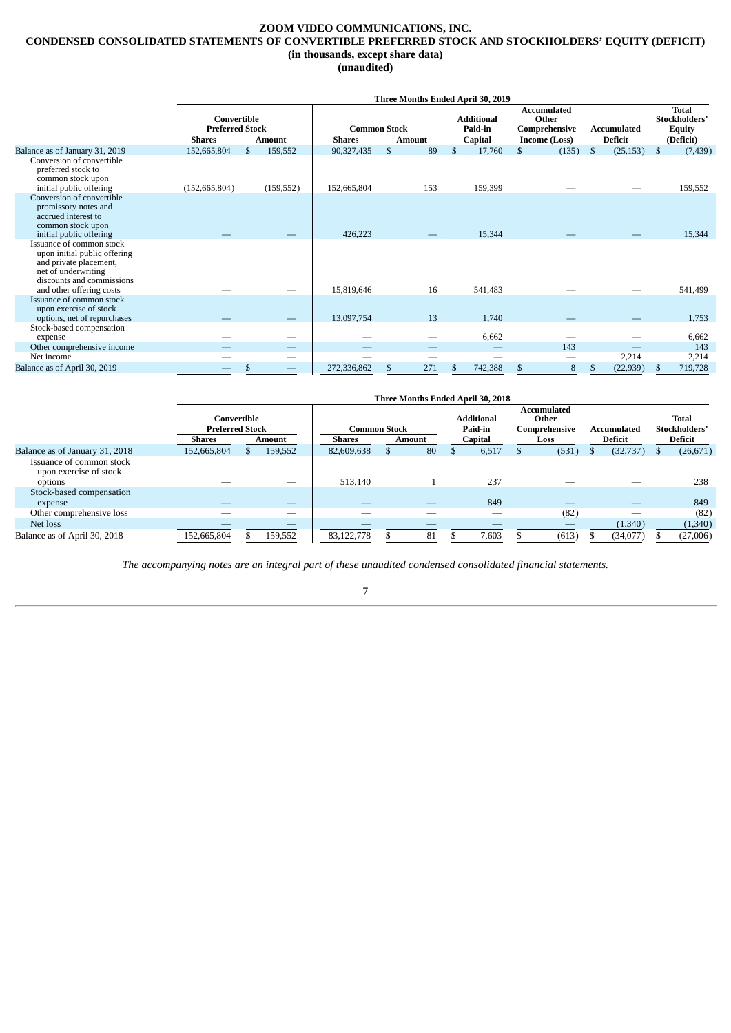# ZOOM VIDEO COMMUNICATIONS, INC.

## CONDENSED CONSOLIDATED STATEMENTS OF CONVERTIBLE PREFERRED STOCK AND STOCKHOLDERS' EQUITY (DEFICIT)

**(in thousands, except share data)**

**(unaudited)**

| | Three Months Ended April 30, 2019 | | | | | | | |
|---|---|---|---|---|---|---|---|---|
| | Convertible Preferred Stock | | Common Stock | | Additional Paid-in Capital | Accumulated Other Comprehensive Income (Loss) | Accumulated Deficit | Total Stockholders' Equity (Deficit) |
| | Shares | Amount | Shares | Amount | | | | |
| Balance as of January 31, 2019 | 152,665,804 | $ 159,552 | 90,327,435 | $ 89 | $ 17,760 | $ (135) | $ (25,153) | $ (7,439) |
| Conversion of convertible preferred stock to common stock upon initial public offering | (152,665,804) | (159,552) | 152,665,804 | 153 | 159,399 | — | — | 159,552 |
| Conversion of convertible promissory notes and accrued interest to common stock upon initial public offering | — | — | 426,223 | — | 15,344 | — | — | 15,344 |
| Issuance of common stock upon initial public offering and private placement, net of underwriting discounts and commissions and other offering costs | — | — | 15,819,646 | 16 | 541,483 | — | — | 541,499 |
| Issuance of common stock upon exercise of stock options, net of repurchases | — | — | 13,097,754 | 13 | 1,740 | — | — | 1,753 |
| Stock-based compensation expense | — | — | — | — | 6,662 | — | — | 6,662 |
| Other comprehensive income | — | — | — | — | — | 143 | — | 143 |
| Net income | — | — | — | — | — | — | 2,214 | 2,214 |
| Balance as of April 30, 2019 | — | $ — | 272,336,862 | $ 271 | $ 742,388 | $ 8 | $ (22,939) | $ 719,728 |

| | Three Months Ended April 30, 2018 | | | | | | | |
|---|---|---|---|---|---|---|---|---|
| | Convertible Preferred Stock | | Common Stock | | Additional Paid-in Capital | Accumulated Other Comprehensive Loss | Accumulated Deficit | Total Stockholders' Deficit |
| | Shares | Amount | Shares | Amount | | | | |
| Balance as of January 31, 2018 | 152,665,804 | $ 159,552 | 82,609,638 | $ 80 | $ 6,517 | $ (531) | $ (32,737) | $ (26,671) |
| Issuance of common stock upon exercise of stock options | — | — | 513,140 | 1 | 237 | — | — | 238 |
| Stock-based compensation expense | — | — | — | — | 849 | — | — | 849 |
| Other comprehensive loss | — | — | — | — | — | (82) | — | (82) |
| Net loss | — | — | — | — | — | — | (1,340) | (1,340) |
| Balance as of April 30, 2018 | 152,665,804 | $ 159,552 | 83,122,778 | $ 81 | $ 7,603 | $ (613) | $ (34,077) | $ (27,006) |

*The accompanying notes are an integral part of these unaudited condensed consolidated financial statements.*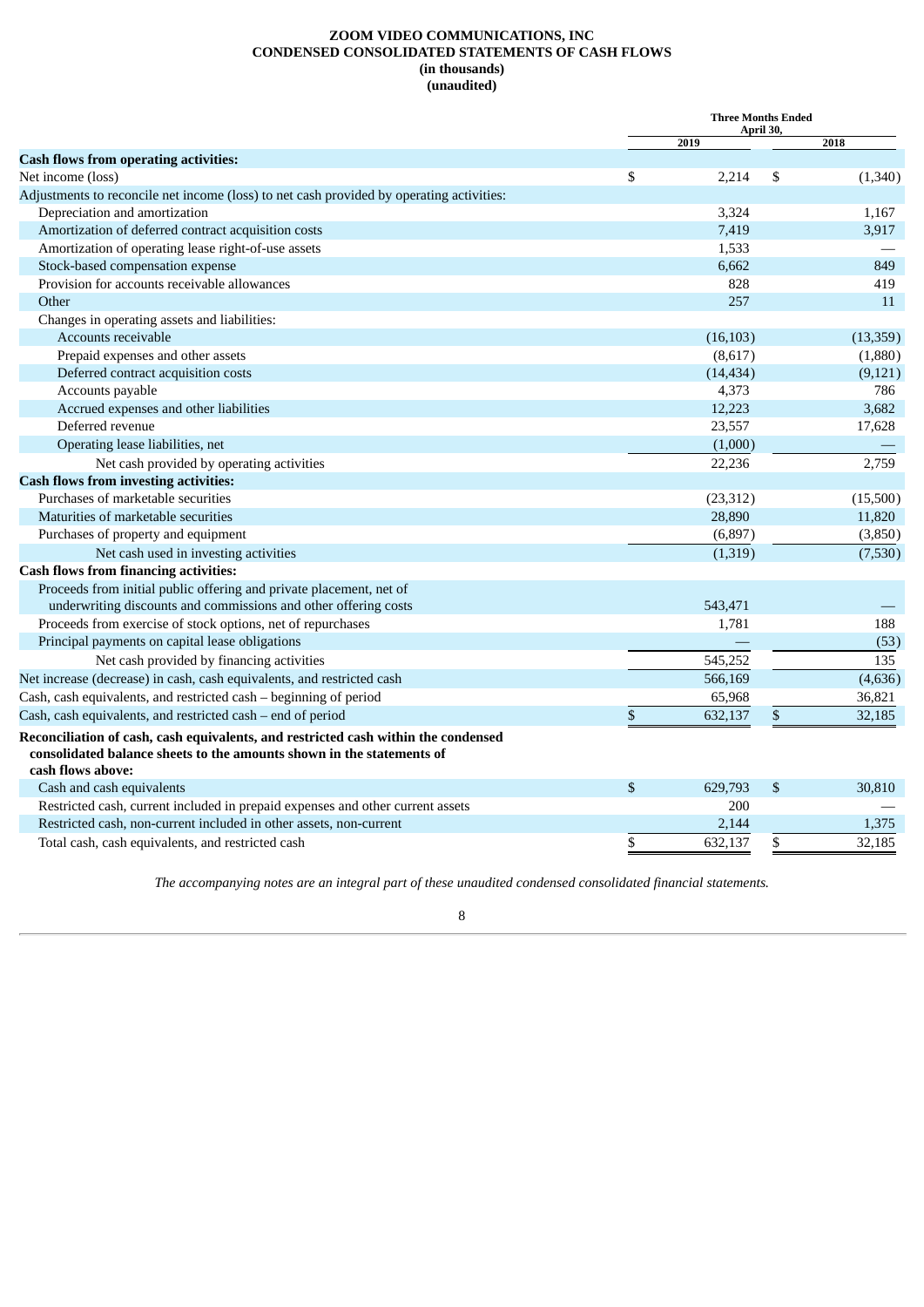**ZOOM VIDEO COMMUNICATIONS, INC**
**CONDENSED CONSOLIDATED STATEMENTS OF CASH FLOWS**
**(in thousands)**
**(unaudited)**

| | Three Months Ended April 30, | |
|---|---|---|
| | 2019 | 2018 |
| **Cash flows from operating activities:** | | |
| Net income (loss) | $ 2,214 | $ (1,340) |
| Adjustments to reconcile net income (loss) to net cash provided by operating activities: | | |
| Depreciation and amortization | 3,324 | 1,167 |
| Amortization of deferred contract acquisition costs | 7,419 | 3,917 |
| Amortization of operating lease right-of-use assets | 1,533 | — |
| Stock-based compensation expense | 6,662 | 849 |
| Provision for accounts receivable allowances | 828 | 419 |
| Other | 257 | 11 |
| Changes in operating assets and liabilities: | | |
| Accounts receivable | (16,103) | (13,359) |
| Prepaid expenses and other assets | (8,617) | (1,880) |
| Deferred contract acquisition costs | (14,434) | (9,121) |
| Accounts payable | 4,373 | 786 |
| Accrued expenses and other liabilities | 12,223 | 3,682 |
| Deferred revenue | 23,557 | 17,628 |
| Operating lease liabilities, net | (1,000) | — |
| Net cash provided by operating activities | 22,236 | 2,759 |
| **Cash flows from investing activities:** | | |
| Purchases of marketable securities | (23,312) | (15,500) |
| Maturities of marketable securities | 28,890 | 11,820 |
| Purchases of property and equipment | (6,897) | (3,850) |
| Net cash used in investing activities | (1,319) | (7,530) |
| **Cash flows from financing activities:** | | |
| Proceeds from initial public offering and private placement, net of underwriting discounts and commissions and other offering costs | 543,471 | — |
| Proceeds from exercise of stock options, net of repurchases | 1,781 | 188 |
| Principal payments on capital lease obligations | — | (53) |
| Net cash provided by financing activities | 545,252 | 135 |
| Net increase (decrease) in cash, cash equivalents, and restricted cash | 566,169 | (4,636) |
| Cash, cash equivalents, and restricted cash – beginning of period | 65,968 | 36,821 |
| Cash, cash equivalents, and restricted cash – end of period | $ 632,137 | $ 32,185 |
| **Reconciliation of cash, cash equivalents, and restricted cash within the condensed consolidated balance sheets to the amounts shown in the statements of cash flows above:** | | |
| Cash and cash equivalents | $ 629,793 | $ 30,810 |
| Restricted cash, current included in prepaid expenses and other current assets | 200 | — |
| Restricted cash, non-current included in other assets, non-current | 2,144 | 1,375 |
| Total cash, cash equivalents, and restricted cash | $ 632,137 | $ 32,185 |

*The accompanying notes are an integral part of these unaudited condensed consolidated financial statements.*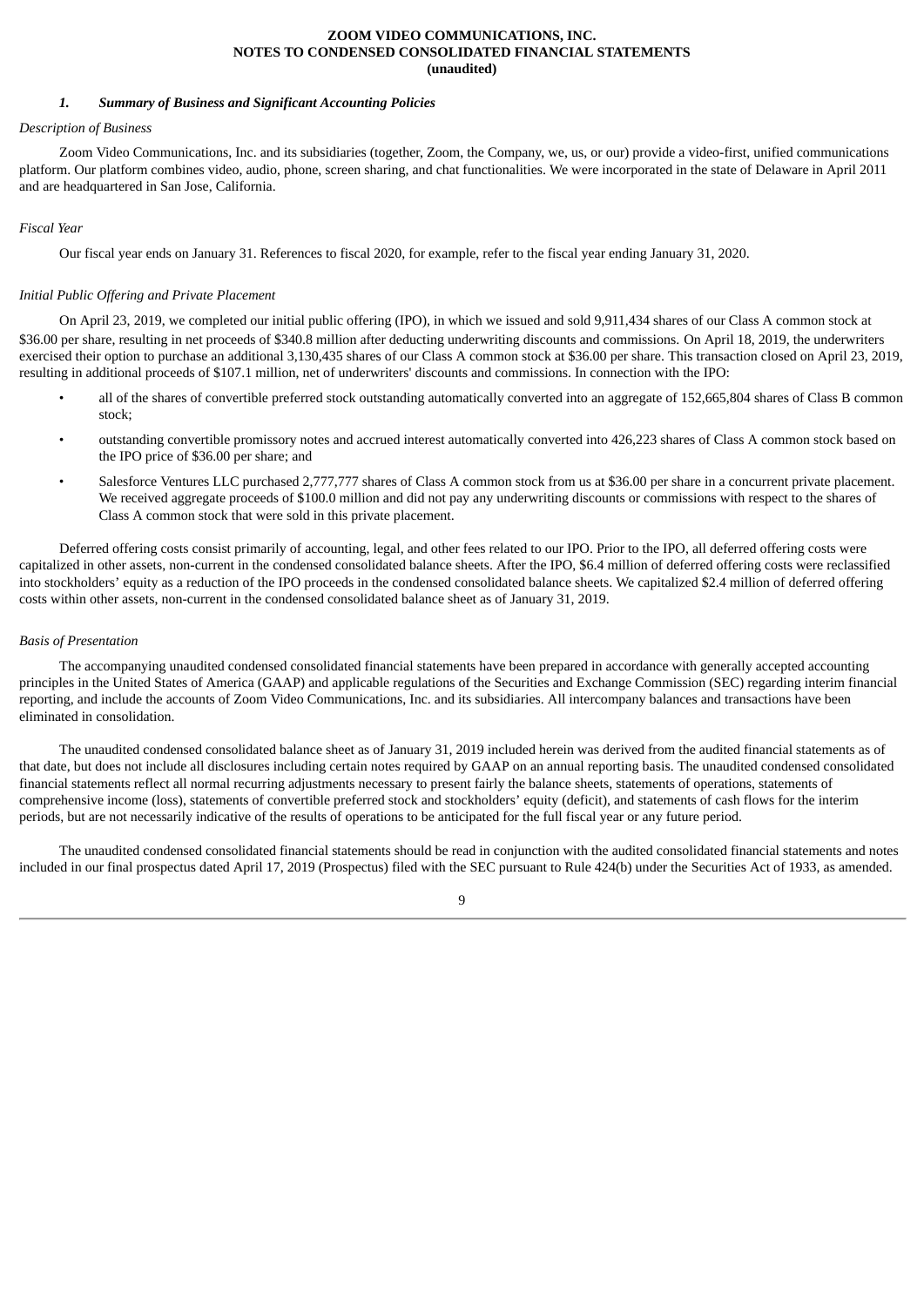**ZOOM VIDEO COMMUNICATIONS, INC.**
**NOTES TO CONDENSED CONSOLIDATED FINANCIAL STATEMENTS**
**(unaudited)**

## 1. *Summary of Business and Significant Accounting Policies*

*Description of Business*

Zoom Video Communications, Inc. and its subsidiaries (together, Zoom, the Company, we, us, or our) provide a video-first, unified communications platform. Our platform combines video, audio, phone, screen sharing, and chat functionalities. We were incorporated in the state of Delaware in April 2011 and are headquartered in San Jose, California.

*Fiscal Year*

Our fiscal year ends on January 31. References to fiscal 2020, for example, refer to the fiscal year ending January 31, 2020.

*Initial Public Offering and Private Placement*

On April 23, 2019, we completed our initial public offering (IPO), in which we issued and sold 9,911,434 shares of our Class A common stock at $36.00 per share, resulting in net proceeds of $340.8 million after deducting underwriting discounts and commissions. On April 18, 2019, the underwriters exercised their option to purchase an additional 3,130,435 shares of our Class A common stock at $36.00 per share. This transaction closed on April 23, 2019, resulting in additional proceeds of $107.1 million, net of underwriters' discounts and commissions. In connection with the IPO:

- all of the shares of convertible preferred stock outstanding automatically converted into an aggregate of 152,665,804 shares of Class B common stock;
- outstanding convertible promissory notes and accrued interest automatically converted into 426,223 shares of Class A common stock based on the IPO price of $36.00 per share; and
- Salesforce Ventures LLC purchased 2,777,777 shares of Class A common stock from us at $36.00 per share in a concurrent private placement. We received aggregate proceeds of $100.0 million and did not pay any underwriting discounts or commissions with respect to the shares of Class A common stock that were sold in this private placement.

Deferred offering costs consist primarily of accounting, legal, and other fees related to our IPO. Prior to the IPO, all deferred offering costs were capitalized in other assets, non-current in the condensed consolidated balance sheets. After the IPO, $6.4 million of deferred offering costs were reclassified into stockholders' equity as a reduction of the IPO proceeds in the condensed consolidated balance sheets. We capitalized $2.4 million of deferred offering costs within other assets, non-current in the condensed consolidated balance sheet as of January 31, 2019.

*Basis of Presentation*

The accompanying unaudited condensed consolidated financial statements have been prepared in accordance with generally accepted accounting principles in the United States of America (GAAP) and applicable regulations of the Securities and Exchange Commission (SEC) regarding interim financial reporting, and include the accounts of Zoom Video Communications, Inc. and its subsidiaries. All intercompany balances and transactions have been eliminated in consolidation.

The unaudited condensed consolidated balance sheet as of January 31, 2019 included herein was derived from the audited financial statements as of that date, but does not include all disclosures including certain notes required by GAAP on an annual reporting basis. The unaudited condensed consolidated financial statements reflect all normal recurring adjustments necessary to present fairly the balance sheets, statements of operations, statements of comprehensive income (loss), statements of convertible preferred stock and stockholders' equity (deficit), and statements of cash flows for the interim periods, but are not necessarily indicative of the results of operations to be anticipated for the full fiscal year or any future period.

The unaudited condensed consolidated financial statements should be read in conjunction with the audited consolidated financial statements and notes included in our final prospectus dated April 17, 2019 (Prospectus) filed with the SEC pursuant to Rule 424(b) under the Securities Act of 1933, as amended.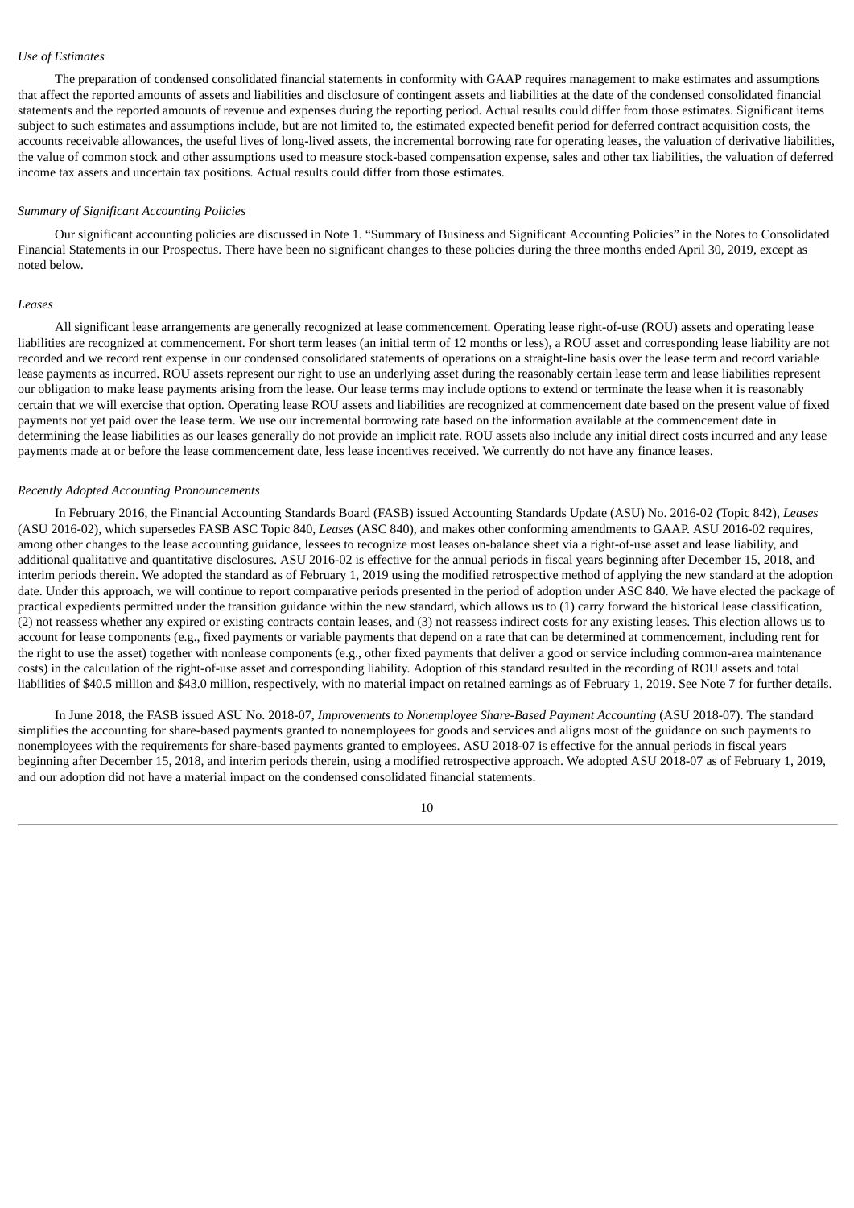*Use of Estimates*

The preparation of condensed consolidated financial statements in conformity with GAAP requires management to make estimates and assumptions that affect the reported amounts of assets and liabilities and disclosure of contingent assets and liabilities at the date of the condensed consolidated financial statements and the reported amounts of revenue and expenses during the reporting period. Actual results could differ from those estimates. Significant items subject to such estimates and assumptions include, but are not limited to, the estimated expected benefit period for deferred contract acquisition costs, the accounts receivable allowances, the useful lives of long-lived assets, the incremental borrowing rate for operating leases, the valuation of derivative liabilities, the value of common stock and other assumptions used to measure stock-based compensation expense, sales and other tax liabilities, the valuation of deferred income tax assets and uncertain tax positions. Actual results could differ from those estimates.

*Summary of Significant Accounting Policies*

Our significant accounting policies are discussed in Note 1. "Summary of Business and Significant Accounting Policies" in the Notes to Consolidated Financial Statements in our Prospectus. There have been no significant changes to these policies during the three months ended April 30, 2019, except as noted below.

*Leases*

All significant lease arrangements are generally recognized at lease commencement. Operating lease right-of-use (ROU) assets and operating lease liabilities are recognized at commencement. For short term leases (an initial term of 12 months or less), a ROU asset and corresponding lease liability are not recorded and we record rent expense in our condensed consolidated statements of operations on a straight-line basis over the lease term and record variable lease payments as incurred. ROU assets represent our right to use an underlying asset during the reasonably certain lease term and lease liabilities represent our obligation to make lease payments arising from the lease. Our lease terms may include options to extend or terminate the lease when it is reasonably certain that we will exercise that option. Operating lease ROU assets and liabilities are recognized at commencement date based on the present value of fixed payments not yet paid over the lease term. We use our incremental borrowing rate based on the information available at the commencement date in determining the lease liabilities as our leases generally do not provide an implicit rate. ROU assets also include any initial direct costs incurred and any lease payments made at or before the lease commencement date, less lease incentives received. We currently do not have any finance leases.

*Recently Adopted Accounting Pronouncements*

In February 2016, the Financial Accounting Standards Board (FASB) issued Accounting Standards Update (ASU) No. 2016-02 (Topic 842), *Leases* (ASU 2016-02), which supersedes FASB ASC Topic 840, *Leases* (ASC 840), and makes other conforming amendments to GAAP. ASU 2016-02 requires, among other changes to the lease accounting guidance, lessees to recognize most leases on-balance sheet via a right-of-use asset and lease liability, and additional qualitative and quantitative disclosures. ASU 2016-02 is effective for the annual periods in fiscal years beginning after December 15, 2018, and interim periods therein. We adopted the standard as of February 1, 2019 using the modified retrospective method of applying the new standard at the adoption date. Under this approach, we will continue to report comparative periods presented in the period of adoption under ASC 840. We have elected the package of practical expedients permitted under the transition guidance within the new standard, which allows us to (1) carry forward the historical lease classification, (2) not reassess whether any expired or existing contracts contain leases, and (3) not reassess indirect costs for any existing leases. This election allows us to account for lease components (e.g., fixed payments or variable payments that depend on a rate that can be determined at commencement, including rent for the right to use the asset) together with nonlease components (e.g., other fixed payments that deliver a good or service including common-area maintenance costs) in the calculation of the right-of-use asset and corresponding liability. Adoption of this standard resulted in the recording of ROU assets and total liabilities of $40.5 million and $43.0 million, respectively, with no material impact on retained earnings as of February 1, 2019. See Note 7 for further details.

In June 2018, the FASB issued ASU No. 2018-07, *Improvements to Nonemployee Share-Based Payment Accounting* (ASU 2018-07). The standard simplifies the accounting for share-based payments granted to nonemployees for goods and services and aligns most of the guidance on such payments to nonemployees with the requirements for share-based payments granted to employees. ASU 2018-07 is effective for the annual periods in fiscal years beginning after December 15, 2018, and interim periods therein, using a modified retrospective approach. We adopted ASU 2018-07 as of February 1, 2019, and our adoption did not have a material impact on the condensed consolidated financial statements.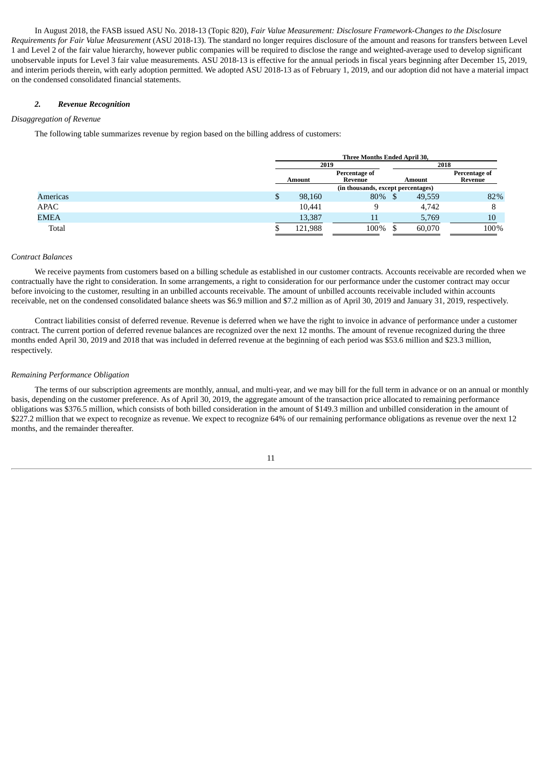In August 2018, the FASB issued ASU No. 2018-13 (Topic 820), *Fair Value Measurement: Disclosure Framework-Changes to the Disclosure Requirements for Fair Value Measurement* (ASU 2018-13). The standard no longer requires disclosure of the amount and reasons for transfers between Level 1 and Level 2 of the fair value hierarchy, however public companies will be required to disclose the range and weighted-average used to develop significant unobservable inputs for Level 3 fair value measurements. ASU 2018-13 is effective for the annual periods in fiscal years beginning after December 15, 2019, and interim periods therein, with early adoption permitted. We adopted ASU 2018-13 as of February 1, 2019, and our adoption did not have a material impact on the condensed consolidated financial statements.

### *2. Revenue Recognition*

*Disaggregation of Revenue*

The following table summarizes revenue by region based on the billing address of customers:

| | Three Months Ended April 30, | | | |
|---|---|---|---|---|
| | 2019 | | 2018 | |
| | Amount | Percentage of Revenue | Amount | Percentage of Revenue |
| | (in thousands, except percentages) | | | |
| Americas | $ 98,160 | 80% | $ 49,559 | 82% |
| APAC | 10,441 | 9 | 4,742 | 8 |
| EMEA | 13,387 | 11 | 5,769 | 10 |
| Total | $ 121,988 | 100% | $ 60,070 | 100% |

*Contract Balances*

We receive payments from customers based on a billing schedule as established in our customer contracts. Accounts receivable are recorded when we contractually have the right to consideration. In some arrangements, a right to consideration for our performance under the customer contract may occur before invoicing to the customer, resulting in an unbilled accounts receivable. The amount of unbilled accounts receivable included within accounts receivable, net on the condensed consolidated balance sheets was $6.9 million and $7.2 million as of April 30, 2019 and January 31, 2019, respectively.

Contract liabilities consist of deferred revenue. Revenue is deferred when we have the right to invoice in advance of performance under a customer contract. The current portion of deferred revenue balances are recognized over the next 12 months. The amount of revenue recognized during the three months ended April 30, 2019 and 2018 that was included in deferred revenue at the beginning of each period was $53.6 million and $23.3 million, respectively.

*Remaining Performance Obligation*

The terms of our subscription agreements are monthly, annual, and multi-year, and we may bill for the full term in advance or on an annual or monthly basis, depending on the customer preference. As of April 30, 2019, the aggregate amount of the transaction price allocated to remaining performance obligations was $376.5 million, which consists of both billed consideration in the amount of $149.3 million and unbilled consideration in the amount of $227.2 million that we expect to recognize as revenue. We expect to recognize 64% of our remaining performance obligations as revenue over the next 12 months, and the remainder thereafter.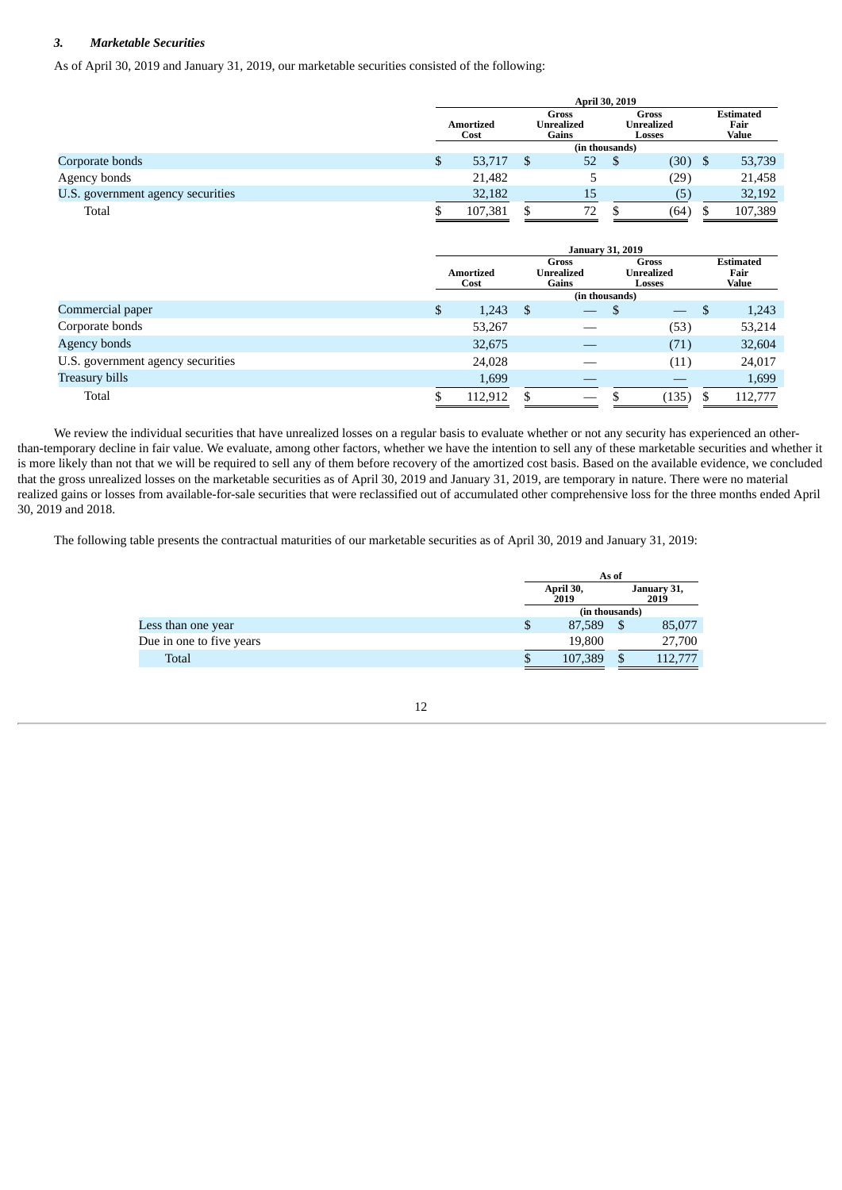### 3. *Marketable Securities*

As of April 30, 2019 and January 31, 2019, our marketable securities consisted of the following:

| | April 30, 2019 | | | |
|---|---|---|---|---|
| | Amortized Cost | Gross Unrealized Gains | Gross Unrealized Losses | Estimated Fair Value |
| | (in thousands) | | | |
| Corporate bonds | $ 53,717 | $ 52 | $ (30) | $ 53,739 |
| Agency bonds | 21,482 | 5 | (29) | 21,458 |
| U.S. government agency securities | 32,182 | 15 | (5) | 32,192 |
| Total | $ 107,381 | $ 72 | $ (64) | $ 107,389 |

| | January 31, 2019 | | | |
|---|---|---|---|---|
| | Amortized Cost | Gross Unrealized Gains | Gross Unrealized Losses | Estimated Fair Value |
| | (in thousands) | | | |
| Commercial paper | $ 1,243 | $ — | $ — | $ 1,243 |
| Corporate bonds | 53,267 | — | (53) | 53,214 |
| Agency bonds | 32,675 | — | (71) | 32,604 |
| U.S. government agency securities | 24,028 | — | (11) | 24,017 |
| Treasury bills | 1,699 | — | — | 1,699 |
| Total | $ 112,912 | $ — | $ (135) | $ 112,777 |

We review the individual securities that have unrealized losses on a regular basis to evaluate whether or not any security has experienced an other-than-temporary decline in fair value. We evaluate, among other factors, whether we have the intention to sell any of these marketable securities and whether it is more likely than not that we will be required to sell any of them before recovery of the amortized cost basis. Based on the available evidence, we concluded that the gross unrealized losses on the marketable securities as of April 30, 2019 and January 31, 2019, are temporary in nature. There were no material realized gains or losses from available-for-sale securities that were reclassified out of accumulated other comprehensive loss for the three months ended April 30, 2019 and 2018.

The following table presents the contractual maturities of our marketable securities as of April 30, 2019 and January 31, 2019:

| | As of | |
|---|---|---|
| | April 30, 2019 | January 31, 2019 |
| | (in thousands) | |
| Less than one year | $ 87,589 | $ 85,077 |
| Due in one to five years | 19,800 | 27,700 |
| Total | $ 107,389 | $ 112,777 |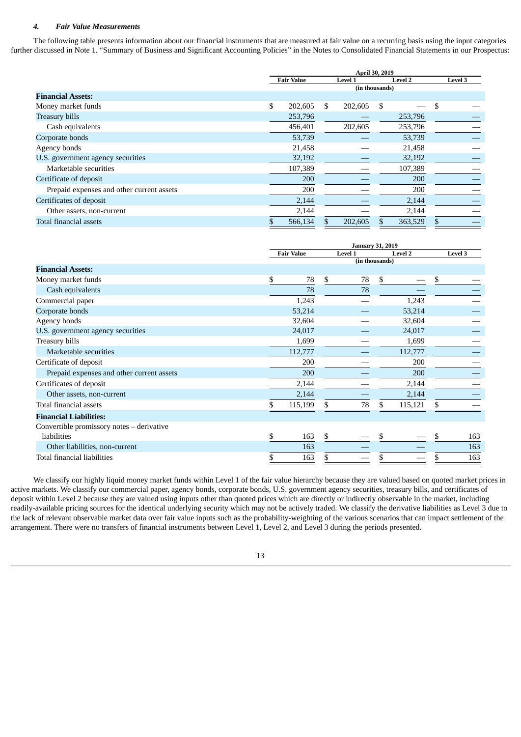#### 4. *Fair Value Measurements*

The following table presents information about our financial instruments that are measured at fair value on a recurring basis using the input categories further discussed in Note 1. "Summary of Business and Significant Accounting Policies" in the Notes to Consolidated Financial Statements in our Prospectus:

| | April 30, 2019 | | | |
|---|---|---|---|---|
| | Fair Value | Level 1 | Level 2 | Level 3 |
| | (in thousands) | | | |
| **Financial Assets:** | | | | |
| Money market funds | $ 202,605 | $ 202,605 | $ — | $ — |
| Treasury bills | 253,796 | — | 253,796 | — |
| Cash equivalents | 456,401 | 202,605 | 253,796 | — |
| Corporate bonds | 53,739 | — | 53,739 | — |
| Agency bonds | 21,458 | — | 21,458 | — |
| U.S. government agency securities | 32,192 | — | 32,192 | — |
| Marketable securities | 107,389 | — | 107,389 | — |
| Certificate of deposit | 200 | — | 200 | — |
| Prepaid expenses and other current assets | 200 | — | 200 | — |
| Certificates of deposit | 2,144 | — | 2,144 | — |
| Other assets, non-current | 2,144 | — | 2,144 | — |
| Total financial assets | $ 566,134 | $ 202,605 | $ 363,529 | $ — |

| | January 31, 2019 | | | |
|---|---|---|---|---|
| | Fair Value | Level 1 | Level 2 | Level 3 |
| | (in thousands) | | | |
| **Financial Assets:** | | | | |
| Money market funds | $ 78 | $ 78 | $ — | $ — |
| Cash equivalents | 78 | 78 | — | — |
| Commercial paper | 1,243 | — | 1,243 | — |
| Corporate bonds | 53,214 | — | 53,214 | — |
| Agency bonds | 32,604 | — | 32,604 | — |
| U.S. government agency securities | 24,017 | — | 24,017 | — |
| Treasury bills | 1,699 | — | 1,699 | — |
| Marketable securities | 112,777 | — | 112,777 | — |
| Certificate of deposit | 200 | — | 200 | — |
| Prepaid expenses and other current assets | 200 | — | 200 | — |
| Certificates of deposit | 2,144 | — | 2,144 | — |
| Other assets, non-current | 2,144 | — | 2,144 | — |
| Total financial assets | $ 115,199 | $ 78 | $ 115,121 | $ — |
| **Financial Liabilities:** | | | | |
| Convertible promissory notes – derivative liabilities | $ 163 | $ — | $ — | $ 163 |
| Other liabilities, non-current | 163 | — | — | 163 |
| Total financial liabilities | $ 163 | $ — | $ — | $ 163 |

We classify our highly liquid money market funds within Level 1 of the fair value hierarchy because they are valued based on quoted market prices in active markets. We classify our commercial paper, agency bonds, corporate bonds, U.S. government agency securities, treasury bills, and certificates of deposit within Level 2 because they are valued using inputs other than quoted prices which are directly or indirectly observable in the market, including readily-available pricing sources for the identical underlying security which may not be actively traded. We classify the derivative liabilities as Level 3 due to the lack of relevant observable market data over fair value inputs such as the probability-weighting of the various scenarios that can impact settlement of the arrangement. There were no transfers of financial instruments between Level 1, Level 2, and Level 3 during the periods presented.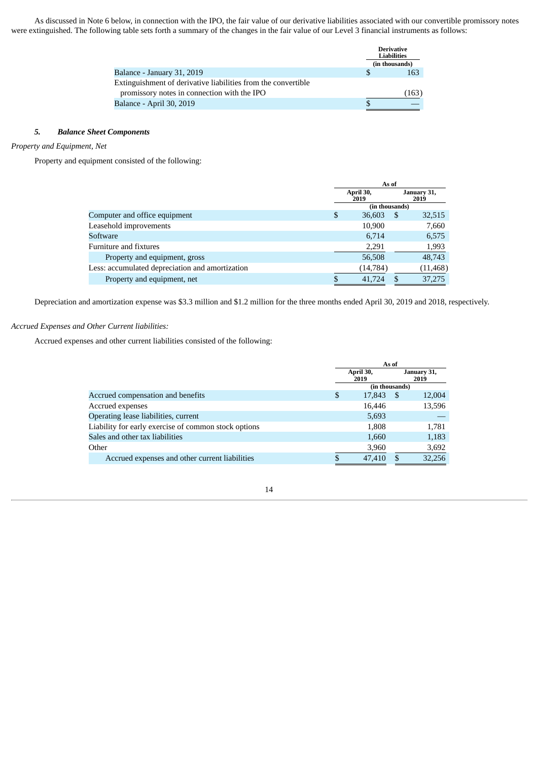As discussed in Note 6 below, in connection with the IPO, the fair value of our derivative liabilities associated with our convertible promissory notes were extinguished. The following table sets forth a summary of the changes in the fair value of our Level 3 financial instruments as follows:

| | Derivative Liabilities |
|---|---|
| | (in thousands) |
| Balance - January 31, 2019 | $ 163 |
| Extinguishment of derivative liabilities from the convertible promissory notes in connection with the IPO | (163) |
| Balance - April 30, 2019 | $ — |

### 5. *Balance Sheet Components*

*Property and Equipment, Net*

Property and equipment consisted of the following:

| | As of | |
|---|---|---|
| | April 30, 2019 | January 31, 2019 |
| | (in thousands) | |
| Computer and office equipment | $ 36,603 | $ 32,515 |
| Leasehold improvements | 10,900 | 7,660 |
| Software | 6,714 | 6,575 |
| Furniture and fixtures | 2,291 | 1,993 |
| Property and equipment, gross | 56,508 | 48,743 |
| Less: accumulated depreciation and amortization | (14,784) | (11,468) |
| Property and equipment, net | $ 41,724 | $ 37,275 |

Depreciation and amortization expense was $3.3 million and $1.2 million for the three months ended April 30, 2019 and 2018, respectively.

*Accrued Expenses and Other Current liabilities:*

Accrued expenses and other current liabilities consisted of the following:

| | As of | |
|---|---|---|
| | April 30, 2019 | January 31, 2019 |
| | (in thousands) | |
| Accrued compensation and benefits | $ 17,843 | $ 12,004 |
| Accrued expenses | 16,446 | 13,596 |
| Operating lease liabilities, current | 5,693 | — |
| Liability for early exercise of common stock options | 1,808 | 1,781 |
| Sales and other tax liabilities | 1,660 | 1,183 |
| Other | 3,960 | 3,692 |
| Accrued expenses and other current liabilities | $ 47,410 | $ 32,256 |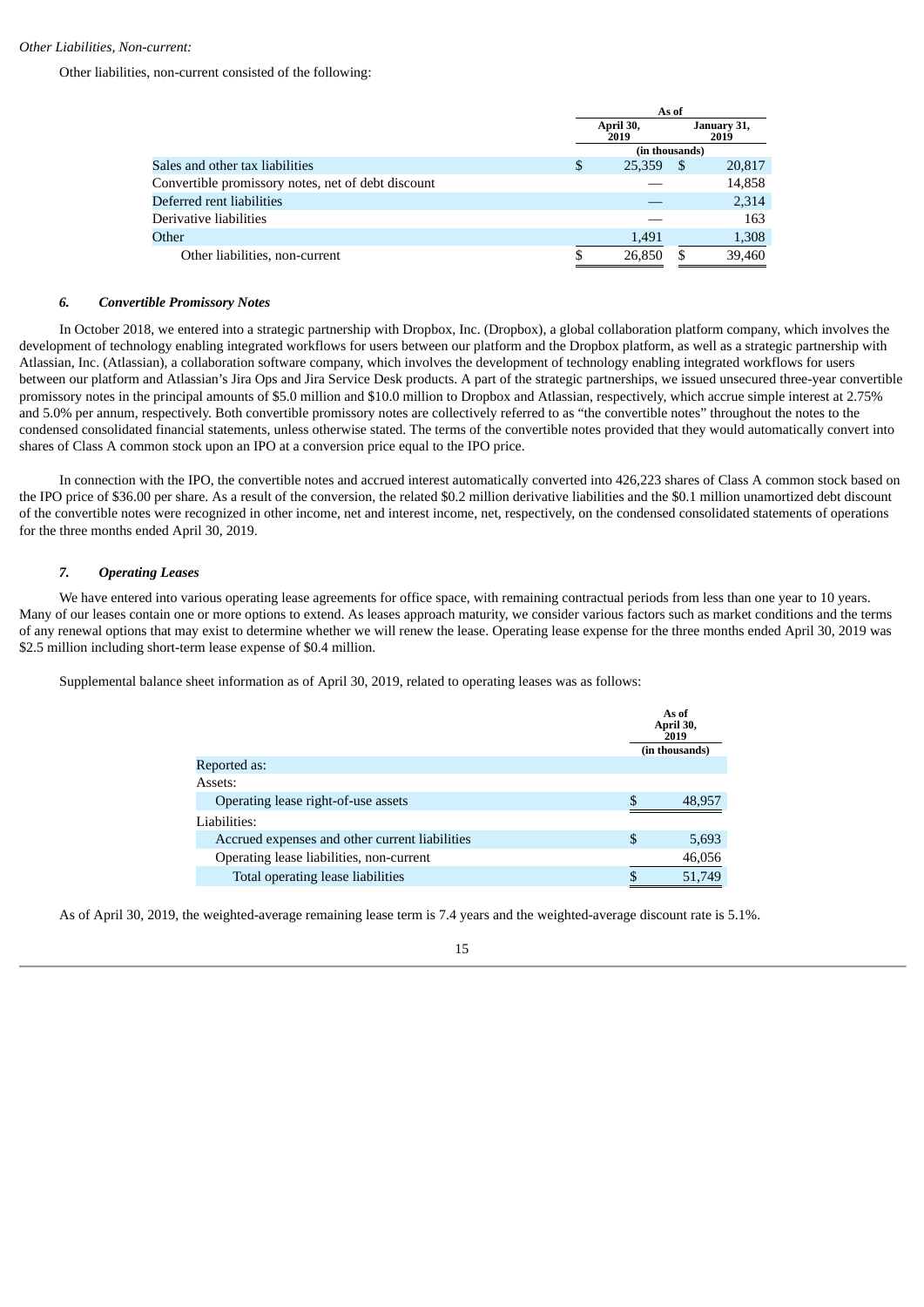*Other Liabilities, Non-current:*

Other liabilities, non-current consisted of the following:

| | As of | |
|---|---|---|
| | April 30, 2019 | January 31, 2019 |
| | (in thousands) | |
| Sales and other tax liabilities | $ 25,359 | $ 20,817 |
| Convertible promissory notes, net of debt discount | — | 14,858 |
| Deferred rent liabilities | — | 2,314 |
| Derivative liabilities | — | 163 |
| Other | 1,491 | 1,308 |
| Other liabilities, non-current | $ 26,850 | $ 39,460 |

### 6. *Convertible Promissory Notes*

In October 2018, we entered into a strategic partnership with Dropbox, Inc. (Dropbox), a global collaboration platform company, which involves the development of technology enabling integrated workflows for users between our platform and the Dropbox platform, as well as a strategic partnership with Atlassian, Inc. (Atlassian), a collaboration software company, which involves the development of technology enabling integrated workflows for users between our platform and Atlassian's Jira Ops and Jira Service Desk products. A part of the strategic partnerships, we issued unsecured three-year convertible promissory notes in the principal amounts of $5.0 million and $10.0 million to Dropbox and Atlassian, respectively, which accrue simple interest at 2.75% and 5.0% per annum, respectively. Both convertible promissory notes are collectively referred to as "the convertible notes" throughout the notes to the condensed consolidated financial statements, unless otherwise stated. The terms of the convertible notes provided that they would automatically convert into shares of Class A common stock upon an IPO at a conversion price equal to the IPO price.

In connection with the IPO, the convertible notes and accrued interest automatically converted into 426,223 shares of Class A common stock based on the IPO price of $36.00 per share. As a result of the conversion, the related $0.2 million derivative liabilities and the $0.1 million unamortized debt discount of the convertible notes were recognized in other income, net and interest income, net, respectively, on the condensed consolidated statements of operations for the three months ended April 30, 2019.

### 7. *Operating Leases*

We have entered into various operating lease agreements for office space, with remaining contractual periods from less than one year to 10 years. Many of our leases contain one or more options to extend. As leases approach maturity, we consider various factors such as market conditions and the terms of any renewal options that may exist to determine whether we will renew the lease. Operating lease expense for the three months ended April 30, 2019 was $2.5 million including short-term lease expense of $0.4 million.

Supplemental balance sheet information as of April 30, 2019, related to operating leases was as follows:

| | As of April 30, 2019 |
|---|---|
| | (in thousands) |
| Reported as: | |
| Assets: | |
| Operating lease right-of-use assets | $ 48,957 |
| Liabilities: | |
| Accrued expenses and other current liabilities | $ 5,693 |
| Operating lease liabilities, non-current | 46,056 |
| Total operating lease liabilities | $ 51,749 |

As of April 30, 2019, the weighted-average remaining lease term is 7.4 years and the weighted-average discount rate is 5.1%.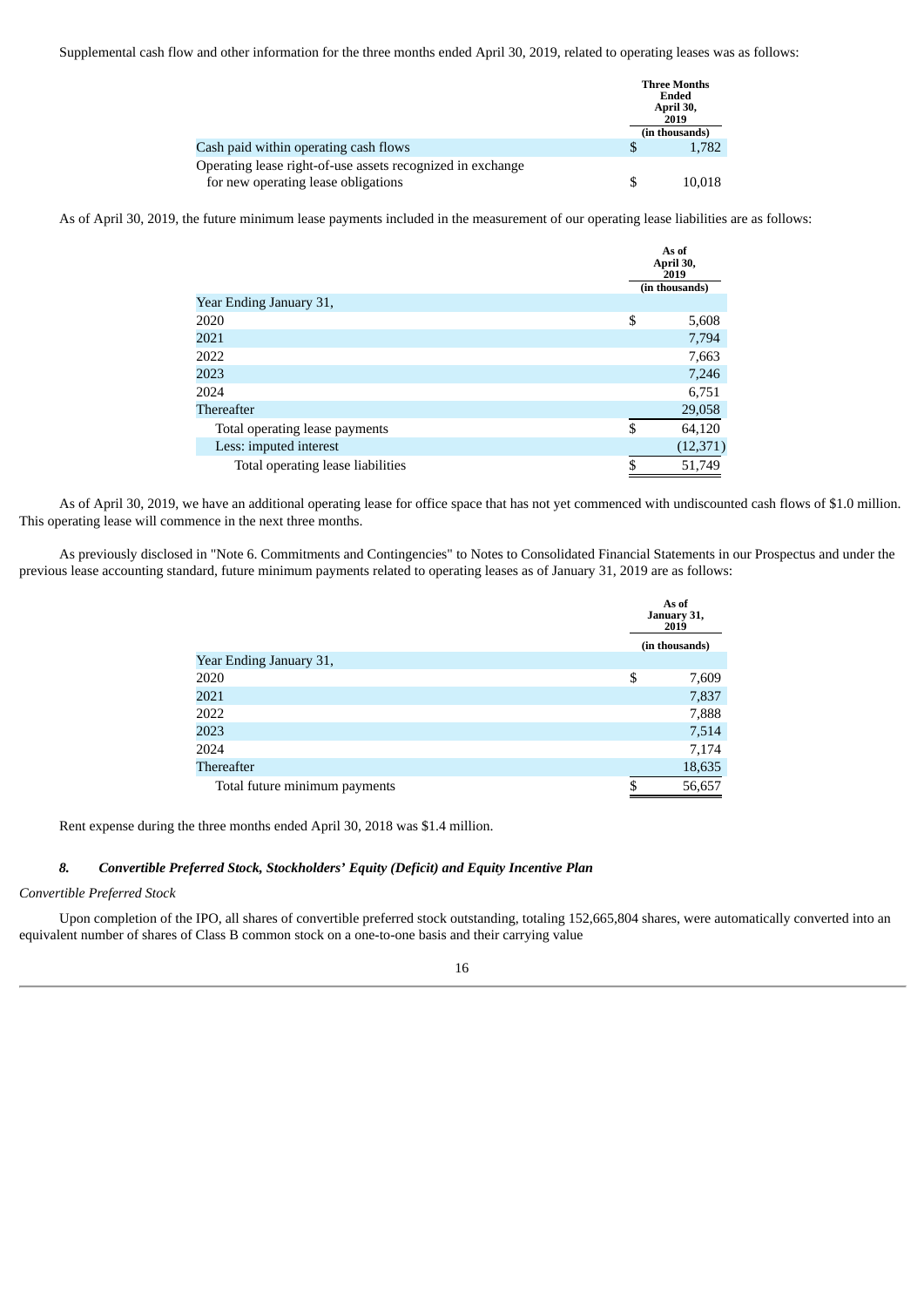Supplemental cash flow and other information for the three months ended April 30, 2019, related to operating leases was as follows:

| | Three Months Ended April 30, 2019 |
|---|---|
| | (in thousands) |
| Cash paid within operating cash flows | $ 1,782 |
| Operating lease right-of-use assets recognized in exchange for new operating lease obligations | $ 10,018 |

As of April 30, 2019, the future minimum lease payments included in the measurement of our operating lease liabilities are as follows:

| | As of April 30, 2019 |
|---|---|
| | (in thousands) |
| Year Ending January 31, | |
| 2020 | $ 5,608 |
| 2021 | 7,794 |
| 2022 | 7,663 |
| 2023 | 7,246 |
| 2024 | 6,751 |
| Thereafter | 29,058 |
| Total operating lease payments | $ 64,120 |
| Less: imputed interest | (12,371) |
| Total operating lease liabilities | $ 51,749 |

As of April 30, 2019, we have an additional operating lease for office space that has not yet commenced with undiscounted cash flows of $1.0 million. This operating lease will commence in the next three months.

As previously disclosed in "Note 6. Commitments and Contingencies" to Notes to Consolidated Financial Statements in our Prospectus and under the previous lease accounting standard, future minimum payments related to operating leases as of January 31, 2019 are as follows:

| | As of January 31, 2019 |
|---|---|
| | (in thousands) |
| Year Ending January 31, | |
| 2020 | $ 7,609 |
| 2021 | 7,837 |
| 2022 | 7,888 |
| 2023 | 7,514 |
| 2024 | 7,174 |
| Thereafter | 18,635 |
| Total future minimum payments | $ 56,657 |

Rent expense during the three months ended April 30, 2018 was $1.4 million.

### *8. Convertible Preferred Stock, Stockholders' Equity (Deficit) and Equity Incentive Plan*

*Convertible Preferred Stock*

Upon completion of the IPO, all shares of convertible preferred stock outstanding, totaling 152,665,804 shares, were automatically converted into an equivalent number of shares of Class B common stock on a one-to-one basis and their carrying value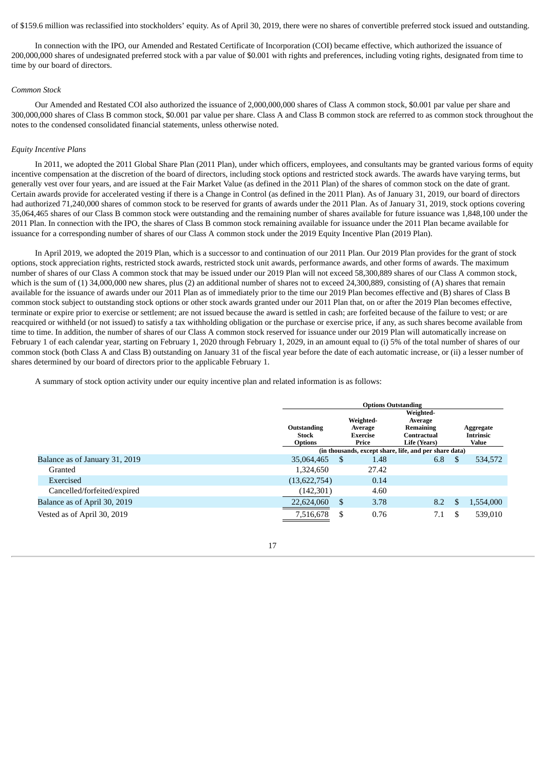of $159.6 million was reclassified into stockholders' equity. As of April 30, 2019, there were no shares of convertible preferred stock issued and outstanding.

In connection with the IPO, our Amended and Restated Certificate of Incorporation (COI) became effective, which authorized the issuance of 200,000,000 shares of undesignated preferred stock with a par value of $0.001 with rights and preferences, including voting rights, designated from time to time by our board of directors.

*Common Stock*

Our Amended and Restated COI also authorized the issuance of 2,000,000,000 shares of Class A common stock, $0.001 par value per share and 300,000,000 shares of Class B common stock, $0.001 par value per share. Class A and Class B common stock are referred to as common stock throughout the notes to the condensed consolidated financial statements, unless otherwise noted.

*Equity Incentive Plans*

In 2011, we adopted the 2011 Global Share Plan (2011 Plan), under which officers, employees, and consultants may be granted various forms of equity incentive compensation at the discretion of the board of directors, including stock options and restricted stock awards. The awards have varying terms, but generally vest over four years, and are issued at the Fair Market Value (as defined in the 2011 Plan) of the shares of common stock on the date of grant. Certain awards provide for accelerated vesting if there is a Change in Control (as defined in the 2011 Plan). As of January 31, 2019, our board of directors had authorized 71,240,000 shares of common stock to be reserved for grants of awards under the 2011 Plan. As of January 31, 2019, stock options covering 35,064,465 shares of our Class B common stock were outstanding and the remaining number of shares available for future issuance was 1,848,100 under the 2011 Plan. In connection with the IPO, the shares of Class B common stock remaining available for issuance under the 2011 Plan became available for issuance for a corresponding number of shares of our Class A common stock under the 2019 Equity Incentive Plan (2019 Plan).

In April 2019, we adopted the 2019 Plan, which is a successor to and continuation of our 2011 Plan. Our 2019 Plan provides for the grant of stock options, stock appreciation rights, restricted stock awards, restricted stock unit awards, performance awards, and other forms of awards. The maximum number of shares of our Class A common stock that may be issued under our 2019 Plan will not exceed 58,300,889 shares of our Class A common stock, which is the sum of (1) 34,000,000 new shares, plus (2) an additional number of shares not to exceed 24,300,889, consisting of (A) shares that remain available for the issuance of awards under our 2011 Plan as of immediately prior to the time our 2019 Plan becomes effective and (B) shares of Class B common stock subject to outstanding stock options or other stock awards granted under our 2011 Plan that, on or after the 2019 Plan becomes effective, terminate or expire prior to exercise or settlement; are not issued because the award is settled in cash; are forfeited because of the failure to vest; or are reacquired or withheld (or not issued) to satisfy a tax withholding obligation or the purchase or exercise price, if any, as such shares become available from time to time. In addition, the number of shares of our Class A common stock reserved for issuance under our 2019 Plan will automatically increase on February 1 of each calendar year, starting on February 1, 2020 through February 1, 2029, in an amount equal to (i) 5% of the total number of shares of our common stock (both Class A and Class B) outstanding on January 31 of the fiscal year before the date of each automatic increase, or (ii) a lesser number of shares determined by our board of directors prior to the applicable February 1.

A summary of stock option activity under our equity incentive plan and related information is as follows:

| | Options Outstanding | | | |
|---|---|---|---|---|
| | Outstanding Stock Options | Weighted-Average Exercise Price | Weighted-Average Remaining Contractual Life (Years) | Aggregate Intrinsic Value |
| | (in thousands, except share, life, and per share data) | | | |
| Balance as of January 31, 2019 | 35,064,465 | $ 1.48 | 6.8 | $ 534,572 |
| Granted | 1,324,650 | 27.42 | | |
| Exercised | (13,622,754) | 0.14 | | |
| Cancelled/forfeited/expired | (142,301) | 4.60 | | |
| Balance as of April 30, 2019 | 22,624,060 | $ 3.78 | 8.2 | $ 1,554,000 |
| Vested as of April 30, 2019 | 7,516,678 | $ 0.76 | 7.1 | $ 539,010 |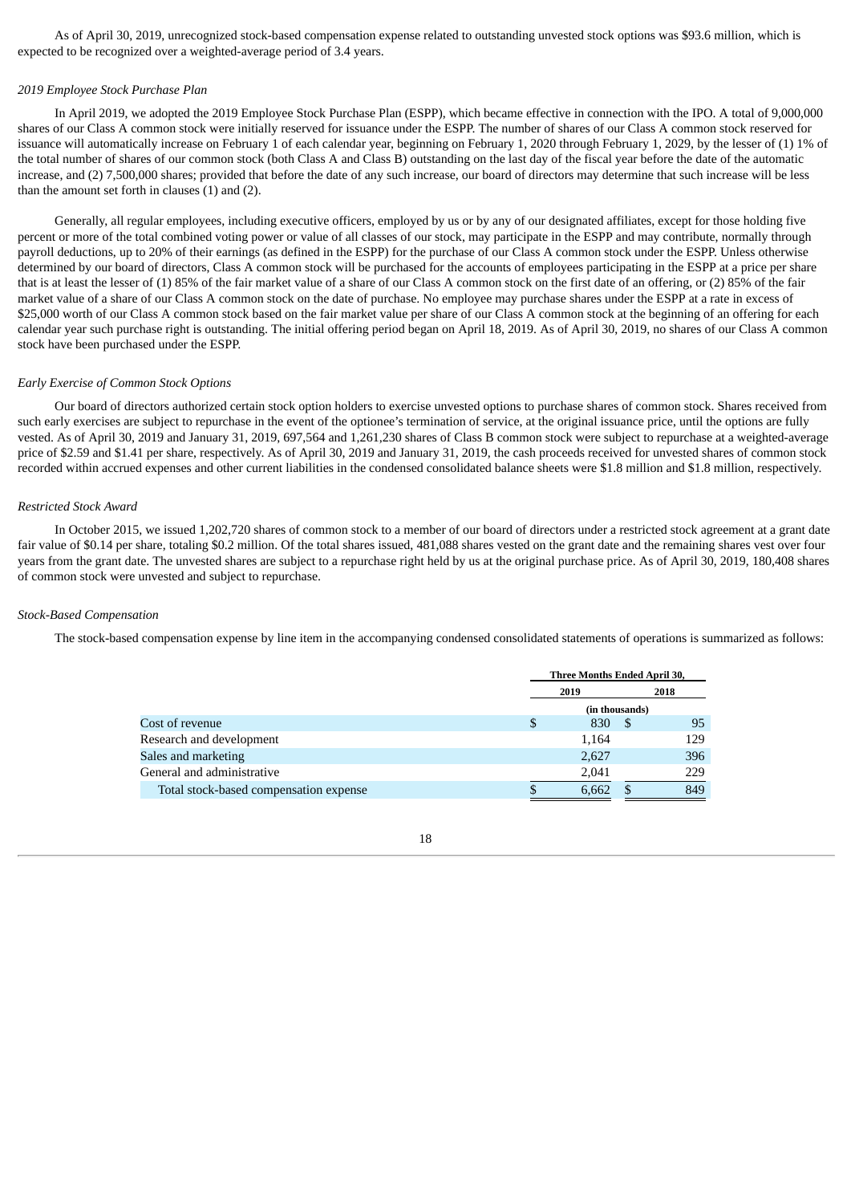As of April 30, 2019, unrecognized stock-based compensation expense related to outstanding unvested stock options was $93.6 million, which is expected to be recognized over a weighted-average period of 3.4 years.

*2019 Employee Stock Purchase Plan*

In April 2019, we adopted the 2019 Employee Stock Purchase Plan (ESPP), which became effective in connection with the IPO. A total of 9,000,000 shares of our Class A common stock were initially reserved for issuance under the ESPP. The number of shares of our Class A common stock reserved for issuance will automatically increase on February 1 of each calendar year, beginning on February 1, 2020 through February 1, 2029, by the lesser of (1) 1% of the total number of shares of our common stock (both Class A and Class B) outstanding on the last day of the fiscal year before the date of the automatic increase, and (2) 7,500,000 shares; provided that before the date of any such increase, our board of directors may determine that such increase will be less than the amount set forth in clauses (1) and (2).

Generally, all regular employees, including executive officers, employed by us or by any of our designated affiliates, except for those holding five percent or more of the total combined voting power or value of all classes of our stock, may participate in the ESPP and may contribute, normally through payroll deductions, up to 20% of their earnings (as defined in the ESPP) for the purchase of our Class A common stock under the ESPP. Unless otherwise determined by our board of directors, Class A common stock will be purchased for the accounts of employees participating in the ESPP at a price per share that is at least the lesser of (1) 85% of the fair market value of a share of our Class A common stock on the first date of an offering, or (2) 85% of the fair market value of a share of our Class A common stock on the date of purchase. No employee may purchase shares under the ESPP at a rate in excess of $25,000 worth of our Class A common stock based on the fair market value per share of our Class A common stock at the beginning of an offering for each calendar year such purchase right is outstanding. The initial offering period began on April 18, 2019. As of April 30, 2019, no shares of our Class A common stock have been purchased under the ESPP.

*Early Exercise of Common Stock Options*

Our board of directors authorized certain stock option holders to exercise unvested options to purchase shares of common stock. Shares received from such early exercises are subject to repurchase in the event of the optionee's termination of service, at the original issuance price, until the options are fully vested. As of April 30, 2019 and January 31, 2019, 697,564 and 1,261,230 shares of Class B common stock were subject to repurchase at a weighted-average price of $2.59 and $1.41 per share, respectively. As of April 30, 2019 and January 31, 2019, the cash proceeds received for unvested shares of common stock recorded within accrued expenses and other current liabilities in the condensed consolidated balance sheets were $1.8 million and $1.8 million, respectively.

*Restricted Stock Award*

In October 2015, we issued 1,202,720 shares of common stock to a member of our board of directors under a restricted stock agreement at a grant date fair value of $0.14 per share, totaling $0.2 million. Of the total shares issued, 481,088 shares vested on the grant date and the remaining shares vest over four years from the grant date. The unvested shares are subject to a repurchase right held by us at the original purchase price. As of April 30, 2019, 180,408 shares of common stock were unvested and subject to repurchase.

*Stock-Based Compensation*

The stock-based compensation expense by line item in the accompanying condensed consolidated statements of operations is summarized as follows:

| | Three Months Ended April 30, | |
|---|---|---|
| | 2019 | 2018 |
| | (in thousands) | |
| Cost of revenue | $ 830 | $ 95 |
| Research and development | 1,164 | 129 |
| Sales and marketing | 2,627 | 396 |
| General and administrative | 2,041 | 229 |
| Total stock-based compensation expense | $ 6,662 | $ 849 |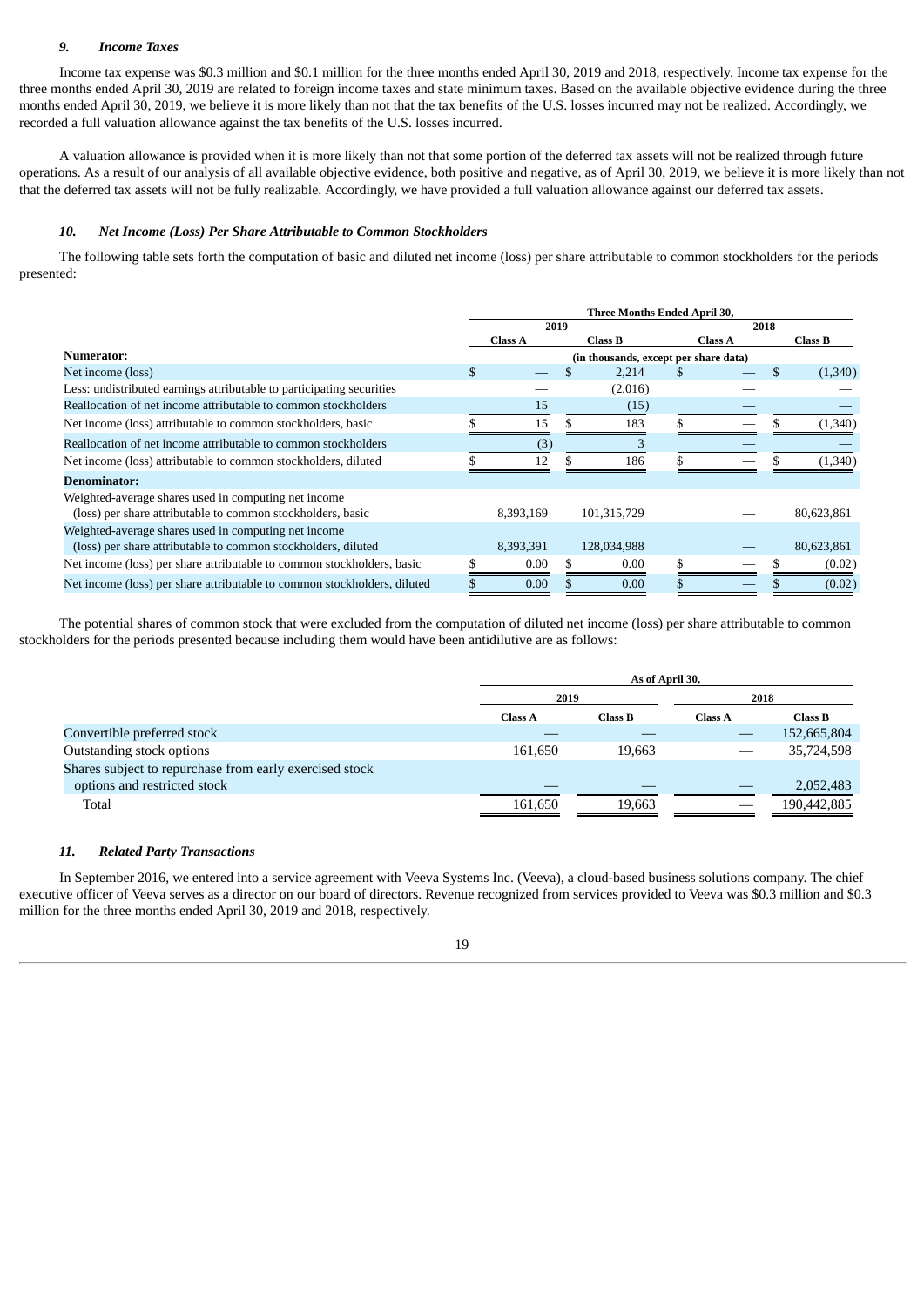### 9. *Income Taxes*

Income tax expense was $0.3 million and $0.1 million for the three months ended April 30, 2019 and 2018, respectively. Income tax expense for the three months ended April 30, 2019 are related to foreign income taxes and state minimum taxes. Based on the available objective evidence during the three months ended April 30, 2019, we believe it is more likely than not that the tax benefits of the U.S. losses incurred may not be realized. Accordingly, we recorded a full valuation allowance against the tax benefits of the U.S. losses incurred.

A valuation allowance is provided when it is more likely than not that some portion of the deferred tax assets will not be realized through future operations. As a result of our analysis of all available objective evidence, both positive and negative, as of April 30, 2019, we believe it is more likely than not that the deferred tax assets will not be fully realizable. Accordingly, we have provided a full valuation allowance against our deferred tax assets.

### 10. *Net Income (Loss) Per Share Attributable to Common Stockholders*

The following table sets forth the computation of basic and diluted net income (loss) per share attributable to common stockholders for the periods presented:

| | Three Months Ended April 30, | | | |
|---|---|---|---|---|
| | 2019 | | 2018 | |
| | Class A | Class B | Class A | Class B |
| **Numerator:** | (in thousands, except per share data) | | | |
| Net income (loss) | $ — | $ 2,214 | $ — | $ (1,340) |
| Less: undistributed earnings attributable to participating securities | — | (2,016) | — | — |
| Reallocation of net income attributable to common stockholders | 15 | (15) | — | — |
| Net income (loss) attributable to common stockholders, basic | $ 15 | $ 183 | $ — | $ (1,340) |
| Reallocation of net income attributable to common stockholders | (3) | 3 | — | — |
| Net income (loss) attributable to common stockholders, diluted | $ 12 | $ 186 | $ — | $ (1,340) |
| **Denominator:** | | | | |
| Weighted-average shares used in computing net income (loss) per share attributable to common stockholders, basic | 8,393,169 | 101,315,729 | — | 80,623,861 |
| Weighted-average shares used in computing net income (loss) per share attributable to common stockholders, diluted | 8,393,391 | 128,034,988 | — | 80,623,861 |
| Net income (loss) per share attributable to common stockholders, basic | $ 0.00 | $ 0.00 | $ — | $ (0.02) |
| Net income (loss) per share attributable to common stockholders, diluted | $ 0.00 | $ 0.00 | $ — | $ (0.02) |

The potential shares of common stock that were excluded from the computation of diluted net income (loss) per share attributable to common stockholders for the periods presented because including them would have been antidilutive are as follows:

| | As of April 30, | | | |
|---|---|---|---|---|
| | 2019 | | 2018 | |
| | Class A | Class B | Class A | Class B |
| Convertible preferred stock | — | — | — | 152,665,804 |
| Outstanding stock options | 161,650 | 19,663 | — | 35,724,598 |
| Shares subject to repurchase from early exercised stock options and restricted stock | — | — | — | 2,052,483 |
| Total | 161,650 | 19,663 | — | 190,442,885 |

### 11. *Related Party Transactions*

In September 2016, we entered into a service agreement with Veeva Systems Inc. (Veeva), a cloud-based business solutions company. The chief executive officer of Veeva serves as a director on our board of directors. Revenue recognized from services provided to Veeva was $0.3 million and $0.3 million for the three months ended April 30, 2019 and 2018, respectively.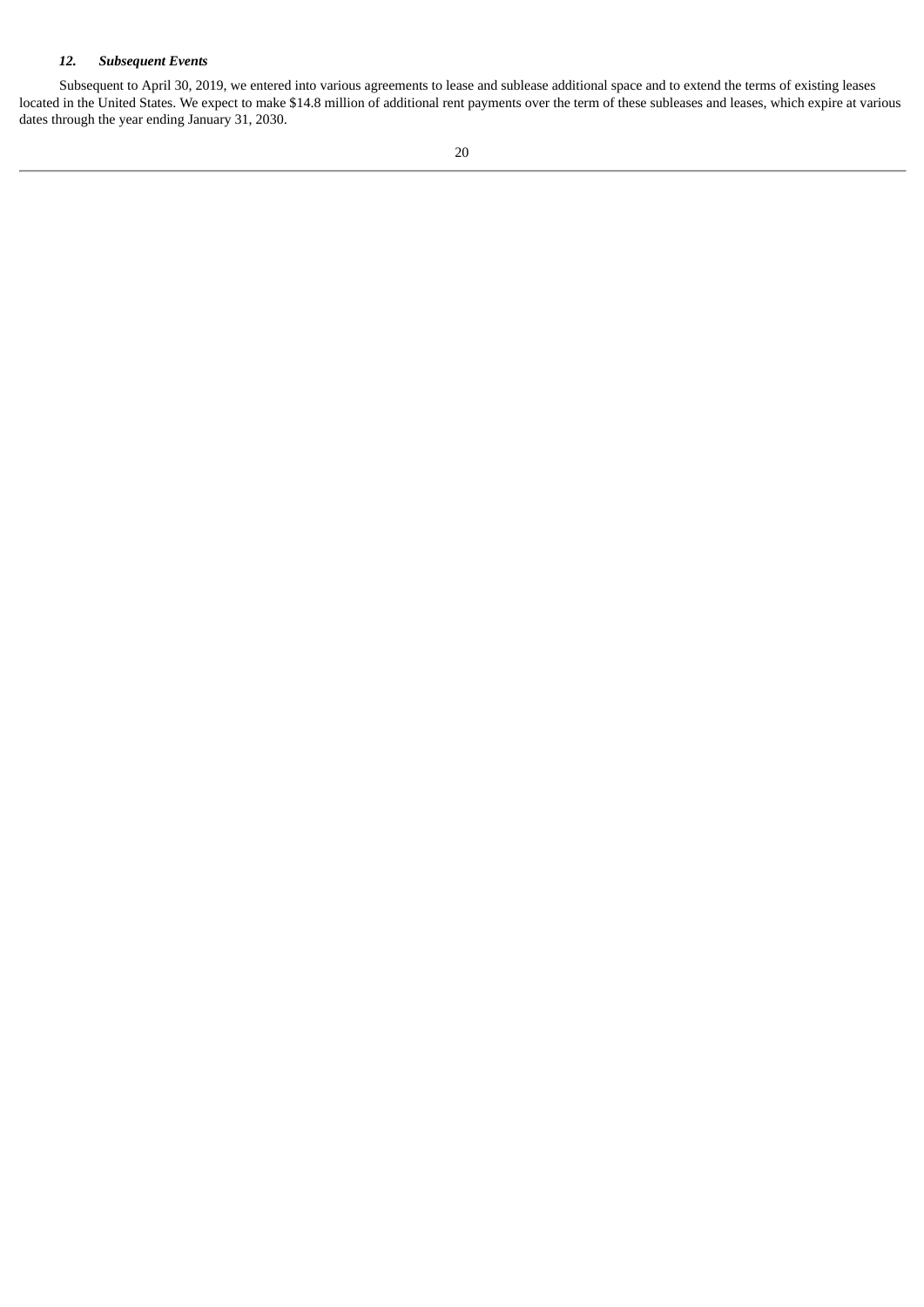### *12. Subsequent Events*

Subsequent to April 30, 2019, we entered into various agreements to lease and sublease additional space and to extend the terms of existing leases located in the United States. We expect to make $14.8 million of additional rent payments over the term of these subleases and leases, which expire at various dates through the year ending January 31, 2030.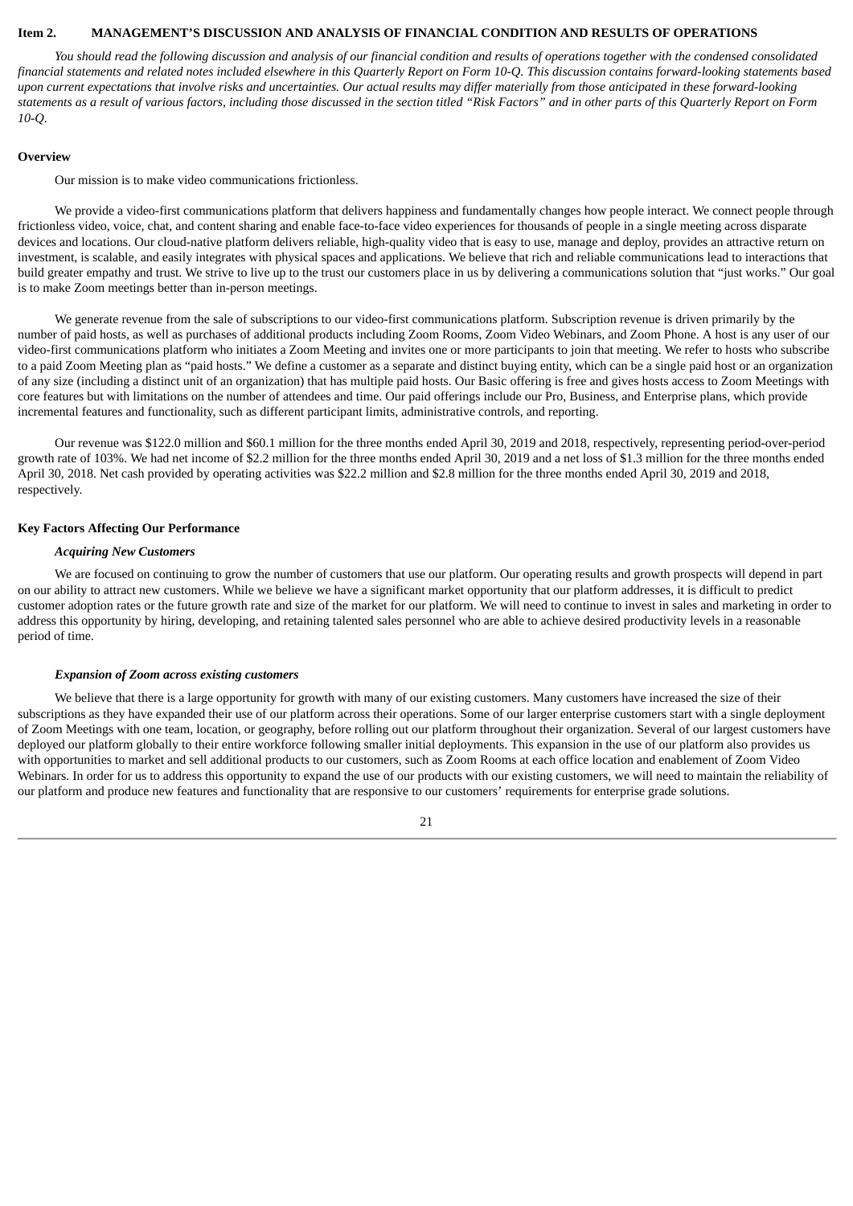## Item 2. MANAGEMENT'S DISCUSSION AND ANALYSIS OF FINANCIAL CONDITION AND RESULTS OF OPERATIONS

*You should read the following discussion and analysis of our financial condition and results of operations together with the condensed consolidated financial statements and related notes included elsewhere in this Quarterly Report on Form 10-Q. This discussion contains forward-looking statements based upon current expectations that involve risks and uncertainties. Our actual results may differ materially from those anticipated in these forward-looking statements as a result of various factors, including those discussed in the section titled "Risk Factors" and in other parts of this Quarterly Report on Form 10-Q.*

### Overview

Our mission is to make video communications frictionless.

We provide a video-first communications platform that delivers happiness and fundamentally changes how people interact. We connect people through frictionless video, voice, chat, and content sharing and enable face-to-face video experiences for thousands of people in a single meeting across disparate devices and locations. Our cloud-native platform delivers reliable, high-quality video that is easy to use, manage and deploy, provides an attractive return on investment, is scalable, and easily integrates with physical spaces and applications. We believe that rich and reliable communications lead to interactions that build greater empathy and trust. We strive to live up to the trust our customers place in us by delivering a communications solution that "just works." Our goal is to make Zoom meetings better than in-person meetings.

We generate revenue from the sale of subscriptions to our video-first communications platform. Subscription revenue is driven primarily by the number of paid hosts, as well as purchases of additional products including Zoom Rooms, Zoom Video Webinars, and Zoom Phone. A host is any user of our video-first communications platform who initiates a Zoom Meeting and invites one or more participants to join that meeting. We refer to hosts who subscribe to a paid Zoom Meeting plan as "paid hosts." We define a customer as a separate and distinct buying entity, which can be a single paid host or an organization of any size (including a distinct unit of an organization) that has multiple paid hosts. Our Basic offering is free and gives hosts access to Zoom Meetings with core features but with limitations on the number of attendees and time. Our paid offerings include our Pro, Business, and Enterprise plans, which provide incremental features and functionality, such as different participant limits, administrative controls, and reporting.

Our revenue was $122.0 million and $60.1 million for the three months ended April 30, 2019 and 2018, respectively, representing period-over-period growth rate of 103%. We had net income of $2.2 million for the three months ended April 30, 2019 and a net loss of $1.3 million for the three months ended April 30, 2018. Net cash provided by operating activities was $22.2 million and $2.8 million for the three months ended April 30, 2019 and 2018, respectively.

### Key Factors Affecting Our Performance

#### *Acquiring New Customers*

We are focused on continuing to grow the number of customers that use our platform. Our operating results and growth prospects will depend in part on our ability to attract new customers. While we believe we have a significant market opportunity that our platform addresses, it is difficult to predict customer adoption rates or the future growth rate and size of the market for our platform. We will need to continue to invest in sales and marketing in order to address this opportunity by hiring, developing, and retaining talented sales personnel who are able to achieve desired productivity levels in a reasonable period of time.

#### *Expansion of Zoom across existing customers*

We believe that there is a large opportunity for growth with many of our existing customers. Many customers have increased the size of their subscriptions as they have expanded their use of our platform across their operations. Some of our larger enterprise customers start with a single deployment of Zoom Meetings with one team, location, or geography, before rolling out our platform throughout their organization. Several of our largest customers have deployed our platform globally to their entire workforce following smaller initial deployments. This expansion in the use of our platform also provides us with opportunities to market and sell additional products to our customers, such as Zoom Rooms at each office location and enablement of Zoom Video Webinars. In order for us to address this opportunity to expand the use of our products with our existing customers, we will need to maintain the reliability of our platform and produce new features and functionality that are responsive to our customers' requirements for enterprise grade solutions.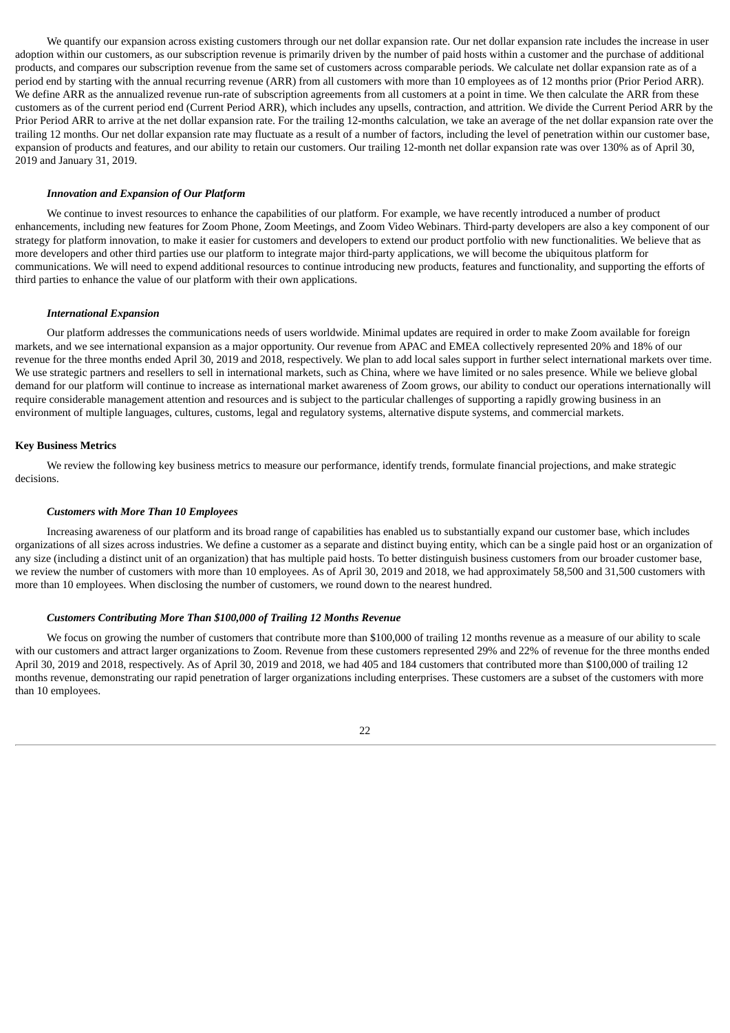We quantify our expansion across existing customers through our net dollar expansion rate. Our net dollar expansion rate includes the increase in user adoption within our customers, as our subscription revenue is primarily driven by the number of paid hosts within a customer and the purchase of additional products, and compares our subscription revenue from the same set of customers across comparable periods. We calculate net dollar expansion rate as of a period end by starting with the annual recurring revenue (ARR) from all customers with more than 10 employees as of 12 months prior (Prior Period ARR). We define ARR as the annualized revenue run-rate of subscription agreements from all customers at a point in time. We then calculate the ARR from these customers as of the current period end (Current Period ARR), which includes any upsells, contraction, and attrition. We divide the Current Period ARR by the Prior Period ARR to arrive at the net dollar expansion rate. For the trailing 12-months calculation, we take an average of the net dollar expansion rate over the trailing 12 months. Our net dollar expansion rate may fluctuate as a result of a number of factors, including the level of penetration within our customer base, expansion of products and features, and our ability to retain our customers. Our trailing 12-month net dollar expansion rate was over 130% as of April 30, 2019 and January 31, 2019.

***Innovation and Expansion of Our Platform***

We continue to invest resources to enhance the capabilities of our platform. For example, we have recently introduced a number of product enhancements, including new features for Zoom Phone, Zoom Meetings, and Zoom Video Webinars. Third-party developers are also a key component of our strategy for platform innovation, to make it easier for customers and developers to extend our product portfolio with new functionalities. We believe that as more developers and other third parties use our platform to integrate major third-party applications, we will become the ubiquitous platform for communications. We will need to expend additional resources to continue introducing new products, features and functionality, and supporting the efforts of third parties to enhance the value of our platform with their own applications.

***International Expansion***

Our platform addresses the communications needs of users worldwide. Minimal updates are required in order to make Zoom available for foreign markets, and we see international expansion as a major opportunity. Our revenue from APAC and EMEA collectively represented 20% and 18% of our revenue for the three months ended April 30, 2019 and 2018, respectively. We plan to add local sales support in further select international markets over time. We use strategic partners and resellers to sell in international markets, such as China, where we have limited or no sales presence. While we believe global demand for our platform will continue to increase as international market awareness of Zoom grows, our ability to conduct our operations internationally will require considerable management attention and resources and is subject to the particular challenges of supporting a rapidly growing business in an environment of multiple languages, cultures, customs, legal and regulatory systems, alternative dispute systems, and commercial markets.

**Key Business Metrics**

We review the following key business metrics to measure our performance, identify trends, formulate financial projections, and make strategic decisions.

***Customers with More Than 10 Employees***

Increasing awareness of our platform and its broad range of capabilities has enabled us to substantially expand our customer base, which includes organizations of all sizes across industries. We define a customer as a separate and distinct buying entity, which can be a single paid host or an organization of any size (including a distinct unit of an organization) that has multiple paid hosts. To better distinguish business customers from our broader customer base, we review the number of customers with more than 10 employees. As of April 30, 2019 and 2018, we had approximately 58,500 and 31,500 customers with more than 10 employees. When disclosing the number of customers, we round down to the nearest hundred.

***Customers Contributing More Than $100,000 of Trailing 12 Months Revenue***

We focus on growing the number of customers that contribute more than $100,000 of trailing 12 months revenue as a measure of our ability to scale with our customers and attract larger organizations to Zoom. Revenue from these customers represented 29% and 22% of revenue for the three months ended April 30, 2019 and 2018, respectively. As of April 30, 2019 and 2018, we had 405 and 184 customers that contributed more than $100,000 of trailing 12 months revenue, demonstrating our rapid penetration of larger organizations including enterprises. These customers are a subset of the customers with more than 10 employees.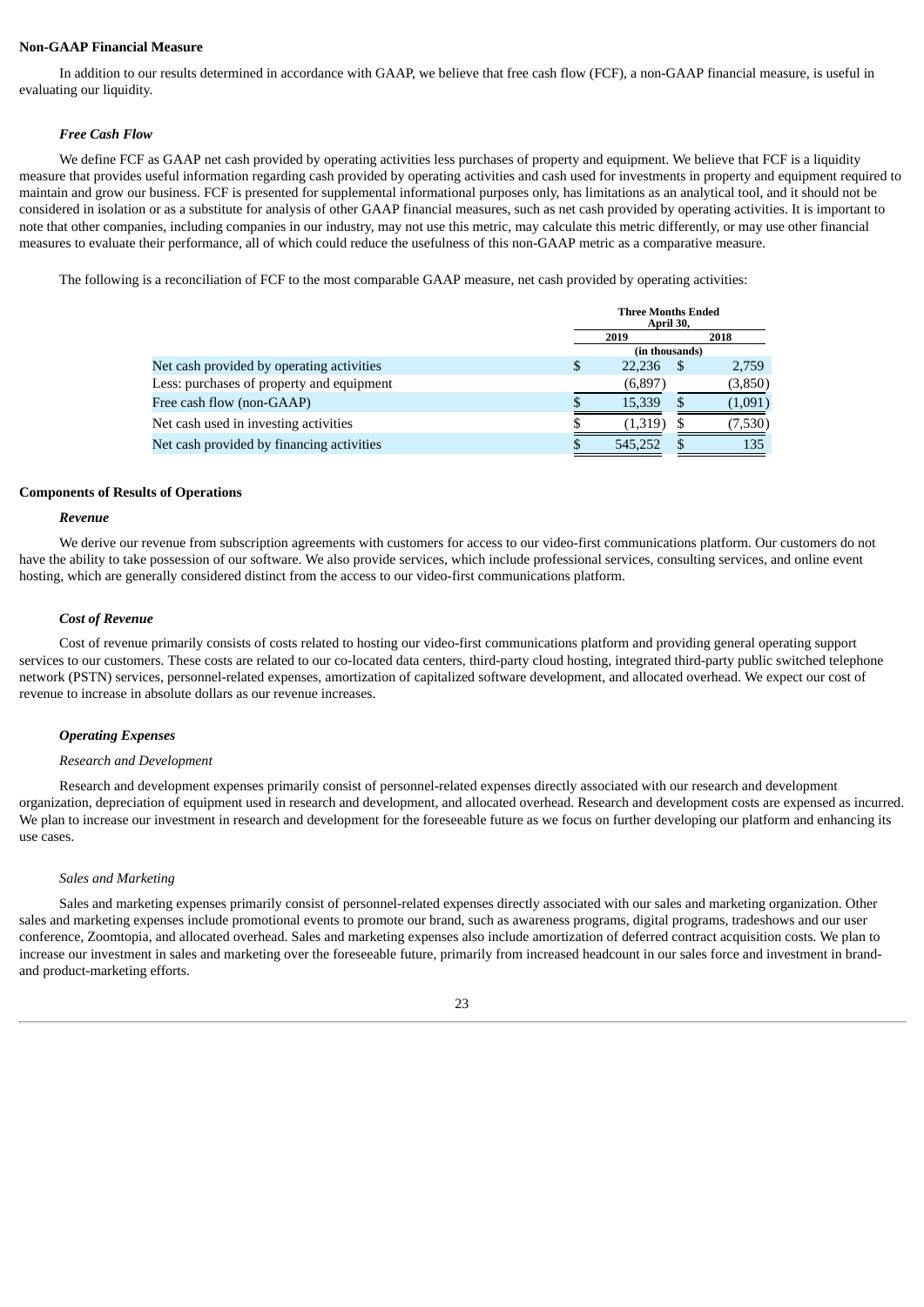## Non-GAAP Financial Measure

In addition to our results determined in accordance with GAAP, we believe that free cash flow (FCF), a non-GAAP financial measure, is useful in evaluating our liquidity.

### *Free Cash Flow*

We define FCF as GAAP net cash provided by operating activities less purchases of property and equipment. We believe that FCF is a liquidity measure that provides useful information regarding cash provided by operating activities and cash used for investments in property and equipment required to maintain and grow our business. FCF is presented for supplemental informational purposes only, has limitations as an analytical tool, and it should not be considered in isolation or as a substitute for analysis of other GAAP financial measures, such as net cash provided by operating activities. It is important to note that other companies, including companies in our industry, may not use this metric, may calculate this metric differently, or may use other financial measures to evaluate their performance, all of which could reduce the usefulness of this non-GAAP metric as a comparative measure.

The following is a reconciliation of FCF to the most comparable GAAP measure, net cash provided by operating activities:

| | Three Months Ended April 30, | |
|---|---|---|
| | 2019 | 2018 |
| | (in thousands) | |
| Net cash provided by operating activities | $ 22,236 | $ 2,759 |
| Less: purchases of property and equipment | (6,897) | (3,850) |
| Free cash flow (non-GAAP) | $ 15,339 | $ (1,091) |
| Net cash used in investing activities | $ (1,319) | $ (7,530) |
| Net cash provided by financing activities | $ 545,252 | $ 135 |

## Components of Results of Operations

### *Revenue*

We derive our revenue from subscription agreements with customers for access to our video-first communications platform. Our customers do not have the ability to take possession of our software. We also provide services, which include professional services, consulting services, and online event hosting, which are generally considered distinct from the access to our video-first communications platform.

### *Cost of Revenue*

Cost of revenue primarily consists of costs related to hosting our video-first communications platform and providing general operating support services to our customers. These costs are related to our co-located data centers, third-party cloud hosting, integrated third-party public switched telephone network (PSTN) services, personnel-related expenses, amortization of capitalized software development, and allocated overhead. We expect our cost of revenue to increase in absolute dollars as our revenue increases.

### *Operating Expenses*

#### *Research and Development*

Research and development expenses primarily consist of personnel-related expenses directly associated with our research and development organization, depreciation of equipment used in research and development, and allocated overhead. Research and development costs are expensed as incurred. We plan to increase our investment in research and development for the foreseeable future as we focus on further developing our platform and enhancing its use cases.

#### *Sales and Marketing*

Sales and marketing expenses primarily consist of personnel-related expenses directly associated with our sales and marketing organization. Other sales and marketing expenses include promotional events to promote our brand, such as awareness programs, digital programs, tradeshows and our user conference, Zoomtopia, and allocated overhead. Sales and marketing expenses also include amortization of deferred contract acquisition costs. We plan to increase our investment in sales and marketing over the foreseeable future, primarily from increased headcount in our sales force and investment in brand- and product-marketing efforts.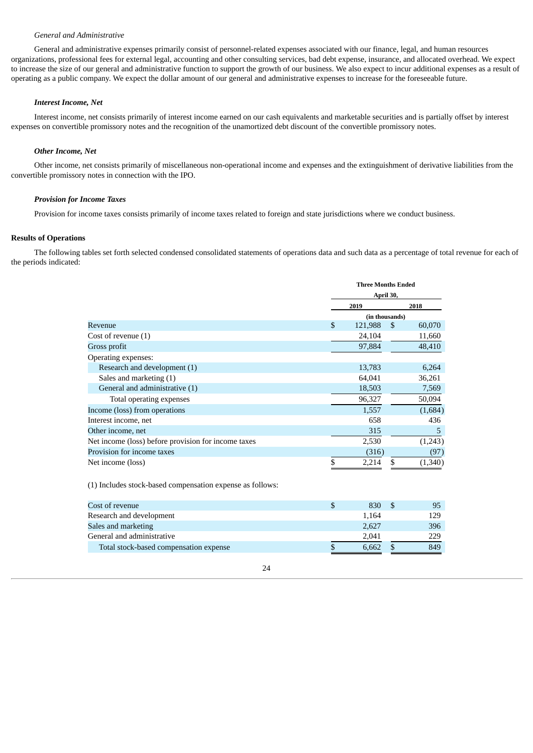*General and Administrative*

General and administrative expenses primarily consist of personnel-related expenses associated with our finance, legal, and human resources organizations, professional fees for external legal, accounting and other consulting services, bad debt expense, insurance, and allocated overhead. We expect to increase the size of our general and administrative function to support the growth of our business. We also expect to incur additional expenses as a result of operating as a public company. We expect the dollar amount of our general and administrative expenses to increase for the foreseeable future.

***Interest Income, Net***

Interest income, net consists primarily of interest income earned on our cash equivalents and marketable securities and is partially offset by interest expenses on convertible promissory notes and the recognition of the unamortized debt discount of the convertible promissory notes.

***Other Income, Net***

Other income, net consists primarily of miscellaneous non-operational income and expenses and the extinguishment of derivative liabilities from the convertible promissory notes in connection with the IPO.

***Provision for Income Taxes***

Provision for income taxes consists primarily of income taxes related to foreign and state jurisdictions where we conduct business.

**Results of Operations**

The following tables set forth selected condensed consolidated statements of operations data and such data as a percentage of total revenue for each of the periods indicated:

| | Three Months Ended April 30, | |
|---|---|---|
| | 2019 | 2018 |
| | (in thousands) | |
| Revenue | $ 121,988 | $ 60,070 |
| Cost of revenue (1) | 24,104 | 11,660 |
| Gross profit | 97,884 | 48,410 |
| Operating expenses: | | |
| Research and development (1) | 13,783 | 6,264 |
| Sales and marketing (1) | 64,041 | 36,261 |
| General and administrative (1) | 18,503 | 7,569 |
| Total operating expenses | 96,327 | 50,094 |
| Income (loss) from operations | 1,557 | (1,684) |
| Interest income, net | 658 | 436 |
| Other income, net | 315 | 5 |
| Net income (loss) before provision for income taxes | 2,530 | (1,243) |
| Provision for income taxes | (316) | (97) |
| Net income (loss) | $ 2,214 | $ (1,340) |

(1) Includes stock-based compensation expense as follows:

| | | |
|---|---|---|
| Cost of revenue | $ 830 | $ 95 |
| Research and development | 1,164 | 129 |
| Sales and marketing | 2,627 | 396 |
| General and administrative | 2,041 | 229 |
| Total stock-based compensation expense | $ 6,662 | $ 849 |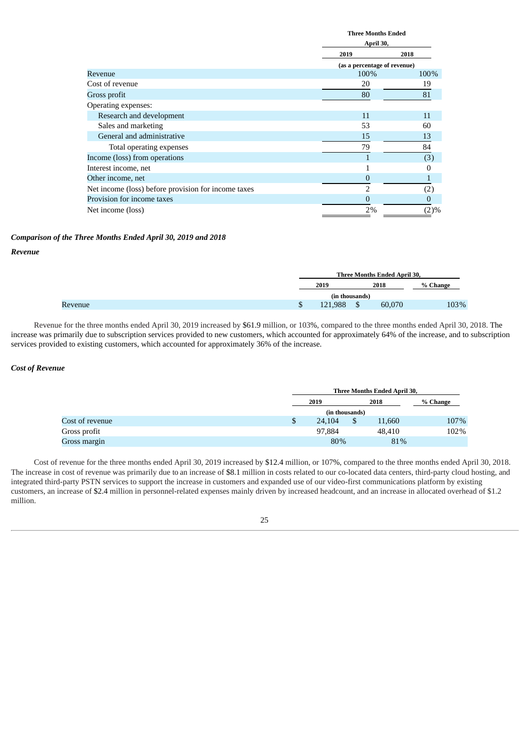| | Three Months Ended April 30, | |
|---|---|---|
| | 2019 | 2018 |
| | (as a percentage of revenue) | |
| Revenue | 100% | 100% |
| Cost of revenue | 20 | 19 |
| Gross profit | 80 | 81 |
| Operating expenses: | | |
| Research and development | 11 | 11 |
| Sales and marketing | 53 | 60 |
| General and administrative | 15 | 13 |
| Total operating expenses | 79 | 84 |
| Income (loss) from operations | 1 | (3) |
| Interest income, net | 1 | 0 |
| Other income, net | 0 | 1 |
| Net income (loss) before provision for income taxes | 2 | (2) |
| Provision for income taxes | 0 | 0 |
| Net income (loss) | 2% | (2)% |

***Comparison of the Three Months Ended April 30, 2019 and 2018***

***Revenue***

| | Three Months Ended April 30, | | |
|---|---|---|---|
| | 2019 | 2018 | % Change |
| | (in thousands) | | |
| Revenue | $ 121,988 | $ 60,070 | 103% |

Revenue for the three months ended April 30, 2019 increased by $61.9 million, or 103%, compared to the three months ended April 30, 2018. The increase was primarily due to subscription services provided to new customers, which accounted for approximately 64% of the increase, and to subscription services provided to existing customers, which accounted for approximately 36% of the increase.

***Cost of Revenue***

| | Three Months Ended April 30, | | |
|---|---|---|---|
| | 2019 | 2018 | % Change |
| | (in thousands) | | |
| Cost of revenue | $ 24,104 | $ 11,660 | 107% |
| Gross profit | 97,884 | 48,410 | 102% |
| Gross margin | 80% | 81% | |

Cost of revenue for the three months ended April 30, 2019 increased by $12.4 million, or 107%, compared to the three months ended April 30, 2018. The increase in cost of revenue was primarily due to an increase of $8.1 million in costs related to our co-located data centers, third-party cloud hosting, and integrated third-party PSTN services to support the increase in customers and expanded use of our video-first communications platform by existing customers, an increase of $2.4 million in personnel-related expenses mainly driven by increased headcount, and an increase in allocated overhead of $1.2 million.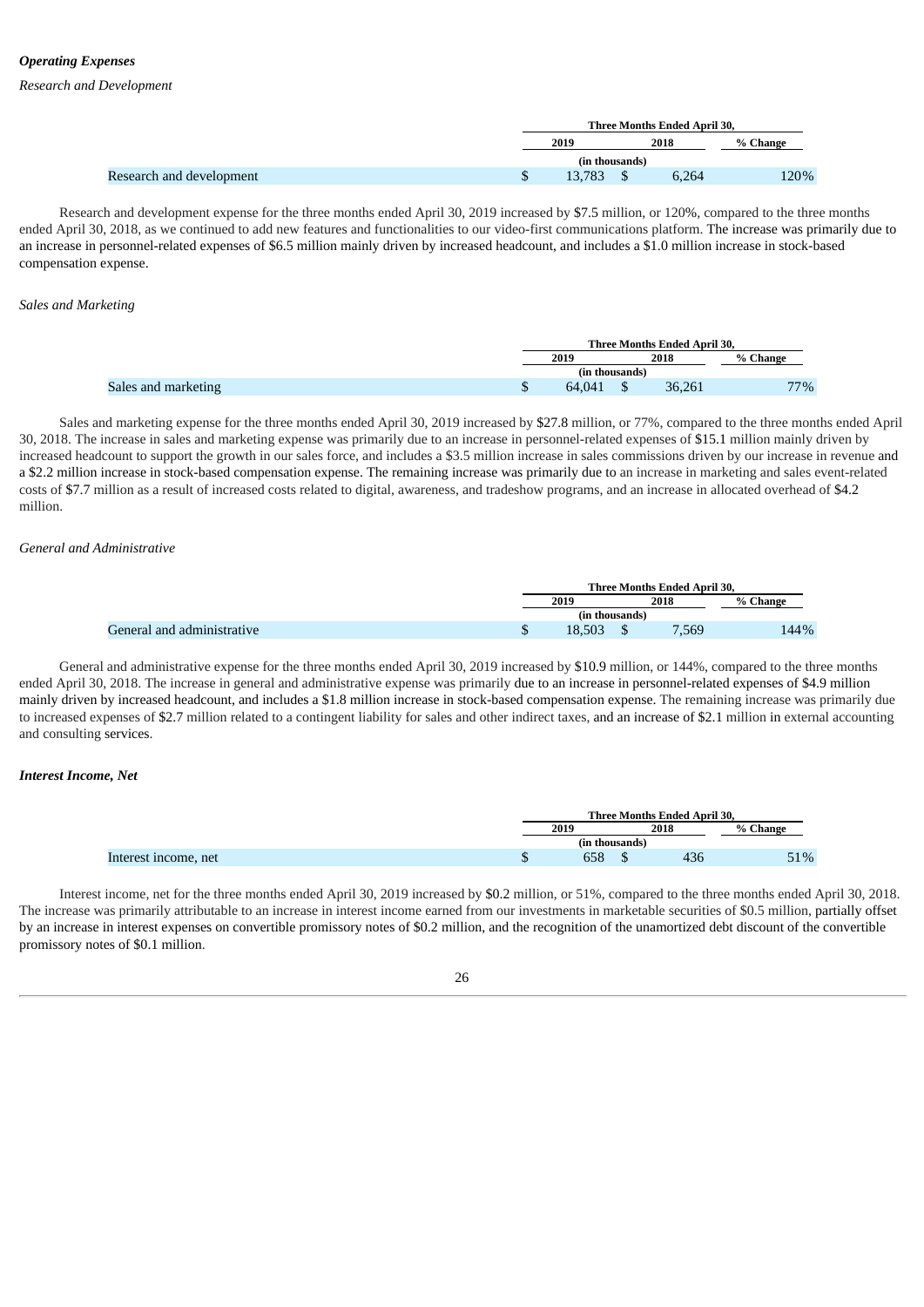***Operating Expenses***

*Research and Development*

| | Three Months Ended April 30, | | |
|---|---|---|---|
| | 2019 | 2018 | % Change |
| | (in thousands) | | |
| Research and development | $ 13,783 | $ 6,264 | 120% |

Research and development expense for the three months ended April 30, 2019 increased by $7.5 million, or 120%, compared to the three months ended April 30, 2018, as we continued to add new features and functionalities to our video-first communications platform. The increase was primarily due to an increase in personnel-related expenses of $6.5 million mainly driven by increased headcount, and includes a $1.0 million increase in stock-based compensation expense.

*Sales and Marketing*

| | Three Months Ended April 30, | | |
|---|---|---|---|
| | 2019 | 2018 | % Change |
| | (in thousands) | | |
| Sales and marketing | $ 64,041 | $ 36,261 | 77% |

Sales and marketing expense for the three months ended April 30, 2019 increased by $27.8 million, or 77%, compared to the three months ended April 30, 2018. The increase in sales and marketing expense was primarily due to an increase in personnel-related expenses of $15.1 million mainly driven by increased headcount to support the growth in our sales force, and includes a $3.5 million increase in sales commissions driven by our increase in revenue and a $2.2 million increase in stock-based compensation expense. The remaining increase was primarily due to an increase in marketing and sales event-related costs of $7.7 million as a result of increased costs related to digital, awareness, and tradeshow programs, and an increase in allocated overhead of $4.2 million.

*General and Administrative*

| | Three Months Ended April 30, | | |
|---|---|---|---|
| | 2019 | 2018 | % Change |
| | (in thousands) | | |
| General and administrative | $ 18,503 | $ 7,569 | 144% |

General and administrative expense for the three months ended April 30, 2019 increased by $10.9 million, or 144%, compared to the three months ended April 30, 2018. The increase in general and administrative expense was primarily due to an increase in personnel-related expenses of $4.9 million mainly driven by increased headcount, and includes a $1.8 million increase in stock-based compensation expense. The remaining increase was primarily due to increased expenses of $2.7 million related to a contingent liability for sales and other indirect taxes, and an increase of $2.1 million in external accounting and consulting services.

***Interest Income, Net***

| | Three Months Ended April 30, | | |
|---|---|---|---|
| | 2019 | 2018 | % Change |
| | (in thousands) | | |
| Interest income, net | $ 658 | $ 436 | 51% |

Interest income, net for the three months ended April 30, 2019 increased by $0.2 million, or 51%, compared to the three months ended April 30, 2018. The increase was primarily attributable to an increase in interest income earned from our investments in marketable securities of $0.5 million, partially offset by an increase in interest expenses on convertible promissory notes of $0.2 million, and the recognition of the unamortized debt discount of the convertible promissory notes of $0.1 million.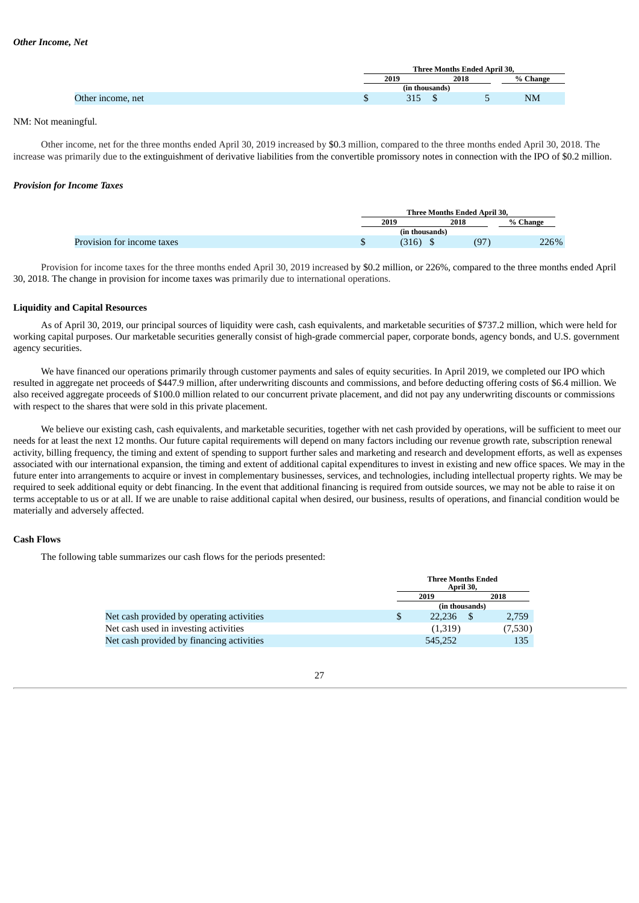*Other Income, Net*

| | Three Months Ended April 30, | | |
| --- | --- | --- | --- |
| | 2019 | 2018 | % Change |
| | (in thousands) | | |
| Other income, net | $ 315 | $ 5 | NM |

NM: Not meaningful.

Other income, net for the three months ended April 30, 2019 increased by $0.3 million, compared to the three months ended April 30, 2018. The increase was primarily due to the extinguishment of derivative liabilities from the convertible promissory notes in connection with the IPO of $0.2 million.

*Provision for Income Taxes*

| | Three Months Ended April 30, | | |
| --- | --- | --- | --- |
| | 2019 | 2018 | % Change |
| | (in thousands) | | |
| Provision for income taxes | $ (316) | $ (97) | 226% |

Provision for income taxes for the three months ended April 30, 2019 increased by $0.2 million, or 226%, compared to the three months ended April 30, 2018. The change in provision for income taxes was primarily due to international operations.

**Liquidity and Capital Resources**

As of April 30, 2019, our principal sources of liquidity were cash, cash equivalents, and marketable securities of $737.2 million, which were held for working capital purposes. Our marketable securities generally consist of high-grade commercial paper, corporate bonds, agency bonds, and U.S. government agency securities.

We have financed our operations primarily through customer payments and sales of equity securities. In April 2019, we completed our IPO which resulted in aggregate net proceeds of $447.9 million, after underwriting discounts and commissions, and before deducting offering costs of $6.4 million. We also received aggregate proceeds of $100.0 million related to our concurrent private placement, and did not pay any underwriting discounts or commissions with respect to the shares that were sold in this private placement.

We believe our existing cash, cash equivalents, and marketable securities, together with net cash provided by operations, will be sufficient to meet our needs for at least the next 12 months. Our future capital requirements will depend on many factors including our revenue growth rate, subscription renewal activity, billing frequency, the timing and extent of spending to support further sales and marketing and research and development efforts, as well as expenses associated with our international expansion, the timing and extent of additional capital expenditures to invest in existing and new office spaces. We may in the future enter into arrangements to acquire or invest in complementary businesses, services, and technologies, including intellectual property rights. We may be required to seek additional equity or debt financing. In the event that additional financing is required from outside sources, we may not be able to raise it on terms acceptable to us or at all. If we are unable to raise additional capital when desired, our business, results of operations, and financial condition would be materially and adversely affected.

**Cash Flows**

The following table summarizes our cash flows for the periods presented:

| | Three Months Ended April 30, | |
| --- | --- | --- |
| | 2019 | 2018 |
| | (in thousands) | |
| Net cash provided by operating activities | $ 22,236 | $ 2,759 |
| Net cash used in investing activities | (1,319) | (7,530) |
| Net cash provided by financing activities | 545,252 | 135 |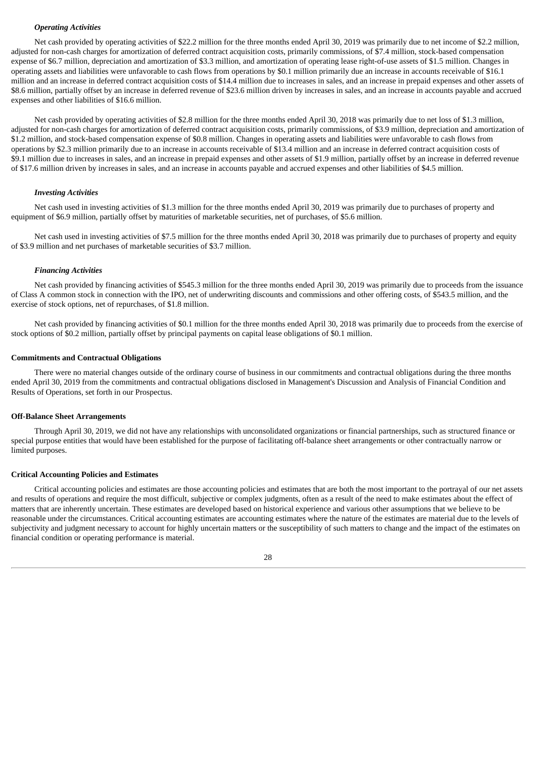### *Operating Activities*

Net cash provided by operating activities of $22.2 million for the three months ended April 30, 2019 was primarily due to net income of $2.2 million, adjusted for non-cash charges for amortization of deferred contract acquisition costs, primarily commissions, of $7.4 million, stock-based compensation expense of $6.7 million, depreciation and amortization of $3.3 million, and amortization of operating lease right-of-use assets of $1.5 million. Changes in operating assets and liabilities were unfavorable to cash flows from operations by $0.1 million primarily due an increase in accounts receivable of $16.1 million and an increase in deferred contract acquisition costs of $14.4 million due to increases in sales, and an increase in prepaid expenses and other assets of $8.6 million, partially offset by an increase in deferred revenue of $23.6 million driven by increases in sales, and an increase in accounts payable and accrued expenses and other liabilities of $16.6 million.

Net cash provided by operating activities of $2.8 million for the three months ended April 30, 2018 was primarily due to net loss of $1.3 million, adjusted for non-cash charges for amortization of deferred contract acquisition costs, primarily commissions, of $3.9 million, depreciation and amortization of $1.2 million, and stock-based compensation expense of $0.8 million. Changes in operating assets and liabilities were unfavorable to cash flows from operations by $2.3 million primarily due to an increase in accounts receivable of $13.4 million and an increase in deferred contract acquisition costs of $9.1 million due to increases in sales, and an increase in prepaid expenses and other assets of $1.9 million, partially offset by an increase in deferred revenue of $17.6 million driven by increases in sales, and an increase in accounts payable and accrued expenses and other liabilities of $4.5 million.

### *Investing Activities*

Net cash used in investing activities of $1.3 million for the three months ended April 30, 2019 was primarily due to purchases of property and equipment of $6.9 million, partially offset by maturities of marketable securities, net of purchases, of $5.6 million.

Net cash used in investing activities of $7.5 million for the three months ended April 30, 2018 was primarily due to purchases of property and equity of $3.9 million and net purchases of marketable securities of $3.7 million.

### *Financing Activities*

Net cash provided by financing activities of $545.3 million for the three months ended April 30, 2019 was primarily due to proceeds from the issuance of Class A common stock in connection with the IPO, net of underwriting discounts and commissions and other offering costs, of $543.5 million, and the exercise of stock options, net of repurchases, of $1.8 million.

Net cash provided by financing activities of $0.1 million for the three months ended April 30, 2018 was primarily due to proceeds from the exercise of stock options of $0.2 million, partially offset by principal payments on capital lease obligations of $0.1 million.

## **Commitments and Contractual Obligations**

There were no material changes outside of the ordinary course of business in our commitments and contractual obligations during the three months ended April 30, 2019 from the commitments and contractual obligations disclosed in Management's Discussion and Analysis of Financial Condition and Results of Operations, set forth in our Prospectus.

## **Off-Balance Sheet Arrangements**

Through April 30, 2019, we did not have any relationships with unconsolidated organizations or financial partnerships, such as structured finance or special purpose entities that would have been established for the purpose of facilitating off-balance sheet arrangements or other contractually narrow or limited purposes.

## **Critical Accounting Policies and Estimates**

Critical accounting policies and estimates are those accounting policies and estimates that are both the most important to the portrayal of our net assets and results of operations and require the most difficult, subjective or complex judgments, often as a result of the need to make estimates about the effect of matters that are inherently uncertain. These estimates are developed based on historical experience and various other assumptions that we believe to be reasonable under the circumstances. Critical accounting estimates are accounting estimates where the nature of the estimates are material due to the levels of subjectivity and judgment necessary to account for highly uncertain matters or the susceptibility of such matters to change and the impact of the estimates on financial condition or operating performance is material.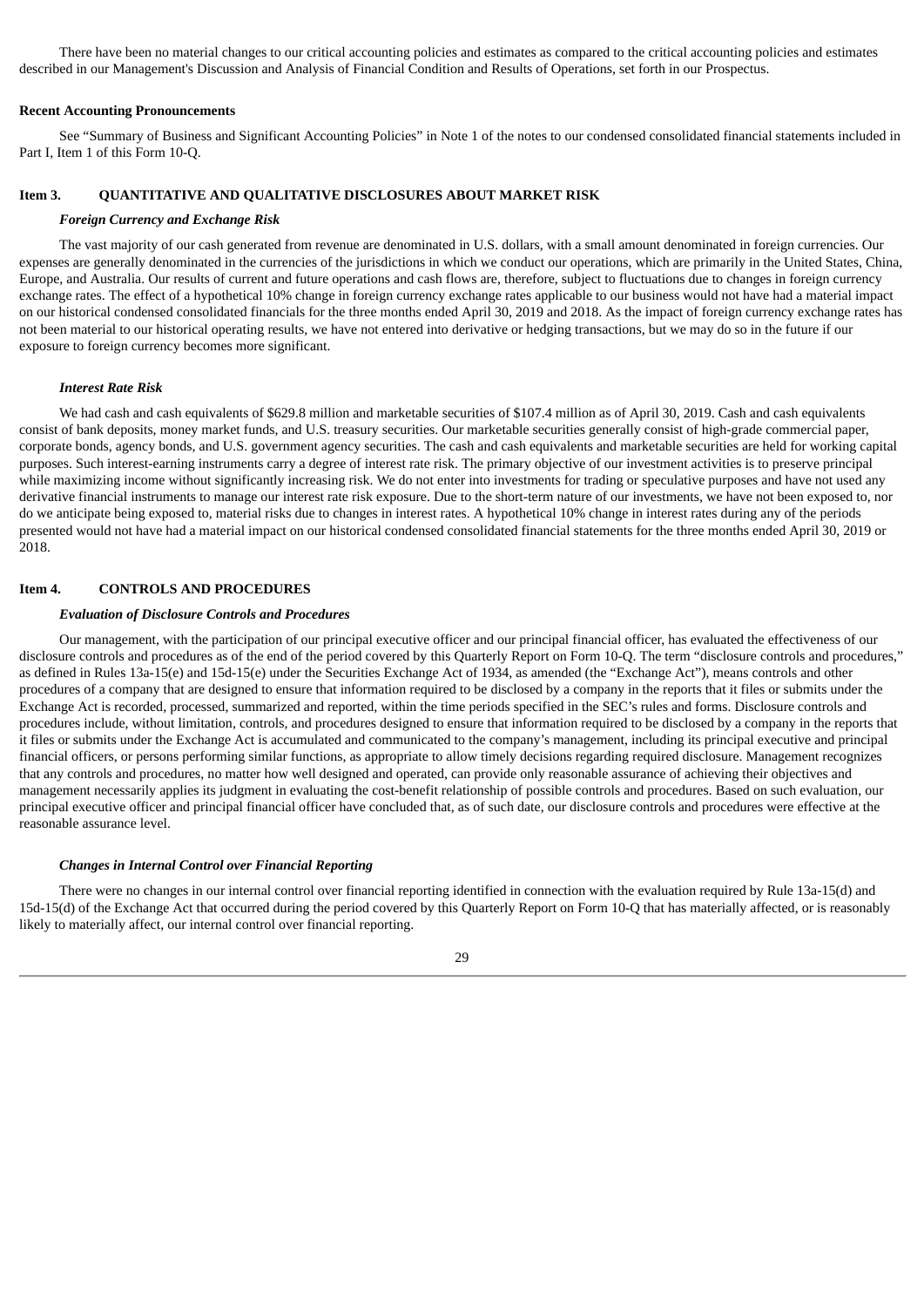There have been no material changes to our critical accounting policies and estimates as compared to the critical accounting policies and estimates described in our Management's Discussion and Analysis of Financial Condition and Results of Operations, set forth in our Prospectus.

**Recent Accounting Pronouncements**

See "Summary of Business and Significant Accounting Policies" in Note 1 of the notes to our condensed consolidated financial statements included in Part I, Item 1 of this Form 10-Q.

## Item 3. QUANTITATIVE AND QUALITATIVE DISCLOSURES ABOUT MARKET RISK

***Foreign Currency and Exchange Risk***

The vast majority of our cash generated from revenue are denominated in U.S. dollars, with a small amount denominated in foreign currencies. Our expenses are generally denominated in the currencies of the jurisdictions in which we conduct our operations, which are primarily in the United States, China, Europe, and Australia. Our results of current and future operations and cash flows are, therefore, subject to fluctuations due to changes in foreign currency exchange rates. The effect of a hypothetical 10% change in foreign currency exchange rates applicable to our business would not have had a material impact on our historical condensed consolidated financials for the three months ended April 30, 2019 and 2018. As the impact of foreign currency exchange rates has not been material to our historical operating results, we have not entered into derivative or hedging transactions, but we may do so in the future if our exposure to foreign currency becomes more significant.

***Interest Rate Risk***

We had cash and cash equivalents of $629.8 million and marketable securities of $107.4 million as of April 30, 2019. Cash and cash equivalents consist of bank deposits, money market funds, and U.S. treasury securities. Our marketable securities generally consist of high-grade commercial paper, corporate bonds, agency bonds, and U.S. government agency securities. The cash and cash equivalents and marketable securities are held for working capital purposes. Such interest-earning instruments carry a degree of interest rate risk. The primary objective of our investment activities is to preserve principal while maximizing income without significantly increasing risk. We do not enter into investments for trading or speculative purposes and have not used any derivative financial instruments to manage our interest rate risk exposure. Due to the short-term nature of our investments, we have not been exposed to, nor do we anticipate being exposed to, material risks due to changes in interest rates. A hypothetical 10% change in interest rates during any of the periods presented would not have had a material impact on our historical condensed consolidated financial statements for the three months ended April 30, 2019 or 2018.

## Item 4. CONTROLS AND PROCEDURES

***Evaluation of Disclosure Controls and Procedures***

Our management, with the participation of our principal executive officer and our principal financial officer, has evaluated the effectiveness of our disclosure controls and procedures as of the end of the period covered by this Quarterly Report on Form 10-Q. The term "disclosure controls and procedures," as defined in Rules 13a-15(e) and 15d-15(e) under the Securities Exchange Act of 1934, as amended (the "Exchange Act"), means controls and other procedures of a company that are designed to ensure that information required to be disclosed by a company in the reports that it files or submits under the Exchange Act is recorded, processed, summarized and reported, within the time periods specified in the SEC's rules and forms. Disclosure controls and procedures include, without limitation, controls, and procedures designed to ensure that information required to be disclosed by a company in the reports that it files or submits under the Exchange Act is accumulated and communicated to the company's management, including its principal executive and principal financial officers, or persons performing similar functions, as appropriate to allow timely decisions regarding required disclosure. Management recognizes that any controls and procedures, no matter how well designed and operated, can provide only reasonable assurance of achieving their objectives and management necessarily applies its judgment in evaluating the cost-benefit relationship of possible controls and procedures. Based on such evaluation, our principal executive officer and principal financial officer have concluded that, as of such date, our disclosure controls and procedures were effective at the reasonable assurance level.

***Changes in Internal Control over Financial Reporting***

There were no changes in our internal control over financial reporting identified in connection with the evaluation required by Rule 13a-15(d) and 15d-15(d) of the Exchange Act that occurred during the period covered by this Quarterly Report on Form 10-Q that has materially affected, or is reasonably likely to materially affect, our internal control over financial reporting.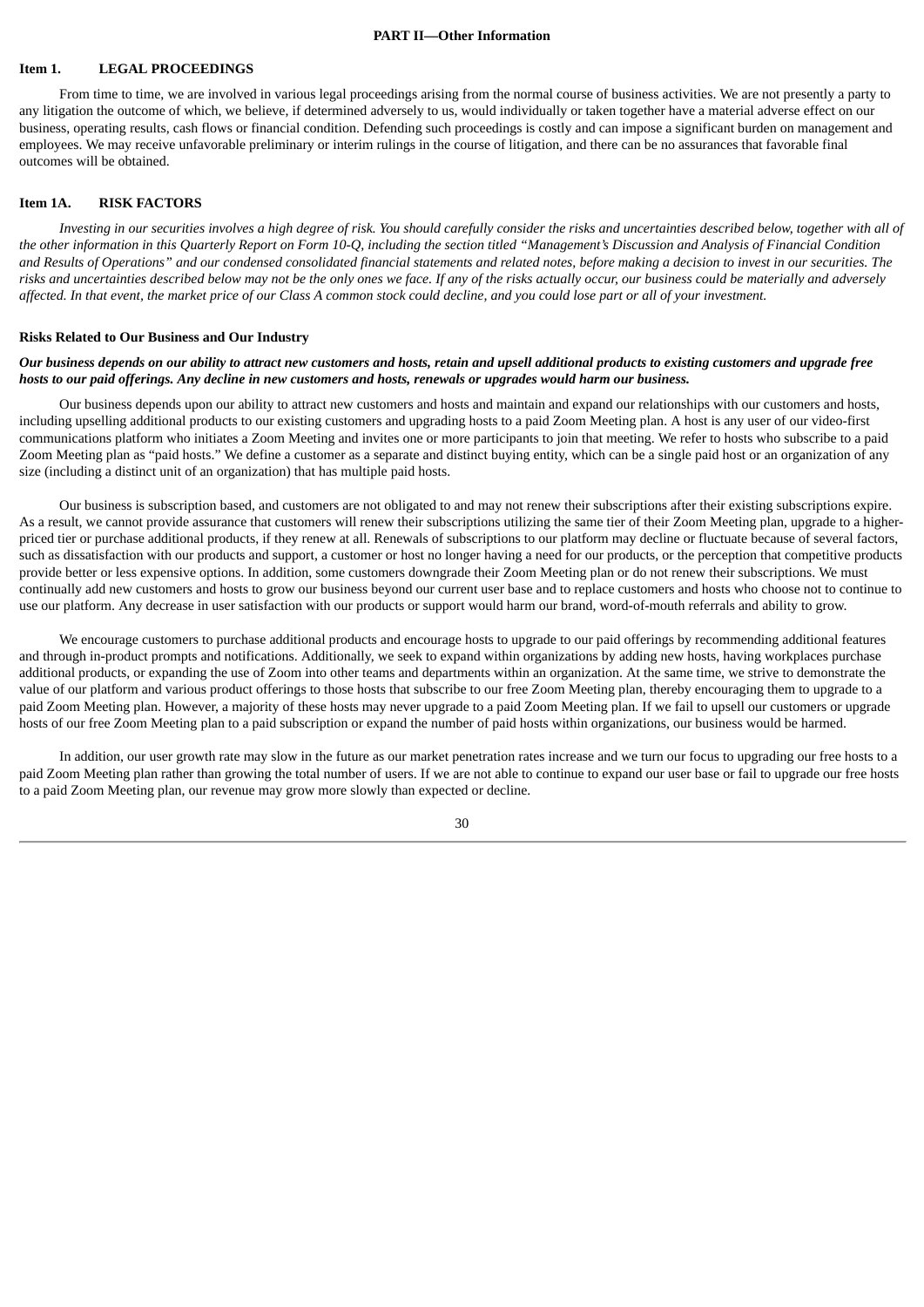## PART II—Other Information

### Item 1. LEGAL PROCEEDINGS

From time to time, we are involved in various legal proceedings arising from the normal course of business activities. We are not presently a party to any litigation the outcome of which, we believe, if determined adversely to us, would individually or taken together have a material adverse effect on our business, operating results, cash flows or financial condition. Defending such proceedings is costly and can impose a significant burden on management and employees. We may receive unfavorable preliminary or interim rulings in the course of litigation, and there can be no assurances that favorable final outcomes will be obtained.

### Item 1A. RISK FACTORS

*Investing in our securities involves a high degree of risk. You should carefully consider the risks and uncertainties described below, together with all of the other information in this Quarterly Report on Form 10-Q, including the section titled "Management's Discussion and Analysis of Financial Condition and Results of Operations" and our condensed consolidated financial statements and related notes, before making a decision to invest in our securities. The risks and uncertainties described below may not be the only ones we face. If any of the risks actually occur, our business could be materially and adversely affected. In that event, the market price of our Class A common stock could decline, and you could lose part or all of your investment.*

#### Risks Related to Our Business and Our Industry

***Our business depends on our ability to attract new customers and hosts, retain and upsell additional products to existing customers and upgrade free hosts to our paid offerings. Any decline in new customers and hosts, renewals or upgrades would harm our business.***

Our business depends upon our ability to attract new customers and hosts and maintain and expand our relationships with our customers and hosts, including upselling additional products to our existing customers and upgrading hosts to a paid Zoom Meeting plan. A host is any user of our video-first communications platform who initiates a Zoom Meeting and invites one or more participants to join that meeting. We refer to hosts who subscribe to a paid Zoom Meeting plan as "paid hosts." We define a customer as a separate and distinct buying entity, which can be a single paid host or an organization of any size (including a distinct unit of an organization) that has multiple paid hosts.

Our business is subscription based, and customers are not obligated to and may not renew their subscriptions after their existing subscriptions expire. As a result, we cannot provide assurance that customers will renew their subscriptions utilizing the same tier of their Zoom Meeting plan, upgrade to a higher-priced tier or purchase additional products, if they renew at all. Renewals of subscriptions to our platform may decline or fluctuate because of several factors, such as dissatisfaction with our products and support, a customer or host no longer having a need for our products, or the perception that competitive products provide better or less expensive options. In addition, some customers downgrade their Zoom Meeting plan or do not renew their subscriptions. We must continually add new customers and hosts to grow our business beyond our current user base and to replace customers and hosts who choose not to continue to use our platform. Any decrease in user satisfaction with our products or support would harm our brand, word-of-mouth referrals and ability to grow.

We encourage customers to purchase additional products and encourage hosts to upgrade to our paid offerings by recommending additional features and through in-product prompts and notifications. Additionally, we seek to expand within organizations by adding new hosts, having workplaces purchase additional products, or expanding the use of Zoom into other teams and departments within an organization. At the same time, we strive to demonstrate the value of our platform and various product offerings to those hosts that subscribe to our free Zoom Meeting plan, thereby encouraging them to upgrade to a paid Zoom Meeting plan. However, a majority of these hosts may never upgrade to a paid Zoom Meeting plan. If we fail to upsell our customers or upgrade hosts of our free Zoom Meeting plan to a paid subscription or expand the number of paid hosts within organizations, our business would be harmed.

In addition, our user growth rate may slow in the future as our market penetration rates increase and we turn our focus to upgrading our free hosts to a paid Zoom Meeting plan rather than growing the total number of users. If we are not able to continue to expand our user base or fail to upgrade our free hosts to a paid Zoom Meeting plan, our revenue may grow more slowly than expected or decline.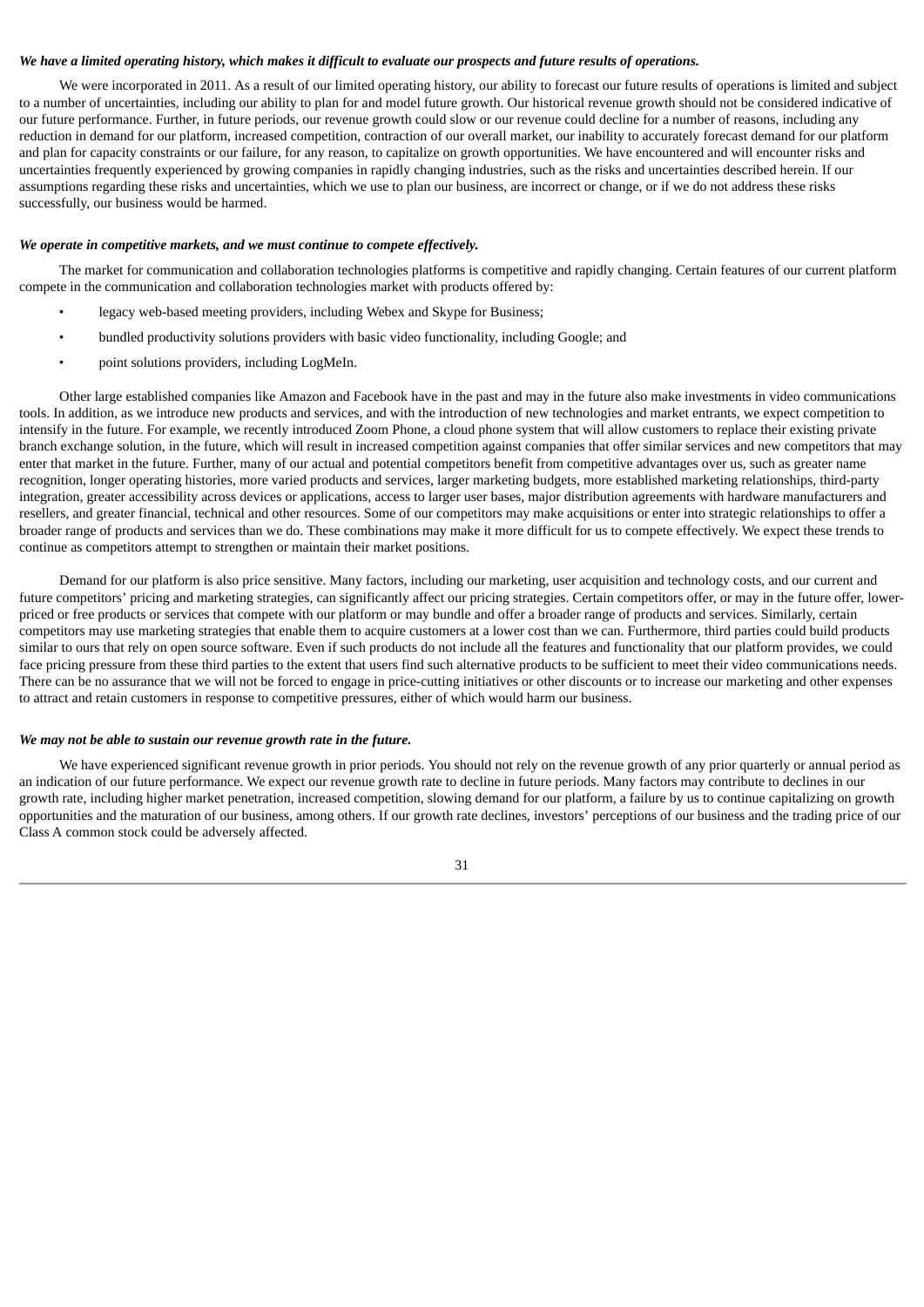***We have a limited operating history, which makes it difficult to evaluate our prospects and future results of operations.***

We were incorporated in 2011. As a result of our limited operating history, our ability to forecast our future results of operations is limited and subject to a number of uncertainties, including our ability to plan for and model future growth. Our historical revenue growth should not be considered indicative of our future performance. Further, in future periods, our revenue growth could slow or our revenue could decline for a number of reasons, including any reduction in demand for our platform, increased competition, contraction of our overall market, our inability to accurately forecast demand for our platform and plan for capacity constraints or our failure, for any reason, to capitalize on growth opportunities. We have encountered and will encounter risks and uncertainties frequently experienced by growing companies in rapidly changing industries, such as the risks and uncertainties described herein. If our assumptions regarding these risks and uncertainties, which we use to plan our business, are incorrect or change, or if we do not address these risks successfully, our business would be harmed.

***We operate in competitive markets, and we must continue to compete effectively.***

The market for communication and collaboration technologies platforms is competitive and rapidly changing. Certain features of our current platform compete in the communication and collaboration technologies market with products offered by:

- legacy web-based meeting providers, including Webex and Skype for Business;
- bundled productivity solutions providers with basic video functionality, including Google; and
- point solutions providers, including LogMeIn.

Other large established companies like Amazon and Facebook have in the past and may in the future also make investments in video communications tools. In addition, as we introduce new products and services, and with the introduction of new technologies and market entrants, we expect competition to intensify in the future. For example, we recently introduced Zoom Phone, a cloud phone system that will allow customers to replace their existing private branch exchange solution, in the future, which will result in increased competition against companies that offer similar services and new competitors that may enter that market in the future. Further, many of our actual and potential competitors benefit from competitive advantages over us, such as greater name recognition, longer operating histories, more varied products and services, larger marketing budgets, more established marketing relationships, third-party integration, greater accessibility across devices or applications, access to larger user bases, major distribution agreements with hardware manufacturers and resellers, and greater financial, technical and other resources. Some of our competitors may make acquisitions or enter into strategic relationships to offer a broader range of products and services than we do. These combinations may make it more difficult for us to compete effectively. We expect these trends to continue as competitors attempt to strengthen or maintain their market positions.

Demand for our platform is also price sensitive. Many factors, including our marketing, user acquisition and technology costs, and our current and future competitors' pricing and marketing strategies, can significantly affect our pricing strategies. Certain competitors offer, or may in the future offer, lower-priced or free products or services that compete with our platform or may bundle and offer a broader range of products and services. Similarly, certain competitors may use marketing strategies that enable them to acquire customers at a lower cost than we can. Furthermore, third parties could build products similar to ours that rely on open source software. Even if such products do not include all the features and functionality that our platform provides, we could face pricing pressure from these third parties to the extent that users find such alternative products to be sufficient to meet their video communications needs. There can be no assurance that we will not be forced to engage in price-cutting initiatives or other discounts or to increase our marketing and other expenses to attract and retain customers in response to competitive pressures, either of which would harm our business.

***We may not be able to sustain our revenue growth rate in the future.***

We have experienced significant revenue growth in prior periods. You should not rely on the revenue growth of any prior quarterly or annual period as an indication of our future performance. We expect our revenue growth rate to decline in future periods. Many factors may contribute to declines in our growth rate, including higher market penetration, increased competition, slowing demand for our platform, a failure by us to continue capitalizing on growth opportunities and the maturation of our business, among others. If our growth rate declines, investors' perceptions of our business and the trading price of our Class A common stock could be adversely affected.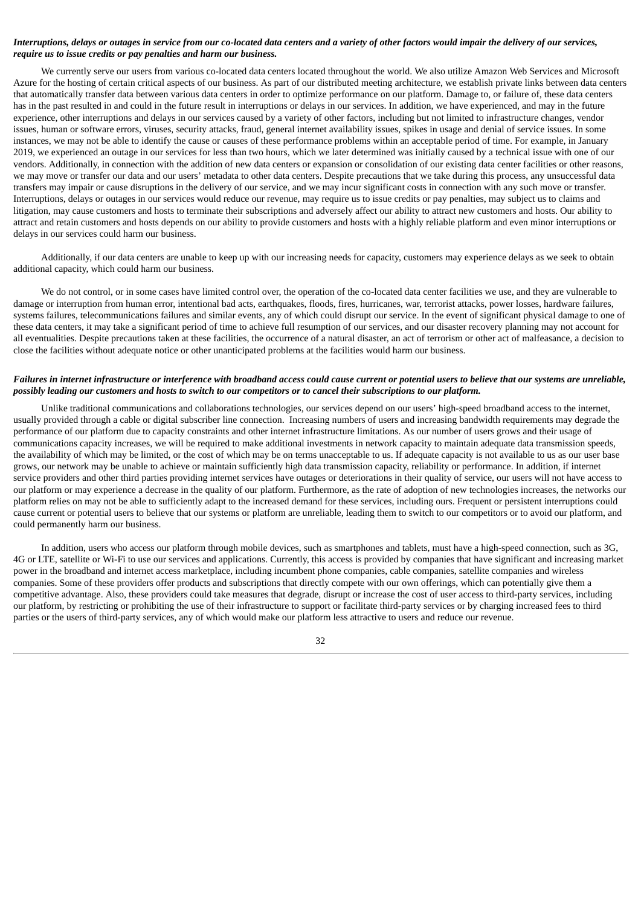***Interruptions, delays or outages in service from our co-located data centers and a variety of other factors would impair the delivery of our services, require us to issue credits or pay penalties and harm our business.***

We currently serve our users from various co-located data centers located throughout the world. We also utilize Amazon Web Services and Microsoft Azure for the hosting of certain critical aspects of our business. As part of our distributed meeting architecture, we establish private links between data centers that automatically transfer data between various data centers in order to optimize performance on our platform. Damage to, or failure of, these data centers has in the past resulted in and could in the future result in interruptions or delays in our services. In addition, we have experienced, and may in the future experience, other interruptions and delays in our services caused by a variety of other factors, including but not limited to infrastructure changes, vendor issues, human or software errors, viruses, security attacks, fraud, general internet availability issues, spikes in usage and denial of service issues. In some instances, we may not be able to identify the cause or causes of these performance problems within an acceptable period of time. For example, in January 2019, we experienced an outage in our services for less than two hours, which we later determined was initially caused by a technical issue with one of our vendors. Additionally, in connection with the addition of new data centers or expansion or consolidation of our existing data center facilities or other reasons, we may move or transfer our data and our users' metadata to other data centers. Despite precautions that we take during this process, any unsuccessful data transfers may impair or cause disruptions in the delivery of our service, and we may incur significant costs in connection with any such move or transfer. Interruptions, delays or outages in our services would reduce our revenue, may require us to issue credits or pay penalties, may subject us to claims and litigation, may cause customers and hosts to terminate their subscriptions and adversely affect our ability to attract new customers and hosts. Our ability to attract and retain customers and hosts depends on our ability to provide customers and hosts with a highly reliable platform and even minor interruptions or delays in our services could harm our business.

Additionally, if our data centers are unable to keep up with our increasing needs for capacity, customers may experience delays as we seek to obtain additional capacity, which could harm our business.

We do not control, or in some cases have limited control over, the operation of the co-located data center facilities we use, and they are vulnerable to damage or interruption from human error, intentional bad acts, earthquakes, floods, fires, hurricanes, war, terrorist attacks, power losses, hardware failures, systems failures, telecommunications failures and similar events, any of which could disrupt our service. In the event of significant physical damage to one of these data centers, it may take a significant period of time to achieve full resumption of our services, and our disaster recovery planning may not account for all eventualities. Despite precautions taken at these facilities, the occurrence of a natural disaster, an act of terrorism or other act of malfeasance, a decision to close the facilities without adequate notice or other unanticipated problems at the facilities would harm our business.

***Failures in internet infrastructure or interference with broadband access could cause current or potential users to believe that our systems are unreliable, possibly leading our customers and hosts to switch to our competitors or to cancel their subscriptions to our platform.***

Unlike traditional communications and collaborations technologies, our services depend on our users' high-speed broadband access to the internet, usually provided through a cable or digital subscriber line connection. Increasing numbers of users and increasing bandwidth requirements may degrade the performance of our platform due to capacity constraints and other internet infrastructure limitations. As our number of users grows and their usage of communications capacity increases, we will be required to make additional investments in network capacity to maintain adequate data transmission speeds, the availability of which may be limited, or the cost of which may be on terms unacceptable to us. If adequate capacity is not available to us as our user base grows, our network may be unable to achieve or maintain sufficiently high data transmission capacity, reliability or performance. In addition, if internet service providers and other third parties providing internet services have outages or deteriorations in their quality of service, our users will not have access to our platform or may experience a decrease in the quality of our platform. Furthermore, as the rate of adoption of new technologies increases, the networks our platform relies on may not be able to sufficiently adapt to the increased demand for these services, including ours. Frequent or persistent interruptions could cause current or potential users to believe that our systems or platform are unreliable, leading them to switch to our competitors or to avoid our platform, and could permanently harm our business.

In addition, users who access our platform through mobile devices, such as smartphones and tablets, must have a high-speed connection, such as 3G, 4G or LTE, satellite or Wi-Fi to use our services and applications. Currently, this access is provided by companies that have significant and increasing market power in the broadband and internet access marketplace, including incumbent phone companies, cable companies, satellite companies and wireless companies. Some of these providers offer products and subscriptions that directly compete with our own offerings, which can potentially give them a competitive advantage. Also, these providers could take measures that degrade, disrupt or increase the cost of user access to third-party services, including our platform, by restricting or prohibiting the use of their infrastructure to support or facilitate third-party services or by charging increased fees to third parties or the users of third-party services, any of which would make our platform less attractive to users and reduce our revenue.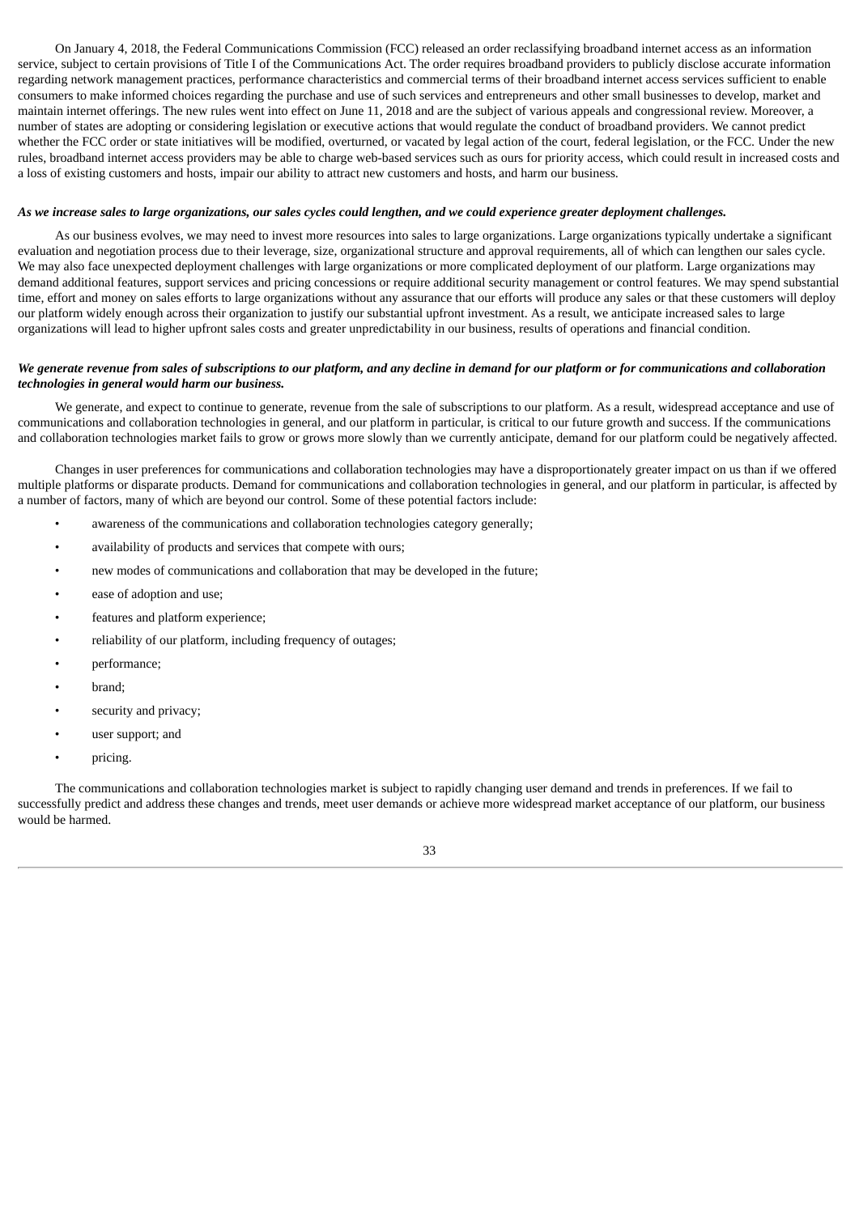On January 4, 2018, the Federal Communications Commission (FCC) released an order reclassifying broadband internet access as an information service, subject to certain provisions of Title I of the Communications Act. The order requires broadband providers to publicly disclose accurate information regarding network management practices, performance characteristics and commercial terms of their broadband internet access services sufficient to enable consumers to make informed choices regarding the purchase and use of such services and entrepreneurs and other small businesses to develop, market and maintain internet offerings. The new rules went into effect on June 11, 2018 and are the subject of various appeals and congressional review. Moreover, a number of states are adopting or considering legislation or executive actions that would regulate the conduct of broadband providers. We cannot predict whether the FCC order or state initiatives will be modified, overturned, or vacated by legal action of the court, federal legislation, or the FCC. Under the new rules, broadband internet access providers may be able to charge web-based services such as ours for priority access, which could result in increased costs and a loss of existing customers and hosts, impair our ability to attract new customers and hosts, and harm our business.

***As we increase sales to large organizations, our sales cycles could lengthen, and we could experience greater deployment challenges.***

As our business evolves, we may need to invest more resources into sales to large organizations. Large organizations typically undertake a significant evaluation and negotiation process due to their leverage, size, organizational structure and approval requirements, all of which can lengthen our sales cycle. We may also face unexpected deployment challenges with large organizations or more complicated deployment of our platform. Large organizations may demand additional features, support services and pricing concessions or require additional security management or control features. We may spend substantial time, effort and money on sales efforts to large organizations without any assurance that our efforts will produce any sales or that these customers will deploy our platform widely enough across their organization to justify our substantial upfront investment. As a result, we anticipate increased sales to large organizations will lead to higher upfront sales costs and greater unpredictability in our business, results of operations and financial condition.

***We generate revenue from sales of subscriptions to our platform, and any decline in demand for our platform or for communications and collaboration technologies in general would harm our business.***

We generate, and expect to continue to generate, revenue from the sale of subscriptions to our platform. As a result, widespread acceptance and use of communications and collaboration technologies in general, and our platform in particular, is critical to our future growth and success. If the communications and collaboration technologies market fails to grow or grows more slowly than we currently anticipate, demand for our platform could be negatively affected.

Changes in user preferences for communications and collaboration technologies may have a disproportionately greater impact on us than if we offered multiple platforms or disparate products. Demand for communications and collaboration technologies in general, and our platform in particular, is affected by a number of factors, many of which are beyond our control. Some of these potential factors include:

- awareness of the communications and collaboration technologies category generally;
- availability of products and services that compete with ours;
- new modes of communications and collaboration that may be developed in the future;
- ease of adoption and use;
- features and platform experience;
- reliability of our platform, including frequency of outages;
- performance;
- brand;
- security and privacy;
- user support; and
- pricing.

The communications and collaboration technologies market is subject to rapidly changing user demand and trends in preferences. If we fail to successfully predict and address these changes and trends, meet user demands or achieve more widespread market acceptance of our platform, our business would be harmed.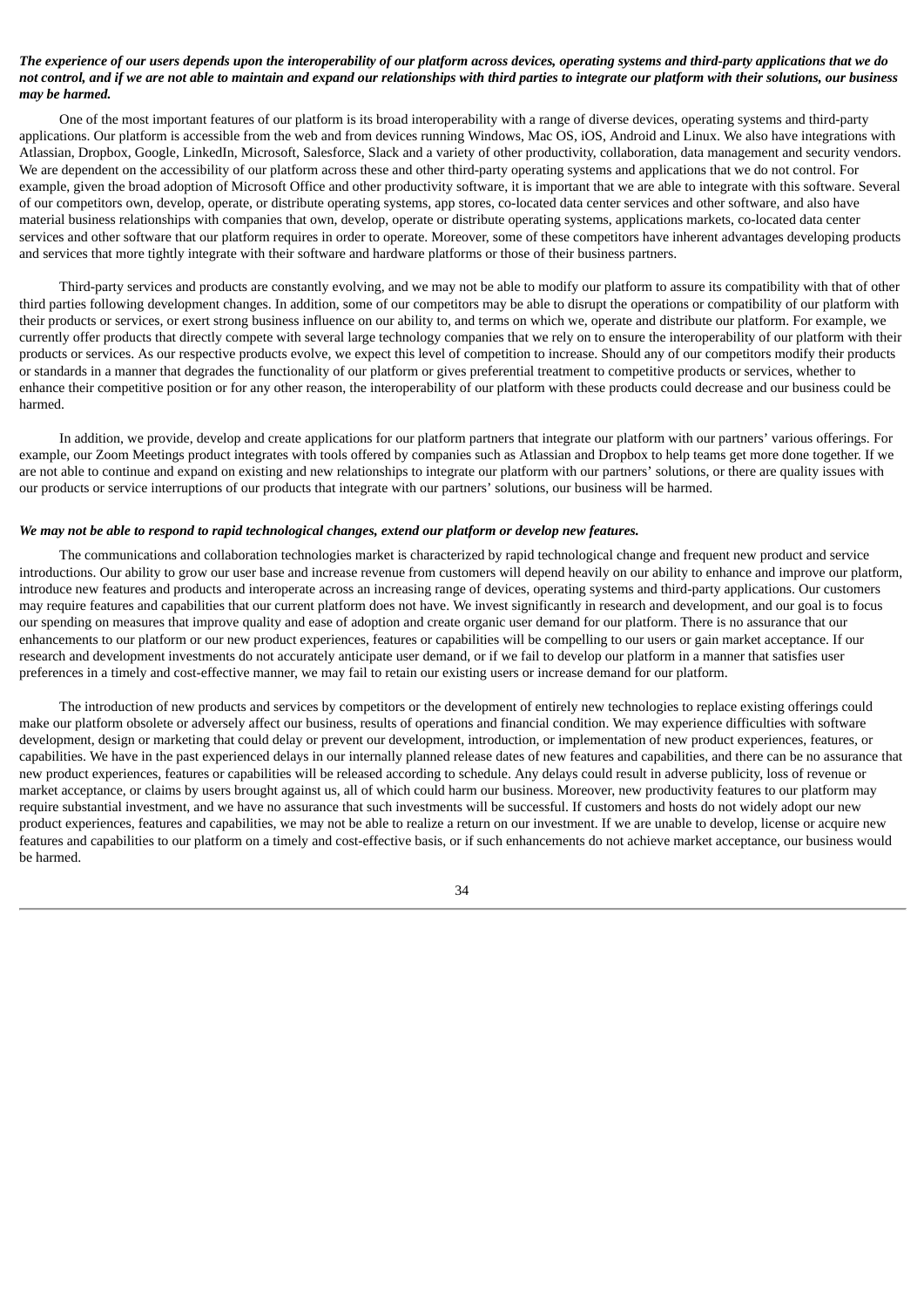***The experience of our users depends upon the interoperability of our platform across devices, operating systems and third-party applications that we do not control, and if we are not able to maintain and expand our relationships with third parties to integrate our platform with their solutions, our business may be harmed.***

One of the most important features of our platform is its broad interoperability with a range of diverse devices, operating systems and third-party applications. Our platform is accessible from the web and from devices running Windows, Mac OS, iOS, Android and Linux. We also have integrations with Atlassian, Dropbox, Google, LinkedIn, Microsoft, Salesforce, Slack and a variety of other productivity, collaboration, data management and security vendors. We are dependent on the accessibility of our platform across these and other third-party operating systems and applications that we do not control. For example, given the broad adoption of Microsoft Office and other productivity software, it is important that we are able to integrate with this software. Several of our competitors own, develop, operate, or distribute operating systems, app stores, co-located data center services and other software, and also have material business relationships with companies that own, develop, operate or distribute operating systems, applications markets, co-located data center services and other software that our platform requires in order to operate. Moreover, some of these competitors have inherent advantages developing products and services that more tightly integrate with their software and hardware platforms or those of their business partners.

Third-party services and products are constantly evolving, and we may not be able to modify our platform to assure its compatibility with that of other third parties following development changes. In addition, some of our competitors may be able to disrupt the operations or compatibility of our platform with their products or services, or exert strong business influence on our ability to, and terms on which we, operate and distribute our platform. For example, we currently offer products that directly compete with several large technology companies that we rely on to ensure the interoperability of our platform with their products or services. As our respective products evolve, we expect this level of competition to increase. Should any of our competitors modify their products or standards in a manner that degrades the functionality of our platform or gives preferential treatment to competitive products or services, whether to enhance their competitive position or for any other reason, the interoperability of our platform with these products could decrease and our business could be harmed.

In addition, we provide, develop and create applications for our platform partners that integrate our platform with our partners' various offerings. For example, our Zoom Meetings product integrates with tools offered by companies such as Atlassian and Dropbox to help teams get more done together. If we are not able to continue and expand on existing and new relationships to integrate our platform with our partners' solutions, or there are quality issues with our products or service interruptions of our products that integrate with our partners' solutions, our business will be harmed.

***We may not be able to respond to rapid technological changes, extend our platform or develop new features.***

The communications and collaboration technologies market is characterized by rapid technological change and frequent new product and service introductions. Our ability to grow our user base and increase revenue from customers will depend heavily on our ability to enhance and improve our platform, introduce new features and products and interoperate across an increasing range of devices, operating systems and third-party applications. Our customers may require features and capabilities that our current platform does not have. We invest significantly in research and development, and our goal is to focus our spending on measures that improve quality and ease of adoption and create organic user demand for our platform. There is no assurance that our enhancements to our platform or our new product experiences, features or capabilities will be compelling to our users or gain market acceptance. If our research and development investments do not accurately anticipate user demand, or if we fail to develop our platform in a manner that satisfies user preferences in a timely and cost-effective manner, we may fail to retain our existing users or increase demand for our platform.

The introduction of new products and services by competitors or the development of entirely new technologies to replace existing offerings could make our platform obsolete or adversely affect our business, results of operations and financial condition. We may experience difficulties with software development, design or marketing that could delay or prevent our development, introduction, or implementation of new product experiences, features, or capabilities. We have in the past experienced delays in our internally planned release dates of new features and capabilities, and there can be no assurance that new product experiences, features or capabilities will be released according to schedule. Any delays could result in adverse publicity, loss of revenue or market acceptance, or claims by users brought against us, all of which could harm our business. Moreover, new productivity features to our platform may require substantial investment, and we have no assurance that such investments will be successful. If customers and hosts do not widely adopt our new product experiences, features and capabilities, we may not be able to realize a return on our investment. If we are unable to develop, license or acquire new features and capabilities to our platform on a timely and cost-effective basis, or if such enhancements do not achieve market acceptance, our business would be harmed.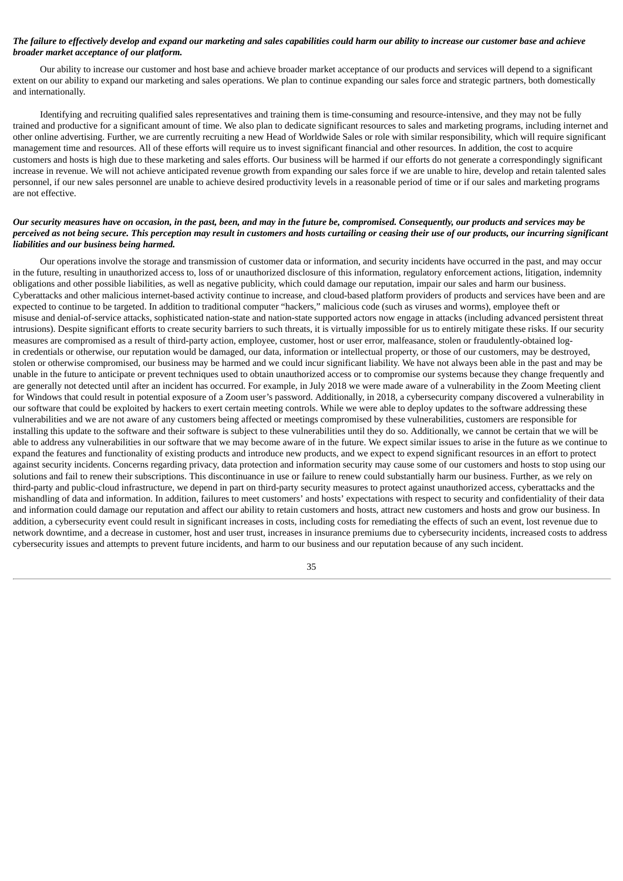***The failure to effectively develop and expand our marketing and sales capabilities could harm our ability to increase our customer base and achieve broader market acceptance of our platform.***

Our ability to increase our customer and host base and achieve broader market acceptance of our products and services will depend to a significant extent on our ability to expand our marketing and sales operations. We plan to continue expanding our sales force and strategic partners, both domestically and internationally.

Identifying and recruiting qualified sales representatives and training them is time-consuming and resource-intensive, and they may not be fully trained and productive for a significant amount of time. We also plan to dedicate significant resources to sales and marketing programs, including internet and other online advertising. Further, we are currently recruiting a new Head of Worldwide Sales or role with similar responsibility, which will require significant management time and resources. All of these efforts will require us to invest significant financial and other resources. In addition, the cost to acquire customers and hosts is high due to these marketing and sales efforts. Our business will be harmed if our efforts do not generate a correspondingly significant increase in revenue. We will not achieve anticipated revenue growth from expanding our sales force if we are unable to hire, develop and retain talented sales personnel, if our new sales personnel are unable to achieve desired productivity levels in a reasonable period of time or if our sales and marketing programs are not effective.

***Our security measures have on occasion, in the past, been, and may in the future be, compromised. Consequently, our products and services may be perceived as not being secure. This perception may result in customers and hosts curtailing or ceasing their use of our products, our incurring significant liabilities and our business being harmed.***

Our operations involve the storage and transmission of customer data or information, and security incidents have occurred in the past, and may occur in the future, resulting in unauthorized access to, loss of or unauthorized disclosure of this information, regulatory enforcement actions, litigation, indemnity obligations and other possible liabilities, as well as negative publicity, which could damage our reputation, impair our sales and harm our business. Cyberattacks and other malicious internet-based activity continue to increase, and cloud-based platform providers of products and services have been and are expected to continue to be targeted. In addition to traditional computer "hackers," malicious code (such as viruses and worms), employee theft or misuse and denial-of-service attacks, sophisticated nation-state and nation-state supported actors now engage in attacks (including advanced persistent threat intrusions). Despite significant efforts to create security barriers to such threats, it is virtually impossible for us to entirely mitigate these risks. If our security measures are compromised as a result of third-party action, employee, customer, host or user error, malfeasance, stolen or fraudulently-obtained log-in credentials or otherwise, our reputation would be damaged, our data, information or intellectual property, or those of our customers, may be destroyed, stolen or otherwise compromised, our business may be harmed and we could incur significant liability. We have not always been able in the past and may be unable in the future to anticipate or prevent techniques used to obtain unauthorized access or to compromise our systems because they change frequently and are generally not detected until after an incident has occurred. For example, in July 2018 we were made aware of a vulnerability in the Zoom Meeting client for Windows that could result in potential exposure of a Zoom user's password. Additionally, in 2018, a cybersecurity company discovered a vulnerability in our software that could be exploited by hackers to exert certain meeting controls. While we were able to deploy updates to the software addressing these vulnerabilities and we are not aware of any customers being affected or meetings compromised by these vulnerabilities, customers are responsible for installing this update to the software and their software is subject to these vulnerabilities until they do so. Additionally, we cannot be certain that we will be able to address any vulnerabilities in our software that we may become aware of in the future. We expect similar issues to arise in the future as we continue to expand the features and functionality of existing products and introduce new products, and we expect to expend significant resources in an effort to protect against security incidents. Concerns regarding privacy, data protection and information security may cause some of our customers and hosts to stop using our solutions and fail to renew their subscriptions. This discontinuance in use or failure to renew could substantially harm our business. Further, as we rely on third-party and public-cloud infrastructure, we depend in part on third-party security measures to protect against unauthorized access, cyberattacks and the mishandling of data and information. In addition, failures to meet customers' and hosts' expectations with respect to security and confidentiality of their data and information could damage our reputation and affect our ability to retain customers and hosts, attract new customers and hosts and grow our business. In addition, a cybersecurity event could result in significant increases in costs, including costs for remediating the effects of such an event, lost revenue due to network downtime, and a decrease in customer, host and user trust, increases in insurance premiums due to cybersecurity incidents, increased costs to address cybersecurity issues and attempts to prevent future incidents, and harm to our business and our reputation because of any such incident.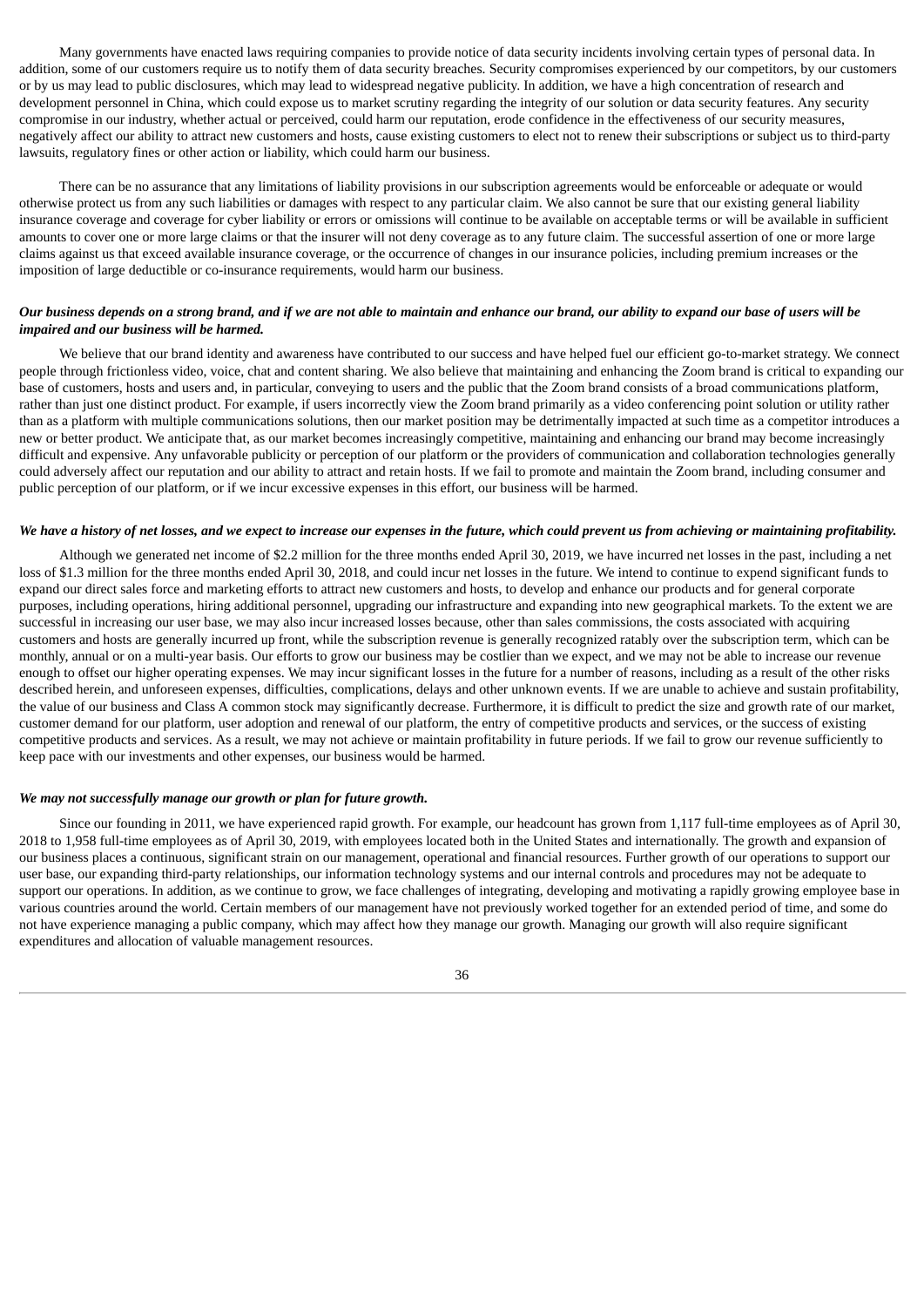Many governments have enacted laws requiring companies to provide notice of data security incidents involving certain types of personal data. In addition, some of our customers require us to notify them of data security breaches. Security compromises experienced by our competitors, by our customers or by us may lead to public disclosures, which may lead to widespread negative publicity. In addition, we have a high concentration of research and development personnel in China, which could expose us to market scrutiny regarding the integrity of our solution or data security features. Any security compromise in our industry, whether actual or perceived, could harm our reputation, erode confidence in the effectiveness of our security measures, negatively affect our ability to attract new customers and hosts, cause existing customers to elect not to renew their subscriptions or subject us to third-party lawsuits, regulatory fines or other action or liability, which could harm our business.

There can be no assurance that any limitations of liability provisions in our subscription agreements would be enforceable or adequate or would otherwise protect us from any such liabilities or damages with respect to any particular claim. We also cannot be sure that our existing general liability insurance coverage and coverage for cyber liability or errors or omissions will continue to be available on acceptable terms or will be available in sufficient amounts to cover one or more large claims or that the insurer will not deny coverage as to any future claim. The successful assertion of one or more large claims against us that exceed available insurance coverage, or the occurrence of changes in our insurance policies, including premium increases or the imposition of large deductible or co-insurance requirements, would harm our business.

***Our business depends on a strong brand, and if we are not able to maintain and enhance our brand, our ability to expand our base of users will be impaired and our business will be harmed.***

We believe that our brand identity and awareness have contributed to our success and have helped fuel our efficient go-to-market strategy. We connect people through frictionless video, voice, chat and content sharing. We also believe that maintaining and enhancing the Zoom brand is critical to expanding our base of customers, hosts and users and, in particular, conveying to users and the public that the Zoom brand consists of a broad communications platform, rather than just one distinct product. For example, if users incorrectly view the Zoom brand primarily as a video conferencing point solution or utility rather than as a platform with multiple communications solutions, then our market position may be detrimentally impacted at such time as a competitor introduces a new or better product. We anticipate that, as our market becomes increasingly competitive, maintaining and enhancing our brand may become increasingly difficult and expensive. Any unfavorable publicity or perception of our platform or the providers of communication and collaboration technologies generally could adversely affect our reputation and our ability to attract and retain hosts. If we fail to promote and maintain the Zoom brand, including consumer and public perception of our platform, or if we incur excessive expenses in this effort, our business will be harmed.

***We have a history of net losses, and we expect to increase our expenses in the future, which could prevent us from achieving or maintaining profitability.***

Although we generated net income of $2.2 million for the three months ended April 30, 2019, we have incurred net losses in the past, including a net loss of $1.3 million for the three months ended April 30, 2018, and could incur net losses in the future. We intend to continue to expend significant funds to expand our direct sales force and marketing efforts to attract new customers and hosts, to develop and enhance our products and for general corporate purposes, including operations, hiring additional personnel, upgrading our infrastructure and expanding into new geographical markets. To the extent we are successful in increasing our user base, we may also incur increased losses because, other than sales commissions, the costs associated with acquiring customers and hosts are generally incurred up front, while the subscription revenue is generally recognized ratably over the subscription term, which can be monthly, annual or on a multi-year basis. Our efforts to grow our business may be costlier than we expect, and we may not be able to increase our revenue enough to offset our higher operating expenses. We may incur significant losses in the future for a number of reasons, including as a result of the other risks described herein, and unforeseen expenses, difficulties, complications, delays and other unknown events. If we are unable to achieve and sustain profitability, the value of our business and Class A common stock may significantly decrease. Furthermore, it is difficult to predict the size and growth rate of our market, customer demand for our platform, user adoption and renewal of our platform, the entry of competitive products and services, or the success of existing competitive products and services. As a result, we may not achieve or maintain profitability in future periods. If we fail to grow our revenue sufficiently to keep pace with our investments and other expenses, our business would be harmed.

***We may not successfully manage our growth or plan for future growth.***

Since our founding in 2011, we have experienced rapid growth. For example, our headcount has grown from 1,117 full-time employees as of April 30, 2018 to 1,958 full-time employees as of April 30, 2019, with employees located both in the United States and internationally. The growth and expansion of our business places a continuous, significant strain on our management, operational and financial resources. Further growth of our operations to support our user base, our expanding third-party relationships, our information technology systems and our internal controls and procedures may not be adequate to support our operations. In addition, as we continue to grow, we face challenges of integrating, developing and motivating a rapidly growing employee base in various countries around the world. Certain members of our management have not previously worked together for an extended period of time, and some do not have experience managing a public company, which may affect how they manage our growth. Managing our growth will also require significant expenditures and allocation of valuable management resources.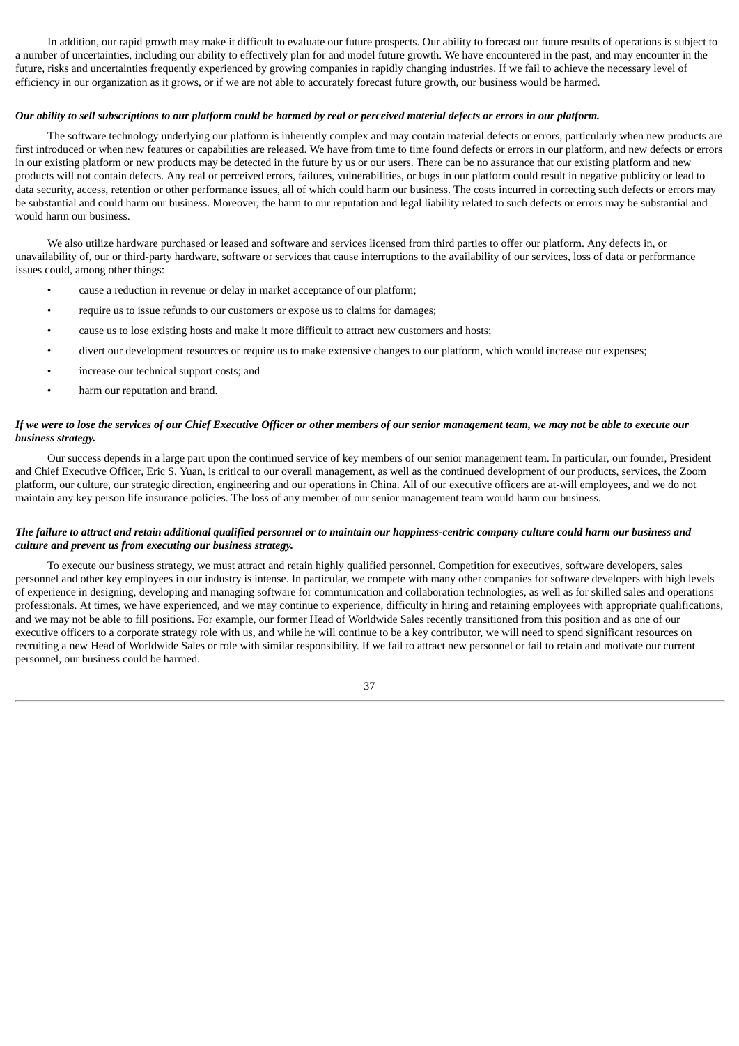In addition, our rapid growth may make it difficult to evaluate our future prospects. Our ability to forecast our future results of operations is subject to a number of uncertainties, including our ability to effectively plan for and model future growth. We have encountered in the past, and may encounter in the future, risks and uncertainties frequently experienced by growing companies in rapidly changing industries. If we fail to achieve the necessary level of efficiency in our organization as it grows, or if we are not able to accurately forecast future growth, our business would be harmed.

***Our ability to sell subscriptions to our platform could be harmed by real or perceived material defects or errors in our platform.***

The software technology underlying our platform is inherently complex and may contain material defects or errors, particularly when new products are first introduced or when new features or capabilities are released. We have from time to time found defects or errors in our platform, and new defects or errors in our existing platform or new products may be detected in the future by us or our users. There can be no assurance that our existing platform and new products will not contain defects. Any real or perceived errors, failures, vulnerabilities, or bugs in our platform could result in negative publicity or lead to data security, access, retention or other performance issues, all of which could harm our business. The costs incurred in correcting such defects or errors may be substantial and could harm our business. Moreover, the harm to our reputation and legal liability related to such defects or errors may be substantial and would harm our business.

We also utilize hardware purchased or leased and software and services licensed from third parties to offer our platform. Any defects in, or unavailability of, our or third-party hardware, software or services that cause interruptions to the availability of our services, loss of data or performance issues could, among other things:

- cause a reduction in revenue or delay in market acceptance of our platform;
- require us to issue refunds to our customers or expose us to claims for damages;
- cause us to lose existing hosts and make it more difficult to attract new customers and hosts;
- divert our development resources or require us to make extensive changes to our platform, which would increase our expenses;
- increase our technical support costs; and
- harm our reputation and brand.

***If we were to lose the services of our Chief Executive Officer or other members of our senior management team, we may not be able to execute our business strategy.***

Our success depends in a large part upon the continued service of key members of our senior management team. In particular, our founder, President and Chief Executive Officer, Eric S. Yuan, is critical to our overall management, as well as the continued development of our products, services, the Zoom platform, our culture, our strategic direction, engineering and our operations in China. All of our executive officers are at-will employees, and we do not maintain any key person life insurance policies. The loss of any member of our senior management team would harm our business.

***The failure to attract and retain additional qualified personnel or to maintain our happiness-centric company culture could harm our business and culture and prevent us from executing our business strategy.***

To execute our business strategy, we must attract and retain highly qualified personnel. Competition for executives, software developers, sales personnel and other key employees in our industry is intense. In particular, we compete with many other companies for software developers with high levels of experience in designing, developing and managing software for communication and collaboration technologies, as well as for skilled sales and operations professionals. At times, we have experienced, and we may continue to experience, difficulty in hiring and retaining employees with appropriate qualifications, and we may not be able to fill positions. For example, our former Head of Worldwide Sales recently transitioned from this position and as one of our executive officers to a corporate strategy role with us, and while he will continue to be a key contributor, we will need to spend significant resources on recruiting a new Head of Worldwide Sales or role with similar responsibility. If we fail to attract new personnel or fail to retain and motivate our current personnel, our business could be harmed.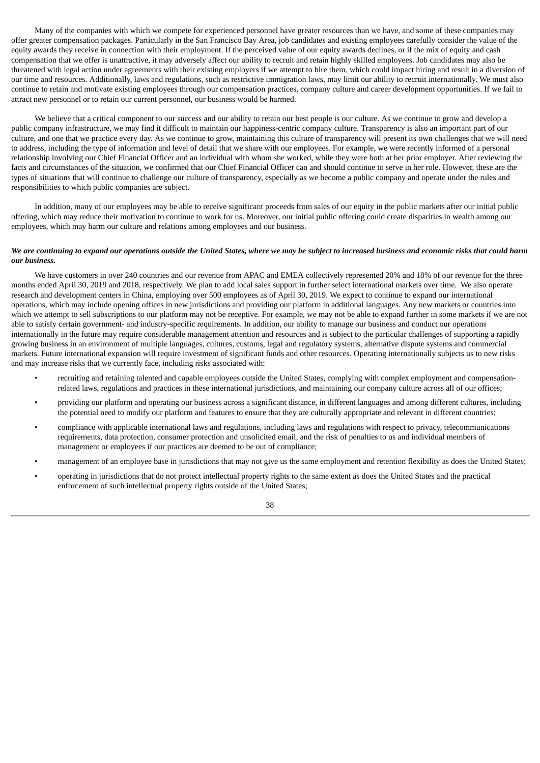Many of the companies with which we compete for experienced personnel have greater resources than we have, and some of these companies may offer greater compensation packages. Particularly in the San Francisco Bay Area, job candidates and existing employees carefully consider the value of the equity awards they receive in connection with their employment. If the perceived value of our equity awards declines, or if the mix of equity and cash compensation that we offer is unattractive, it may adversely affect our ability to recruit and retain highly skilled employees. Job candidates may also be threatened with legal action under agreements with their existing employers if we attempt to hire them, which could impact hiring and result in a diversion of our time and resources. Additionally, laws and regulations, such as restrictive immigration laws, may limit our ability to recruit internationally. We must also continue to retain and motivate existing employees through our compensation practices, company culture and career development opportunities. If we fail to attract new personnel or to retain our current personnel, our business would be harmed.

We believe that a critical component to our success and our ability to retain our best people is our culture. As we continue to grow and develop a public company infrastructure, we may find it difficult to maintain our happiness-centric company culture. Transparency is also an important part of our culture, and one that we practice every day. As we continue to grow, maintaining this culture of transparency will present its own challenges that we will need to address, including the type of information and level of detail that we share with our employees. For example, we were recently informed of a personal relationship involving our Chief Financial Officer and an individual with whom she worked, while they were both at her prior employer. After reviewing the facts and circumstances of the situation, we confirmed that our Chief Financial Officer can and should continue to serve in her role. However, these are the types of situations that will continue to challenge our culture of transparency, especially as we become a public company and operate under the rules and responsibilities to which public companies are subject.

In addition, many of our employees may be able to receive significant proceeds from sales of our equity in the public markets after our initial public offering, which may reduce their motivation to continue to work for us. Moreover, our initial public offering could create disparities in wealth among our employees, which may harm our culture and relations among employees and our business.

***We are continuing to expand our operations outside the United States, where we may be subject to increased business and economic risks that could harm our business.***

We have customers in over 240 countries and our revenue from APAC and EMEA collectively represented 20% and 18% of our revenue for the three months ended April 30, 2019 and 2018, respectively. We plan to add local sales support in further select international markets over time. We also operate research and development centers in China, employing over 500 employees as of April 30, 2019. We expect to continue to expand our international operations, which may include opening offices in new jurisdictions and providing our platform in additional languages. Any new markets or countries into which we attempt to sell subscriptions to our platform may not be receptive. For example, we may not be able to expand further in some markets if we are not able to satisfy certain government- and industry-specific requirements. In addition, our ability to manage our business and conduct our operations internationally in the future may require considerable management attention and resources and is subject to the particular challenges of supporting a rapidly growing business in an environment of multiple languages, cultures, customs, legal and regulatory systems, alternative dispute systems and commercial markets. Future international expansion will require investment of significant funds and other resources. Operating internationally subjects us to new risks and may increase risks that we currently face, including risks associated with:

- recruiting and retaining talented and capable employees outside the United States, complying with complex employment and compensation-related laws, regulations and practices in these international jurisdictions, and maintaining our company culture across all of our offices;
- providing our platform and operating our business across a significant distance, in different languages and among different cultures, including the potential need to modify our platform and features to ensure that they are culturally appropriate and relevant in different countries;
- compliance with applicable international laws and regulations, including laws and regulations with respect to privacy, telecommunications requirements, data protection, consumer protection and unsolicited email, and the risk of penalties to us and individual members of management or employees if our practices are deemed to be out of compliance;
- management of an employee base in jurisdictions that may not give us the same employment and retention flexibility as does the United States;
- operating in jurisdictions that do not protect intellectual property rights to the same extent as does the United States and the practical enforcement of such intellectual property rights outside of the United States;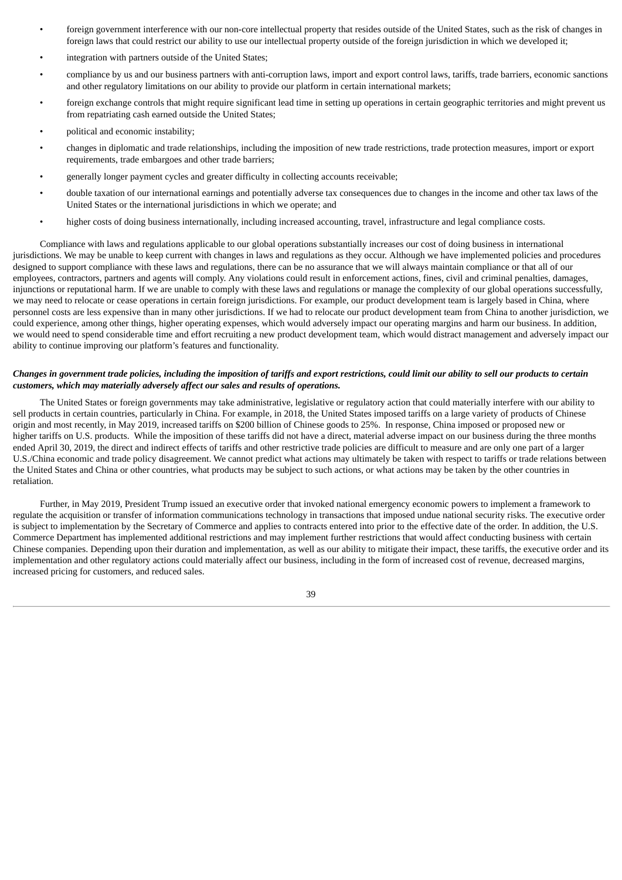- foreign government interference with our non-core intellectual property that resides outside of the United States, such as the risk of changes in foreign laws that could restrict our ability to use our intellectual property outside of the foreign jurisdiction in which we developed it;
- integration with partners outside of the United States;
- compliance by us and our business partners with anti-corruption laws, import and export control laws, tariffs, trade barriers, economic sanctions and other regulatory limitations on our ability to provide our platform in certain international markets;
- foreign exchange controls that might require significant lead time in setting up operations in certain geographic territories and might prevent us from repatriating cash earned outside the United States;
- political and economic instability;
- changes in diplomatic and trade relationships, including the imposition of new trade restrictions, trade protection measures, import or export requirements, trade embargoes and other trade barriers;
- generally longer payment cycles and greater difficulty in collecting accounts receivable;
- double taxation of our international earnings and potentially adverse tax consequences due to changes in the income and other tax laws of the United States or the international jurisdictions in which we operate; and
- higher costs of doing business internationally, including increased accounting, travel, infrastructure and legal compliance costs.

Compliance with laws and regulations applicable to our global operations substantially increases our cost of doing business in international jurisdictions. We may be unable to keep current with changes in laws and regulations as they occur. Although we have implemented policies and procedures designed to support compliance with these laws and regulations, there can be no assurance that we will always maintain compliance or that all of our employees, contractors, partners and agents will comply. Any violations could result in enforcement actions, fines, civil and criminal penalties, damages, injunctions or reputational harm. If we are unable to comply with these laws and regulations or manage the complexity of our global operations successfully, we may need to relocate or cease operations in certain foreign jurisdictions. For example, our product development team is largely based in China, where personnel costs are less expensive than in many other jurisdictions. If we had to relocate our product development team from China to another jurisdiction, we could experience, among other things, higher operating expenses, which would adversely impact our operating margins and harm our business. In addition, we would need to spend considerable time and effort recruiting a new product development team, which would distract management and adversely impact our ability to continue improving our platform's features and functionality.

***Changes in government trade policies, including the imposition of tariffs and export restrictions, could limit our ability to sell our products to certain customers, which may materially adversely affect our sales and results of operations.***

The United States or foreign governments may take administrative, legislative or regulatory action that could materially interfere with our ability to sell products in certain countries, particularly in China. For example, in 2018, the United States imposed tariffs on a large variety of products of Chinese origin and most recently, in May 2019, increased tariffs on $200 billion of Chinese goods to 25%. In response, China imposed or proposed new or higher tariffs on U.S. products. While the imposition of these tariffs did not have a direct, material adverse impact on our business during the three months ended April 30, 2019, the direct and indirect effects of tariffs and other restrictive trade policies are difficult to measure and are only one part of a larger U.S./China economic and trade policy disagreement. We cannot predict what actions may ultimately be taken with respect to tariffs or trade relations between the United States and China or other countries, what products may be subject to such actions, or what actions may be taken by the other countries in retaliation.

Further, in May 2019, President Trump issued an executive order that invoked national emergency economic powers to implement a framework to regulate the acquisition or transfer of information communications technology in transactions that imposed undue national security risks. The executive order is subject to implementation by the Secretary of Commerce and applies to contracts entered into prior to the effective date of the order. In addition, the U.S. Commerce Department has implemented additional restrictions and may implement further restrictions that would affect conducting business with certain Chinese companies. Depending upon their duration and implementation, as well as our ability to mitigate their impact, these tariffs, the executive order and its implementation and other regulatory actions could materially affect our business, including in the form of increased cost of revenue, decreased margins, increased pricing for customers, and reduced sales.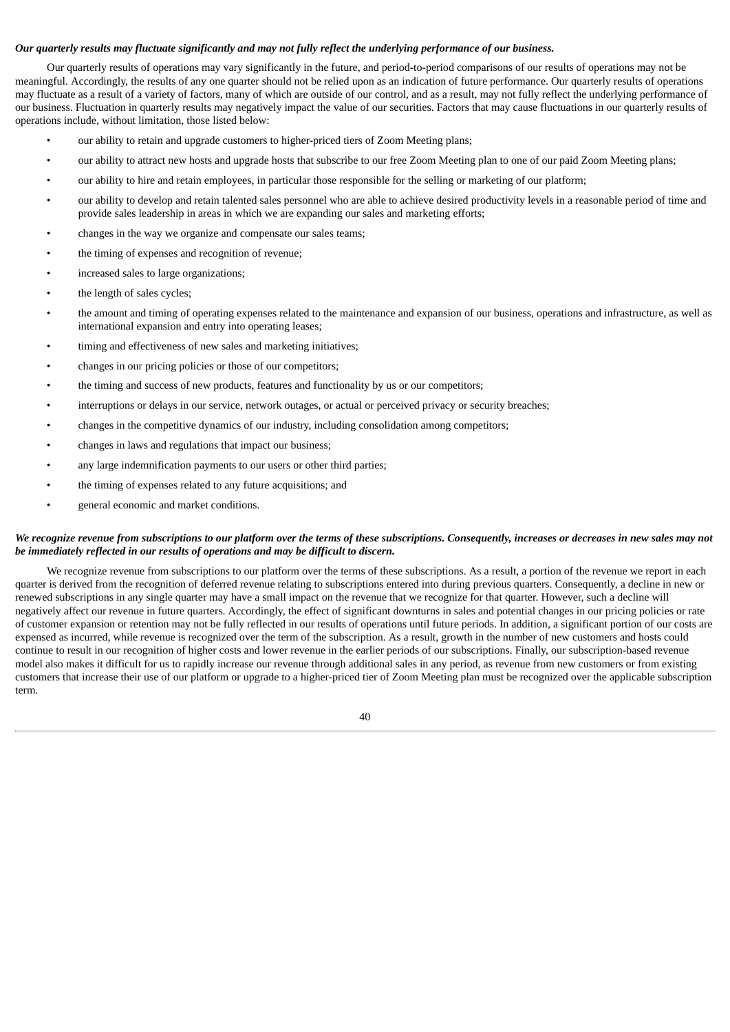***Our quarterly results may fluctuate significantly and may not fully reflect the underlying performance of our business.***

Our quarterly results of operations may vary significantly in the future, and period-to-period comparisons of our results of operations may not be meaningful. Accordingly, the results of any one quarter should not be relied upon as an indication of future performance. Our quarterly results of operations may fluctuate as a result of a variety of factors, many of which are outside of our control, and as a result, may not fully reflect the underlying performance of our business. Fluctuation in quarterly results may negatively impact the value of our securities. Factors that may cause fluctuations in our quarterly results of operations include, without limitation, those listed below:

- our ability to retain and upgrade customers to higher-priced tiers of Zoom Meeting plans;
- our ability to attract new hosts and upgrade hosts that subscribe to our free Zoom Meeting plan to one of our paid Zoom Meeting plans;
- our ability to hire and retain employees, in particular those responsible for the selling or marketing of our platform;
- our ability to develop and retain talented sales personnel who are able to achieve desired productivity levels in a reasonable period of time and provide sales leadership in areas in which we are expanding our sales and marketing efforts;
- changes in the way we organize and compensate our sales teams;
- the timing of expenses and recognition of revenue;
- increased sales to large organizations;
- the length of sales cycles;
- the amount and timing of operating expenses related to the maintenance and expansion of our business, operations and infrastructure, as well as international expansion and entry into operating leases;
- timing and effectiveness of new sales and marketing initiatives;
- changes in our pricing policies or those of our competitors;
- the timing and success of new products, features and functionality by us or our competitors;
- interruptions or delays in our service, network outages, or actual or perceived privacy or security breaches;
- changes in the competitive dynamics of our industry, including consolidation among competitors;
- changes in laws and regulations that impact our business;
- any large indemnification payments to our users or other third parties;
- the timing of expenses related to any future acquisitions; and
- general economic and market conditions.

***We recognize revenue from subscriptions to our platform over the terms of these subscriptions. Consequently, increases or decreases in new sales may not be immediately reflected in our results of operations and may be difficult to discern.***

We recognize revenue from subscriptions to our platform over the terms of these subscriptions. As a result, a portion of the revenue we report in each quarter is derived from the recognition of deferred revenue relating to subscriptions entered into during previous quarters. Consequently, a decline in new or renewed subscriptions in any single quarter may have a small impact on the revenue that we recognize for that quarter. However, such a decline will negatively affect our revenue in future quarters. Accordingly, the effect of significant downturns in sales and potential changes in our pricing policies or rate of customer expansion or retention may not be fully reflected in our results of operations until future periods. In addition, a significant portion of our costs are expensed as incurred, while revenue is recognized over the term of the subscription. As a result, growth in the number of new customers and hosts could continue to result in our recognition of higher costs and lower revenue in the earlier periods of our subscriptions. Finally, our subscription-based revenue model also makes it difficult for us to rapidly increase our revenue through additional sales in any period, as revenue from new customers or from existing customers that increase their use of our platform or upgrade to a higher-priced tier of Zoom Meeting plan must be recognized over the applicable subscription term.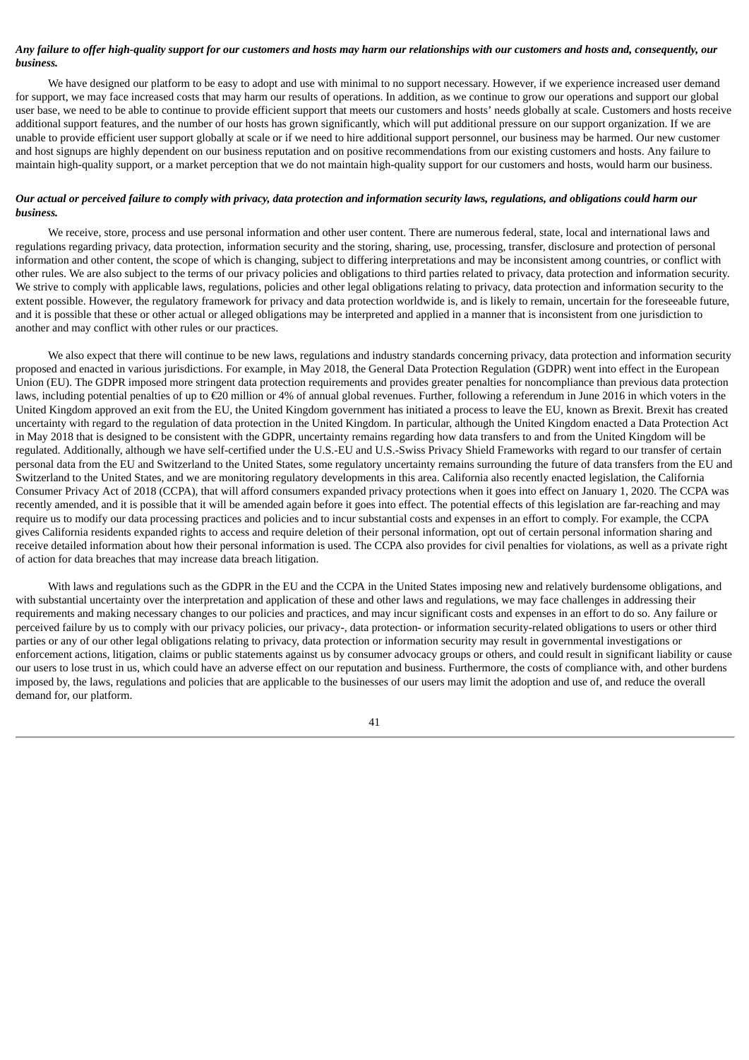***Any failure to offer high-quality support for our customers and hosts may harm our relationships with our customers and hosts and, consequently, our business.***

We have designed our platform to be easy to adopt and use with minimal to no support necessary. However, if we experience increased user demand for support, we may face increased costs that may harm our results of operations. In addition, as we continue to grow our operations and support our global user base, we need to be able to continue to provide efficient support that meets our customers and hosts' needs globally at scale. Customers and hosts receive additional support features, and the number of our hosts has grown significantly, which will put additional pressure on our support organization. If we are unable to provide efficient user support globally at scale or if we need to hire additional support personnel, our business may be harmed. Our new customer and host signups are highly dependent on our business reputation and on positive recommendations from our existing customers and hosts. Any failure to maintain high-quality support, or a market perception that we do not maintain high-quality support for our customers and hosts, would harm our business.

***Our actual or perceived failure to comply with privacy, data protection and information security laws, regulations, and obligations could harm our business.***

We receive, store, process and use personal information and other user content. There are numerous federal, state, local and international laws and regulations regarding privacy, data protection, information security and the storing, sharing, use, processing, transfer, disclosure and protection of personal information and other content, the scope of which is changing, subject to differing interpretations and may be inconsistent among countries, or conflict with other rules. We are also subject to the terms of our privacy policies and obligations to third parties related to privacy, data protection and information security. We strive to comply with applicable laws, regulations, policies and other legal obligations relating to privacy, data protection and information security to the extent possible. However, the regulatory framework for privacy and data protection worldwide is, and is likely to remain, uncertain for the foreseeable future, and it is possible that these or other actual or alleged obligations may be interpreted and applied in a manner that is inconsistent from one jurisdiction to another and may conflict with other rules or our practices.

We also expect that there will continue to be new laws, regulations and industry standards concerning privacy, data protection and information security proposed and enacted in various jurisdictions. For example, in May 2018, the General Data Protection Regulation (GDPR) went into effect in the European Union (EU). The GDPR imposed more stringent data protection requirements and provides greater penalties for noncompliance than previous data protection laws, including potential penalties of up to €20 million or 4% of annual global revenues. Further, following a referendum in June 2016 in which voters in the United Kingdom approved an exit from the EU, the United Kingdom government has initiated a process to leave the EU, known as Brexit. Brexit has created uncertainty with regard to the regulation of data protection in the United Kingdom. In particular, although the United Kingdom enacted a Data Protection Act in May 2018 that is designed to be consistent with the GDPR, uncertainty remains regarding how data transfers to and from the United Kingdom will be regulated. Additionally, although we have self-certified under the U.S.-EU and U.S.-Swiss Privacy Shield Frameworks with regard to our transfer of certain personal data from the EU and Switzerland to the United States, some regulatory uncertainty remains surrounding the future of data transfers from the EU and Switzerland to the United States, and we are monitoring regulatory developments in this area. California also recently enacted legislation, the California Consumer Privacy Act of 2018 (CCPA), that will afford consumers expanded privacy protections when it goes into effect on January 1, 2020. The CCPA was recently amended, and it is possible that it will be amended again before it goes into effect. The potential effects of this legislation are far-reaching and may require us to modify our data processing practices and policies and to incur substantial costs and expenses in an effort to comply. For example, the CCPA gives California residents expanded rights to access and require deletion of their personal information, opt out of certain personal information sharing and receive detailed information about how their personal information is used. The CCPA also provides for civil penalties for violations, as well as a private right of action for data breaches that may increase data breach litigation.

With laws and regulations such as the GDPR in the EU and the CCPA in the United States imposing new and relatively burdensome obligations, and with substantial uncertainty over the interpretation and application of these and other laws and regulations, we may face challenges in addressing their requirements and making necessary changes to our policies and practices, and may incur significant costs and expenses in an effort to do so. Any failure or perceived failure by us to comply with our privacy policies, our privacy-, data protection- or information security-related obligations to users or other third parties or any of our other legal obligations relating to privacy, data protection or information security may result in governmental investigations or enforcement actions, litigation, claims or public statements against us by consumer advocacy groups or others, and could result in significant liability or cause our users to lose trust in us, which could have an adverse effect on our reputation and business. Furthermore, the costs of compliance with, and other burdens imposed by, the laws, regulations and policies that are applicable to the businesses of our users may limit the adoption and use of, and reduce the overall demand for, our platform.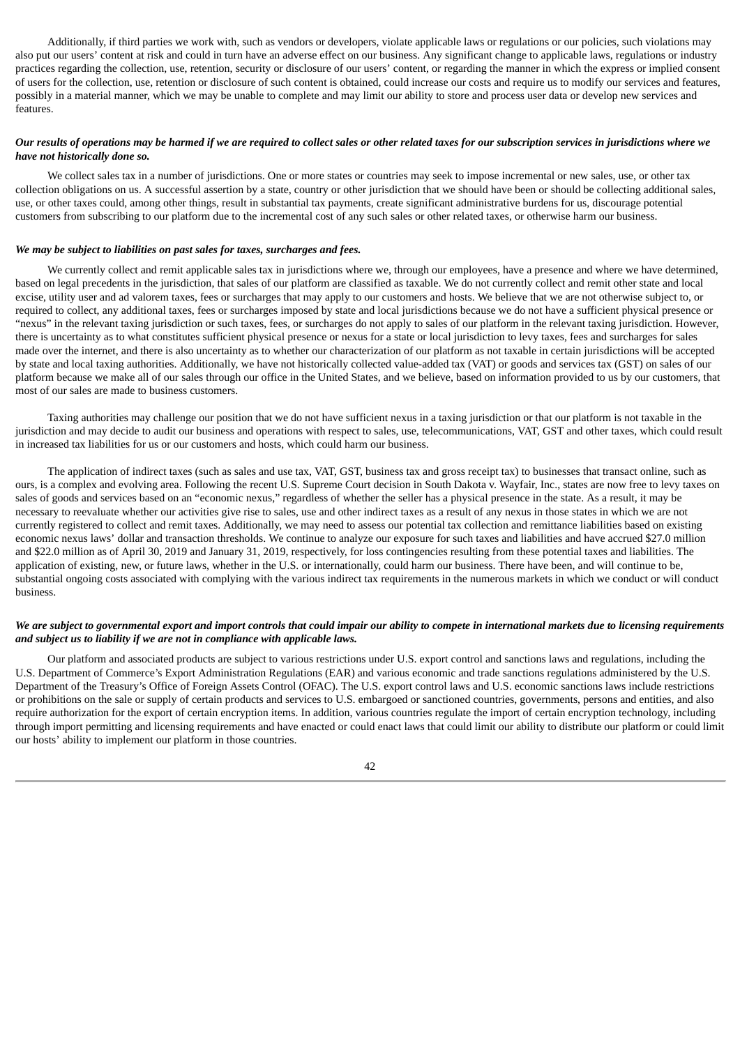Additionally, if third parties we work with, such as vendors or developers, violate applicable laws or regulations or our policies, such violations may also put our users' content at risk and could in turn have an adverse effect on our business. Any significant change to applicable laws, regulations or industry practices regarding the collection, use, retention, security or disclosure of our users' content, or regarding the manner in which the express or implied consent of users for the collection, use, retention or disclosure of such content is obtained, could increase our costs and require us to modify our services and features, possibly in a material manner, which we may be unable to complete and may limit our ability to store and process user data or develop new services and features.

***Our results of operations may be harmed if we are required to collect sales or other related taxes for our subscription services in jurisdictions where we have not historically done so.***

We collect sales tax in a number of jurisdictions. One or more states or countries may seek to impose incremental or new sales, use, or other tax collection obligations on us. A successful assertion by a state, country or other jurisdiction that we should have been or should be collecting additional sales, use, or other taxes could, among other things, result in substantial tax payments, create significant administrative burdens for us, discourage potential customers from subscribing to our platform due to the incremental cost of any such sales or other related taxes, or otherwise harm our business.

***We may be subject to liabilities on past sales for taxes, surcharges and fees.***

We currently collect and remit applicable sales tax in jurisdictions where we, through our employees, have a presence and where we have determined, based on legal precedents in the jurisdiction, that sales of our platform are classified as taxable. We do not currently collect and remit other state and local excise, utility user and ad valorem taxes, fees or surcharges that may apply to our customers and hosts. We believe that we are not otherwise subject to, or required to collect, any additional taxes, fees or surcharges imposed by state and local jurisdictions because we do not have a sufficient physical presence or "nexus" in the relevant taxing jurisdiction or such taxes, fees, or surcharges do not apply to sales of our platform in the relevant taxing jurisdiction. However, there is uncertainty as to what constitutes sufficient physical presence or nexus for a state or local jurisdiction to levy taxes, fees and surcharges for sales made over the internet, and there is also uncertainty as to whether our characterization of our platform as not taxable in certain jurisdictions will be accepted by state and local taxing authorities. Additionally, we have not historically collected value-added tax (VAT) or goods and services tax (GST) on sales of our platform because we make all of our sales through our office in the United States, and we believe, based on information provided to us by our customers, that most of our sales are made to business customers.

Taxing authorities may challenge our position that we do not have sufficient nexus in a taxing jurisdiction or that our platform is not taxable in the jurisdiction and may decide to audit our business and operations with respect to sales, use, telecommunications, VAT, GST and other taxes, which could result in increased tax liabilities for us or our customers and hosts, which could harm our business.

The application of indirect taxes (such as sales and use tax, VAT, GST, business tax and gross receipt tax) to businesses that transact online, such as ours, is a complex and evolving area. Following the recent U.S. Supreme Court decision in South Dakota v. Wayfair, Inc., states are now free to levy taxes on sales of goods and services based on an "economic nexus," regardless of whether the seller has a physical presence in the state. As a result, it may be necessary to reevaluate whether our activities give rise to sales, use and other indirect taxes as a result of any nexus in those states in which we are not currently registered to collect and remit taxes. Additionally, we may need to assess our potential tax collection and remittance liabilities based on existing economic nexus laws' dollar and transaction thresholds. We continue to analyze our exposure for such taxes and liabilities and have accrued $27.0 million and $22.0 million as of April 30, 2019 and January 31, 2019, respectively, for loss contingencies resulting from these potential taxes and liabilities. The application of existing, new, or future laws, whether in the U.S. or internationally, could harm our business. There have been, and will continue to be, substantial ongoing costs associated with complying with the various indirect tax requirements in the numerous markets in which we conduct or will conduct business.

***We are subject to governmental export and import controls that could impair our ability to compete in international markets due to licensing requirements and subject us to liability if we are not in compliance with applicable laws.***

Our platform and associated products are subject to various restrictions under U.S. export control and sanctions laws and regulations, including the U.S. Department of Commerce's Export Administration Regulations (EAR) and various economic and trade sanctions regulations administered by the U.S. Department of the Treasury's Office of Foreign Assets Control (OFAC). The U.S. export control laws and U.S. economic sanctions laws include restrictions or prohibitions on the sale or supply of certain products and services to U.S. embargoed or sanctioned countries, governments, persons and entities, and also require authorization for the export of certain encryption items. In addition, various countries regulate the import of certain encryption technology, including through import permitting and licensing requirements and have enacted or could enact laws that could limit our ability to distribute our platform or could limit our hosts' ability to implement our platform in those countries.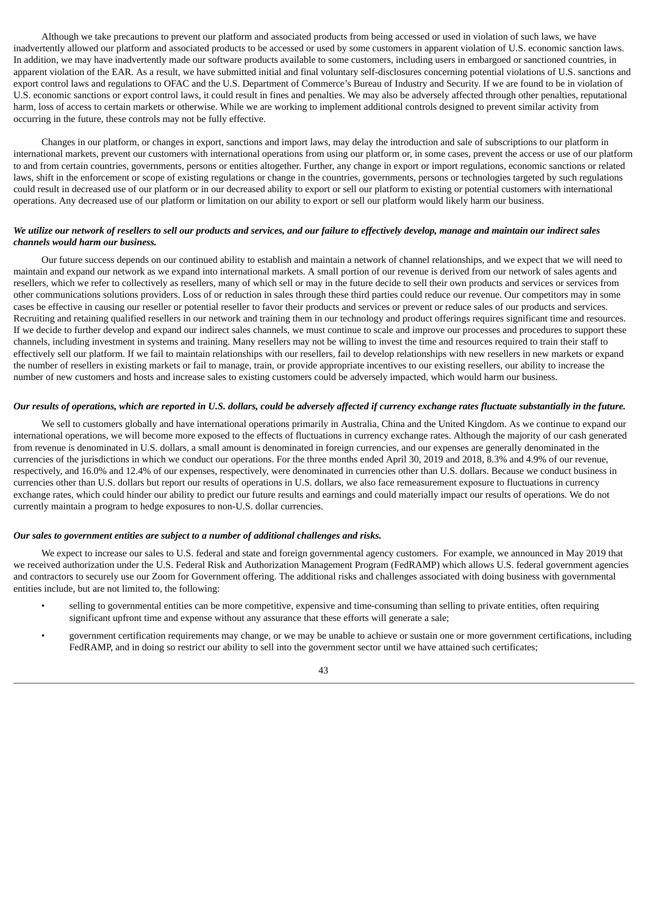Although we take precautions to prevent our platform and associated products from being accessed or used in violation of such laws, we have inadvertently allowed our platform and associated products to be accessed or used by some customers in apparent violation of U.S. economic sanction laws. In addition, we may have inadvertently made our software products available to some customers, including users in embargoed or sanctioned countries, in apparent violation of the EAR. As a result, we have submitted initial and final voluntary self-disclosures concerning potential violations of U.S. sanctions and export control laws and regulations to OFAC and the U.S. Department of Commerce's Bureau of Industry and Security. If we are found to be in violation of U.S. economic sanctions or export control laws, it could result in fines and penalties. We may also be adversely affected through other penalties, reputational harm, loss of access to certain markets or otherwise. While we are working to implement additional controls designed to prevent similar activity from occurring in the future, these controls may not be fully effective.

Changes in our platform, or changes in export, sanctions and import laws, may delay the introduction and sale of subscriptions to our platform in international markets, prevent our customers with international operations from using our platform or, in some cases, prevent the access or use of our platform to and from certain countries, governments, persons or entities altogether. Further, any change in export or import regulations, economic sanctions or related laws, shift in the enforcement or scope of existing regulations or change in the countries, governments, persons or technologies targeted by such regulations could result in decreased use of our platform or in our decreased ability to export or sell our platform to existing or potential customers with international operations. Any decreased use of our platform or limitation on our ability to export or sell our platform would likely harm our business.

***We utilize our network of resellers to sell our products and services, and our failure to effectively develop, manage and maintain our indirect sales channels would harm our business.***

Our future success depends on our continued ability to establish and maintain a network of channel relationships, and we expect that we will need to maintain and expand our network as we expand into international markets. A small portion of our revenue is derived from our network of sales agents and resellers, which we refer to collectively as resellers, many of which sell or may in the future decide to sell their own products and services or services from other communications solutions providers. Loss of or reduction in sales through these third parties could reduce our revenue. Our competitors may in some cases be effective in causing our reseller or potential reseller to favor their products and services or prevent or reduce sales of our products and services. Recruiting and retaining qualified resellers in our network and training them in our technology and product offerings requires significant time and resources. If we decide to further develop and expand our indirect sales channels, we must continue to scale and improve our processes and procedures to support these channels, including investment in systems and training. Many resellers may not be willing to invest the time and resources required to train their staff to effectively sell our platform. If we fail to maintain relationships with our resellers, fail to develop relationships with new resellers in new markets or expand the number of resellers in existing markets or fail to manage, train, or provide appropriate incentives to our existing resellers, our ability to increase the number of new customers and hosts and increase sales to existing customers could be adversely impacted, which would harm our business.

***Our results of operations, which are reported in U.S. dollars, could be adversely affected if currency exchange rates fluctuate substantially in the future.***

We sell to customers globally and have international operations primarily in Australia, China and the United Kingdom. As we continue to expand our international operations, we will become more exposed to the effects of fluctuations in currency exchange rates. Although the majority of our cash generated from revenue is denominated in U.S. dollars, a small amount is denominated in foreign currencies, and our expenses are generally denominated in the currencies of the jurisdictions in which we conduct our operations. For the three months ended April 30, 2019 and 2018, 8.3% and 4.9% of our revenue, respectively, and 16.0% and 12.4% of our expenses, respectively, were denominated in currencies other than U.S. dollars. Because we conduct business in currencies other than U.S. dollars but report our results of operations in U.S. dollars, we also face remeasurement exposure to fluctuations in currency exchange rates, which could hinder our ability to predict our future results and earnings and could materially impact our results of operations. We do not currently maintain a program to hedge exposures to non-U.S. dollar currencies.

***Our sales to government entities are subject to a number of additional challenges and risks.***

We expect to increase our sales to U.S. federal and state and foreign governmental agency customers. For example, we announced in May 2019 that we received authorization under the U.S. Federal Risk and Authorization Management Program (FedRAMP) which allows U.S. federal government agencies and contractors to securely use our Zoom for Government offering. The additional risks and challenges associated with doing business with governmental entities include, but are not limited to, the following:

- selling to governmental entities can be more competitive, expensive and time-consuming than selling to private entities, often requiring significant upfront time and expense without any assurance that these efforts will generate a sale;
- government certification requirements may change, or we may be unable to achieve or sustain one or more government certifications, including FedRAMP, and in doing so restrict our ability to sell into the government sector until we have attained such certificates;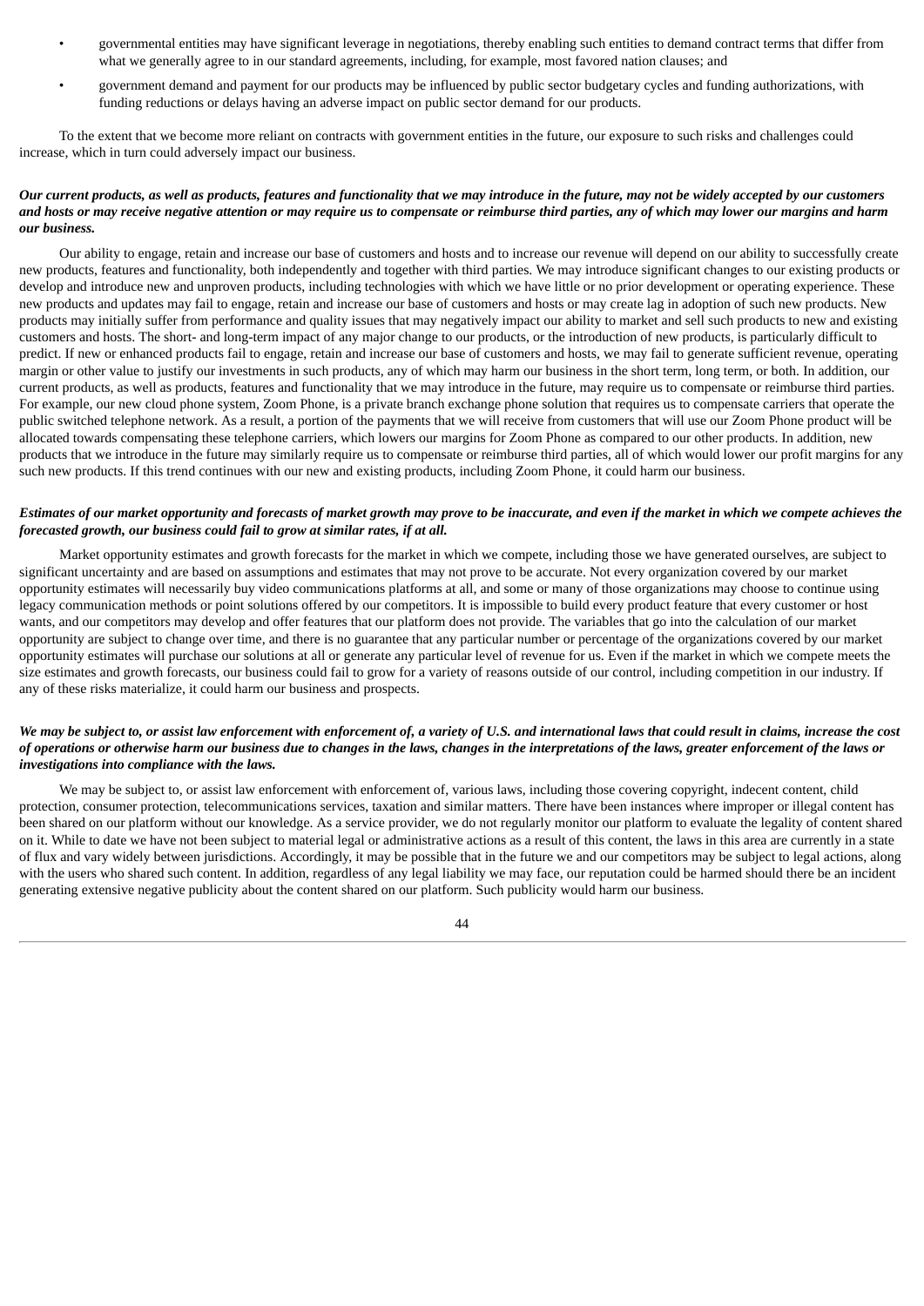- governmental entities may have significant leverage in negotiations, thereby enabling such entities to demand contract terms that differ from what we generally agree to in our standard agreements, including, for example, most favored nation clauses; and
- government demand and payment for our products may be influenced by public sector budgetary cycles and funding authorizations, with funding reductions or delays having an adverse impact on public sector demand for our products.

To the extent that we become more reliant on contracts with government entities in the future, our exposure to such risks and challenges could increase, which in turn could adversely impact our business.

***Our current products, as well as products, features and functionality that we may introduce in the future, may not be widely accepted by our customers and hosts or may receive negative attention or may require us to compensate or reimburse third parties, any of which may lower our margins and harm our business.***

Our ability to engage, retain and increase our base of customers and hosts and to increase our revenue will depend on our ability to successfully create new products, features and functionality, both independently and together with third parties. We may introduce significant changes to our existing products or develop and introduce new and unproven products, including technologies with which we have little or no prior development or operating experience. These new products and updates may fail to engage, retain and increase our base of customers and hosts or may create lag in adoption of such new products. New products may initially suffer from performance and quality issues that may negatively impact our ability to market and sell such products to new and existing customers and hosts. The short- and long-term impact of any major change to our products, or the introduction of new products, is particularly difficult to predict. If new or enhanced products fail to engage, retain and increase our base of customers and hosts, we may fail to generate sufficient revenue, operating margin or other value to justify our investments in such products, any of which may harm our business in the short term, long term, or both. In addition, our current products, as well as products, features and functionality that we may introduce in the future, may require us to compensate or reimburse third parties. For example, our new cloud phone system, Zoom Phone, is a private branch exchange phone solution that requires us to compensate carriers that operate the public switched telephone network. As a result, a portion of the payments that we will receive from customers that will use our Zoom Phone product will be allocated towards compensating these telephone carriers, which lowers our margins for Zoom Phone as compared to our other products. In addition, new products that we introduce in the future may similarly require us to compensate or reimburse third parties, all of which would lower our profit margins for any such new products. If this trend continues with our new and existing products, including Zoom Phone, it could harm our business.

***Estimates of our market opportunity and forecasts of market growth may prove to be inaccurate, and even if the market in which we compete achieves the forecasted growth, our business could fail to grow at similar rates, if at all.***

Market opportunity estimates and growth forecasts for the market in which we compete, including those we have generated ourselves, are subject to significant uncertainty and are based on assumptions and estimates that may not prove to be accurate. Not every organization covered by our market opportunity estimates will necessarily buy video communications platforms at all, and some or many of those organizations may choose to continue using legacy communication methods or point solutions offered by our competitors. It is impossible to build every product feature that every customer or host wants, and our competitors may develop and offer features that our platform does not provide. The variables that go into the calculation of our market opportunity are subject to change over time, and there is no guarantee that any particular number or percentage of the organizations covered by our market opportunity estimates will purchase our solutions at all or generate any particular level of revenue for us. Even if the market in which we compete meets the size estimates and growth forecasts, our business could fail to grow for a variety of reasons outside of our control, including competition in our industry. If any of these risks materialize, it could harm our business and prospects.

***We may be subject to, or assist law enforcement with enforcement of, a variety of U.S. and international laws that could result in claims, increase the cost of operations or otherwise harm our business due to changes in the laws, changes in the interpretations of the laws, greater enforcement of the laws or investigations into compliance with the laws.***

We may be subject to, or assist law enforcement with enforcement of, various laws, including those covering copyright, indecent content, child protection, consumer protection, telecommunications services, taxation and similar matters. There have been instances where improper or illegal content has been shared on our platform without our knowledge. As a service provider, we do not regularly monitor our platform to evaluate the legality of content shared on it. While to date we have not been subject to material legal or administrative actions as a result of this content, the laws in this area are currently in a state of flux and vary widely between jurisdictions. Accordingly, it may be possible that in the future we and our competitors may be subject to legal actions, along with the users who shared such content. In addition, regardless of any legal liability we may face, our reputation could be harmed should there be an incident generating extensive negative publicity about the content shared on our platform. Such publicity would harm our business.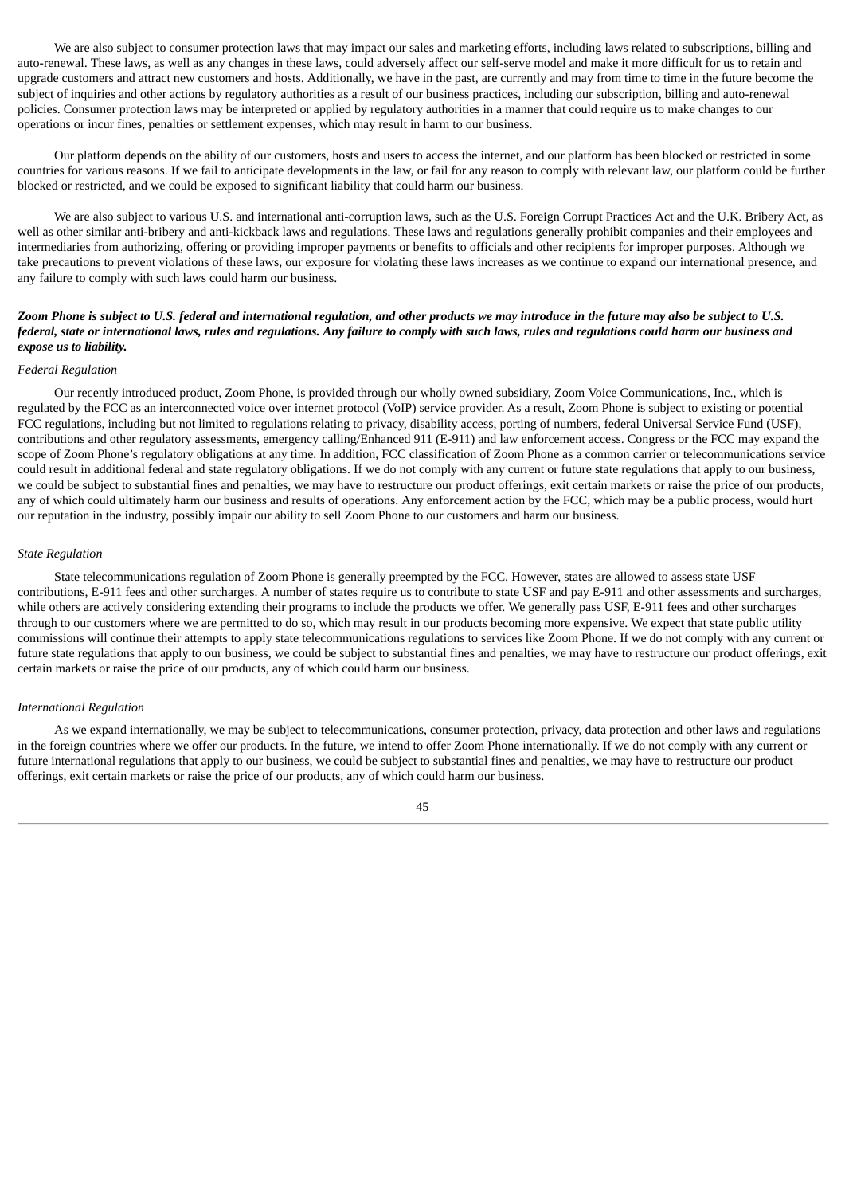We are also subject to consumer protection laws that may impact our sales and marketing efforts, including laws related to subscriptions, billing and auto-renewal. These laws, as well as any changes in these laws, could adversely affect our self-serve model and make it more difficult for us to retain and upgrade customers and attract new customers and hosts. Additionally, we have in the past, are currently and may from time to time in the future become the subject of inquiries and other actions by regulatory authorities as a result of our business practices, including our subscription, billing and auto-renewal policies. Consumer protection laws may be interpreted or applied by regulatory authorities in a manner that could require us to make changes to our operations or incur fines, penalties or settlement expenses, which may result in harm to our business.

Our platform depends on the ability of our customers, hosts and users to access the internet, and our platform has been blocked or restricted in some countries for various reasons. If we fail to anticipate developments in the law, or fail for any reason to comply with relevant law, our platform could be further blocked or restricted, and we could be exposed to significant liability that could harm our business.

We are also subject to various U.S. and international anti-corruption laws, such as the U.S. Foreign Corrupt Practices Act and the U.K. Bribery Act, as well as other similar anti-bribery and anti-kickback laws and regulations. These laws and regulations generally prohibit companies and their employees and intermediaries from authorizing, offering or providing improper payments or benefits to officials and other recipients for improper purposes. Although we take precautions to prevent violations of these laws, our exposure for violating these laws increases as we continue to expand our international presence, and any failure to comply with such laws could harm our business.

***Zoom Phone is subject to U.S. federal and international regulation, and other products we may introduce in the future may also be subject to U.S. federal, state or international laws, rules and regulations. Any failure to comply with such laws, rules and regulations could harm our business and expose us to liability.***

*Federal Regulation*

Our recently introduced product, Zoom Phone, is provided through our wholly owned subsidiary, Zoom Voice Communications, Inc., which is regulated by the FCC as an interconnected voice over internet protocol (VoIP) service provider. As a result, Zoom Phone is subject to existing or potential FCC regulations, including but not limited to regulations relating to privacy, disability access, porting of numbers, federal Universal Service Fund (USF), contributions and other regulatory assessments, emergency calling/Enhanced 911 (E-911) and law enforcement access. Congress or the FCC may expand the scope of Zoom Phone's regulatory obligations at any time. In addition, FCC classification of Zoom Phone as a common carrier or telecommunications service could result in additional federal and state regulatory obligations. If we do not comply with any current or future state regulations that apply to our business, we could be subject to substantial fines and penalties, we may have to restructure our product offerings, exit certain markets or raise the price of our products, any of which could ultimately harm our business and results of operations. Any enforcement action by the FCC, which may be a public process, would hurt our reputation in the industry, possibly impair our ability to sell Zoom Phone to our customers and harm our business.

*State Regulation*

State telecommunications regulation of Zoom Phone is generally preempted by the FCC. However, states are allowed to assess state USF contributions, E-911 fees and other surcharges. A number of states require us to contribute to state USF and pay E-911 and other assessments and surcharges, while others are actively considering extending their programs to include the products we offer. We generally pass USF, E-911 fees and other surcharges through to our customers where we are permitted to do so, which may result in our products becoming more expensive. We expect that state public utility commissions will continue their attempts to apply state telecommunications regulations to services like Zoom Phone. If we do not comply with any current or future state regulations that apply to our business, we could be subject to substantial fines and penalties, we may have to restructure our product offerings, exit certain markets or raise the price of our products, any of which could harm our business.

*International Regulation*

As we expand internationally, we may be subject to telecommunications, consumer protection, privacy, data protection and other laws and regulations in the foreign countries where we offer our products. In the future, we intend to offer Zoom Phone internationally. If we do not comply with any current or future international regulations that apply to our business, we could be subject to substantial fines and penalties, we may have to restructure our product offerings, exit certain markets or raise the price of our products, any of which could harm our business.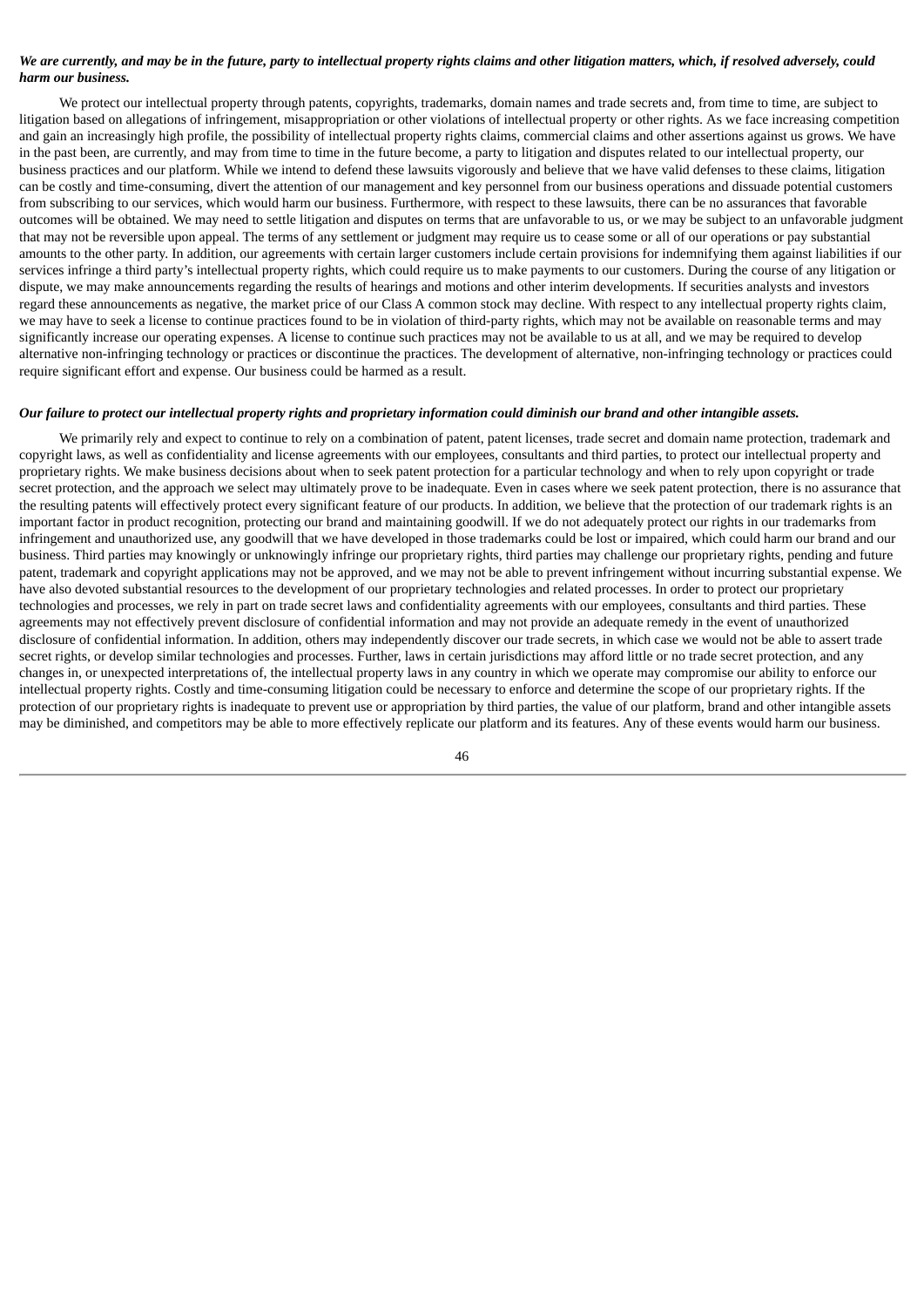***We are currently, and may be in the future, party to intellectual property rights claims and other litigation matters, which, if resolved adversely, could harm our business.***

We protect our intellectual property through patents, copyrights, trademarks, domain names and trade secrets and, from time to time, are subject to litigation based on allegations of infringement, misappropriation or other violations of intellectual property or other rights. As we face increasing competition and gain an increasingly high profile, the possibility of intellectual property rights claims, commercial claims and other assertions against us grows. We have in the past been, are currently, and may from time to time in the future become, a party to litigation and disputes related to our intellectual property, our business practices and our platform. While we intend to defend these lawsuits vigorously and believe that we have valid defenses to these claims, litigation can be costly and time-consuming, divert the attention of our management and key personnel from our business operations and dissuade potential customers from subscribing to our services, which would harm our business. Furthermore, with respect to these lawsuits, there can be no assurances that favorable outcomes will be obtained. We may need to settle litigation and disputes on terms that are unfavorable to us, or we may be subject to an unfavorable judgment that may not be reversible upon appeal. The terms of any settlement or judgment may require us to cease some or all of our operations or pay substantial amounts to the other party. In addition, our agreements with certain larger customers include certain provisions for indemnifying them against liabilities if our services infringe a third party's intellectual property rights, which could require us to make payments to our customers. During the course of any litigation or dispute, we may make announcements regarding the results of hearings and motions and other interim developments. If securities analysts and investors regard these announcements as negative, the market price of our Class A common stock may decline. With respect to any intellectual property rights claim, we may have to seek a license to continue practices found to be in violation of third-party rights, which may not be available on reasonable terms and may significantly increase our operating expenses. A license to continue such practices may not be available to us at all, and we may be required to develop alternative non-infringing technology or practices or discontinue the practices. The development of alternative, non-infringing technology or practices could require significant effort and expense. Our business could be harmed as a result.

***Our failure to protect our intellectual property rights and proprietary information could diminish our brand and other intangible assets.***

We primarily rely and expect to continue to rely on a combination of patent, patent licenses, trade secret and domain name protection, trademark and copyright laws, as well as confidentiality and license agreements with our employees, consultants and third parties, to protect our intellectual property and proprietary rights. We make business decisions about when to seek patent protection for a particular technology and when to rely upon copyright or trade secret protection, and the approach we select may ultimately prove to be inadequate. Even in cases where we seek patent protection, there is no assurance that the resulting patents will effectively protect every significant feature of our products. In addition, we believe that the protection of our trademark rights is an important factor in product recognition, protecting our brand and maintaining goodwill. If we do not adequately protect our rights in our trademarks from infringement and unauthorized use, any goodwill that we have developed in those trademarks could be lost or impaired, which could harm our brand and our business. Third parties may knowingly or unknowingly infringe our proprietary rights, third parties may challenge our proprietary rights, pending and future patent, trademark and copyright applications may not be approved, and we may not be able to prevent infringement without incurring substantial expense. We have also devoted substantial resources to the development of our proprietary technologies and related processes. In order to protect our proprietary technologies and processes, we rely in part on trade secret laws and confidentiality agreements with our employees, consultants and third parties. These agreements may not effectively prevent disclosure of confidential information and may not provide an adequate remedy in the event of unauthorized disclosure of confidential information. In addition, others may independently discover our trade secrets, in which case we would not be able to assert trade secret rights, or develop similar technologies and processes. Further, laws in certain jurisdictions may afford little or no trade secret protection, and any changes in, or unexpected interpretations of, the intellectual property laws in any country in which we operate may compromise our ability to enforce our intellectual property rights. Costly and time-consuming litigation could be necessary to enforce and determine the scope of our proprietary rights. If the protection of our proprietary rights is inadequate to prevent use or appropriation by third parties, the value of our platform, brand and other intangible assets may be diminished, and competitors may be able to more effectively replicate our platform and its features. Any of these events would harm our business.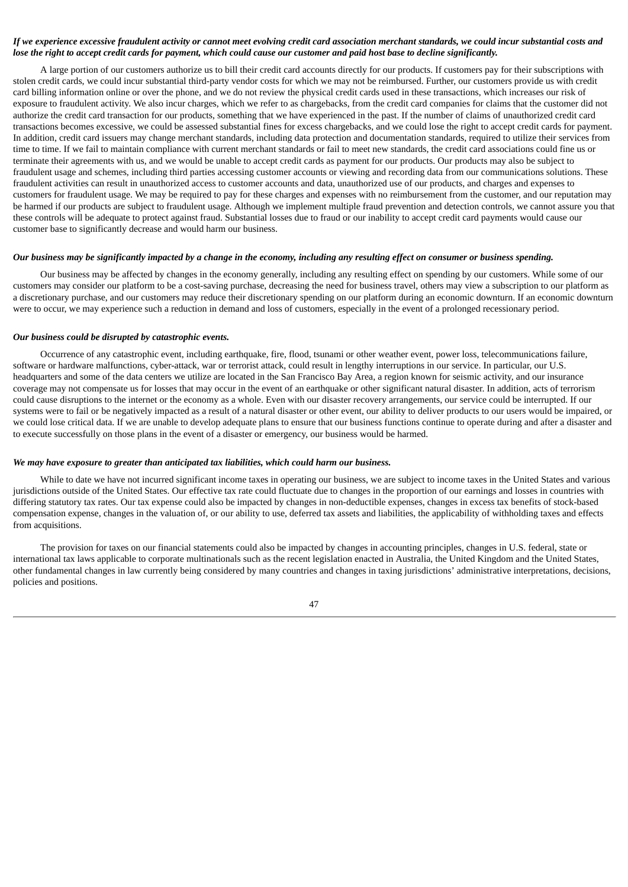***If we experience excessive fraudulent activity or cannot meet evolving credit card association merchant standards, we could incur substantial costs and lose the right to accept credit cards for payment, which could cause our customer and paid host base to decline significantly.***

A large portion of our customers authorize us to bill their credit card accounts directly for our products. If customers pay for their subscriptions with stolen credit cards, we could incur substantial third-party vendor costs for which we may not be reimbursed. Further, our customers provide us with credit card billing information online or over the phone, and we do not review the physical credit cards used in these transactions, which increases our risk of exposure to fraudulent activity. We also incur charges, which we refer to as chargebacks, from the credit card companies for claims that the customer did not authorize the credit card transaction for our products, something that we have experienced in the past. If the number of claims of unauthorized credit card transactions becomes excessive, we could be assessed substantial fines for excess chargebacks, and we could lose the right to accept credit cards for payment. In addition, credit card issuers may change merchant standards, including data protection and documentation standards, required to utilize their services from time to time. If we fail to maintain compliance with current merchant standards or fail to meet new standards, the credit card associations could fine us or terminate their agreements with us, and we would be unable to accept credit cards as payment for our products. Our products may also be subject to fraudulent usage and schemes, including third parties accessing customer accounts or viewing and recording data from our communications solutions. These fraudulent activities can result in unauthorized access to customer accounts and data, unauthorized use of our products, and charges and expenses to customers for fraudulent usage. We may be required to pay for these charges and expenses with no reimbursement from the customer, and our reputation may be harmed if our products are subject to fraudulent usage. Although we implement multiple fraud prevention and detection controls, we cannot assure you that these controls will be adequate to protect against fraud. Substantial losses due to fraud or our inability to accept credit card payments would cause our customer base to significantly decrease and would harm our business.

***Our business may be significantly impacted by a change in the economy, including any resulting effect on consumer or business spending.***

Our business may be affected by changes in the economy generally, including any resulting effect on spending by our customers. While some of our customers may consider our platform to be a cost-saving purchase, decreasing the need for business travel, others may view a subscription to our platform as a discretionary purchase, and our customers may reduce their discretionary spending on our platform during an economic downturn. If an economic downturn were to occur, we may experience such a reduction in demand and loss of customers, especially in the event of a prolonged recessionary period.

***Our business could be disrupted by catastrophic events.***

Occurrence of any catastrophic event, including earthquake, fire, flood, tsunami or other weather event, power loss, telecommunications failure, software or hardware malfunctions, cyber-attack, war or terrorist attack, could result in lengthy interruptions in our service. In particular, our U.S. headquarters and some of the data centers we utilize are located in the San Francisco Bay Area, a region known for seismic activity, and our insurance coverage may not compensate us for losses that may occur in the event of an earthquake or other significant natural disaster. In addition, acts of terrorism could cause disruptions to the internet or the economy as a whole. Even with our disaster recovery arrangements, our service could be interrupted. If our systems were to fail or be negatively impacted as a result of a natural disaster or other event, our ability to deliver products to our users would be impaired, or we could lose critical data. If we are unable to develop adequate plans to ensure that our business functions continue to operate during and after a disaster and to execute successfully on those plans in the event of a disaster or emergency, our business would be harmed.

***We may have exposure to greater than anticipated tax liabilities, which could harm our business.***

While to date we have not incurred significant income taxes in operating our business, we are subject to income taxes in the United States and various jurisdictions outside of the United States. Our effective tax rate could fluctuate due to changes in the proportion of our earnings and losses in countries with differing statutory tax rates. Our tax expense could also be impacted by changes in non-deductible expenses, changes in excess tax benefits of stock-based compensation expense, changes in the valuation of, or our ability to use, deferred tax assets and liabilities, the applicability of withholding taxes and effects from acquisitions.

The provision for taxes on our financial statements could also be impacted by changes in accounting principles, changes in U.S. federal, state or international tax laws applicable to corporate multinationals such as the recent legislation enacted in Australia, the United Kingdom and the United States, other fundamental changes in law currently being considered by many countries and changes in taxing jurisdictions' administrative interpretations, decisions, policies and positions.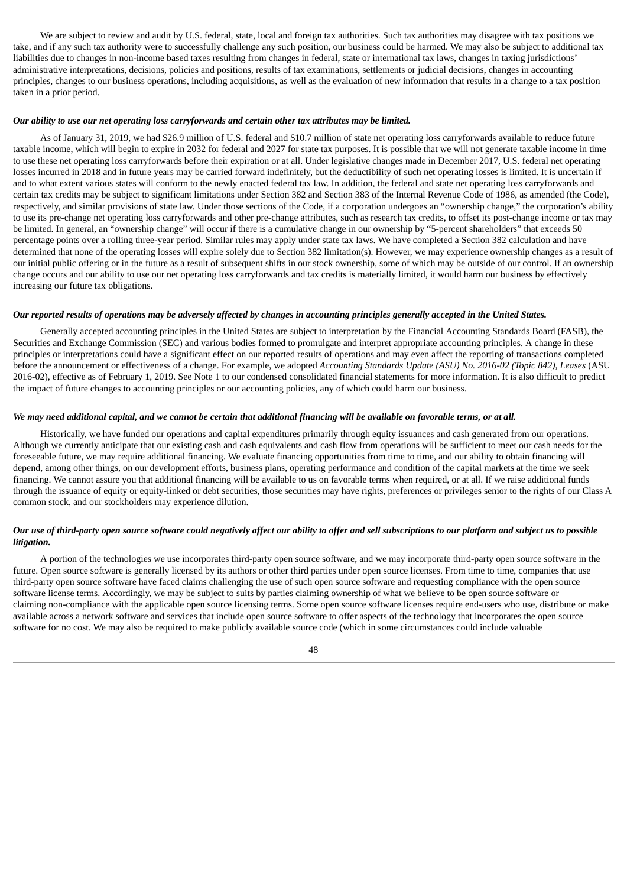We are subject to review and audit by U.S. federal, state, local and foreign tax authorities. Such tax authorities may disagree with tax positions we take, and if any such tax authority were to successfully challenge any such position, our business could be harmed. We may also be subject to additional tax liabilities due to changes in non-income based taxes resulting from changes in federal, state or international tax laws, changes in taxing jurisdictions' administrative interpretations, decisions, policies and positions, results of tax examinations, settlements or judicial decisions, changes in accounting principles, changes to our business operations, including acquisitions, as well as the evaluation of new information that results in a change to a tax position taken in a prior period.

***Our ability to use our net operating loss carryforwards and certain other tax attributes may be limited.***

As of January 31, 2019, we had $26.9 million of U.S. federal and $10.7 million of state net operating loss carryforwards available to reduce future taxable income, which will begin to expire in 2032 for federal and 2027 for state tax purposes. It is possible that we will not generate taxable income in time to use these net operating loss carryforwards before their expiration or at all. Under legislative changes made in December 2017, U.S. federal net operating losses incurred in 2018 and in future years may be carried forward indefinitely, but the deductibility of such net operating losses is limited. It is uncertain if and to what extent various states will conform to the newly enacted federal tax law. In addition, the federal and state net operating loss carryforwards and certain tax credits may be subject to significant limitations under Section 382 and Section 383 of the Internal Revenue Code of 1986, as amended (the Code), respectively, and similar provisions of state law. Under those sections of the Code, if a corporation undergoes an "ownership change," the corporation's ability to use its pre-change net operating loss carryforwards and other pre-change attributes, such as research tax credits, to offset its post-change income or tax may be limited. In general, an "ownership change" will occur if there is a cumulative change in our ownership by "5-percent shareholders" that exceeds 50 percentage points over a rolling three-year period. Similar rules may apply under state tax laws. We have completed a Section 382 calculation and have determined that none of the operating losses will expire solely due to Section 382 limitation(s). However, we may experience ownership changes as a result of our initial public offering or in the future as a result of subsequent shifts in our stock ownership, some of which may be outside of our control. If an ownership change occurs and our ability to use our net operating loss carryforwards and tax credits is materially limited, it would harm our business by effectively increasing our future tax obligations.

***Our reported results of operations may be adversely affected by changes in accounting principles generally accepted in the United States.***

Generally accepted accounting principles in the United States are subject to interpretation by the Financial Accounting Standards Board (FASB), the Securities and Exchange Commission (SEC) and various bodies formed to promulgate and interpret appropriate accounting principles. A change in these principles or interpretations could have a significant effect on our reported results of operations and may even affect the reporting of transactions completed before the announcement or effectiveness of a change. For example, we adopted *Accounting Standards Update (ASU) No. 2016-02 (Topic 842), Leases* (ASU 2016-02), effective as of February 1, 2019. See Note 1 to our condensed consolidated financial statements for more information. It is also difficult to predict the impact of future changes to accounting principles or our accounting policies, any of which could harm our business.

***We may need additional capital, and we cannot be certain that additional financing will be available on favorable terms, or at all.***

Historically, we have funded our operations and capital expenditures primarily through equity issuances and cash generated from our operations. Although we currently anticipate that our existing cash and cash equivalents and cash flow from operations will be sufficient to meet our cash needs for the foreseeable future, we may require additional financing. We evaluate financing opportunities from time to time, and our ability to obtain financing will depend, among other things, on our development efforts, business plans, operating performance and condition of the capital markets at the time we seek financing. We cannot assure you that additional financing will be available to us on favorable terms when required, or at all. If we raise additional funds through the issuance of equity or equity-linked or debt securities, those securities may have rights, preferences or privileges senior to the rights of our Class A common stock, and our stockholders may experience dilution.

***Our use of third-party open source software could negatively affect our ability to offer and sell subscriptions to our platform and subject us to possible litigation.***

A portion of the technologies we use incorporates third-party open source software, and we may incorporate third-party open source software in the future. Open source software is generally licensed by its authors or other third parties under open source licenses. From time to time, companies that use third-party open source software have faced claims challenging the use of such open source software and requesting compliance with the open source software license terms. Accordingly, we may be subject to suits by parties claiming ownership of what we believe to be open source software or claiming non-compliance with the applicable open source licensing terms. Some open source software licenses require end-users who use, distribute or make available across a network software and services that include open source software to offer aspects of the technology that incorporates the open source software for no cost. We may also be required to make publicly available source code (which in some circumstances could include valuable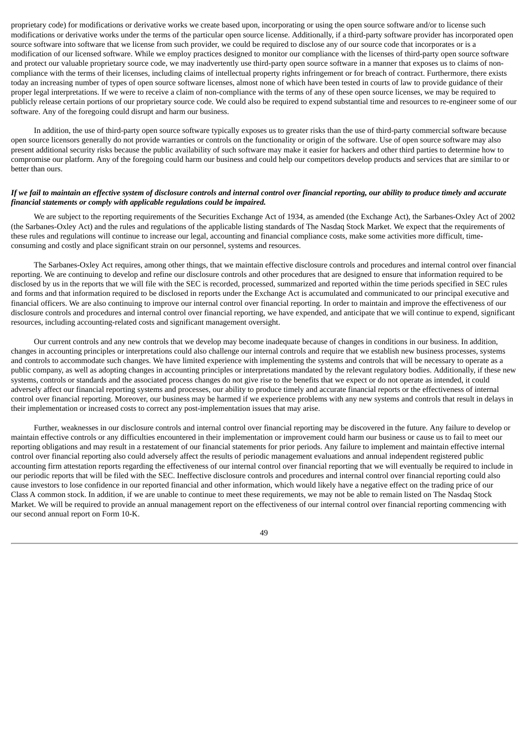proprietary code) for modifications or derivative works we create based upon, incorporating or using the open source software and/or to license such modifications or derivative works under the terms of the particular open source license. Additionally, if a third-party software provider has incorporated open source software into software that we license from such provider, we could be required to disclose any of our source code that incorporates or is a modification of our licensed software. While we employ practices designed to monitor our compliance with the licenses of third-party open source software and protect our valuable proprietary source code, we may inadvertently use third-party open source software in a manner that exposes us to claims of non-compliance with the terms of their licenses, including claims of intellectual property rights infringement or for breach of contract. Furthermore, there exists today an increasing number of types of open source software licenses, almost none of which have been tested in courts of law to provide guidance of their proper legal interpretations. If we were to receive a claim of non-compliance with the terms of any of these open source licenses, we may be required to publicly release certain portions of our proprietary source code. We could also be required to expend substantial time and resources to re-engineer some of our software. Any of the foregoing could disrupt and harm our business.

In addition, the use of third-party open source software typically exposes us to greater risks than the use of third-party commercial software because open source licensors generally do not provide warranties or controls on the functionality or origin of the software. Use of open source software may also present additional security risks because the public availability of such software may make it easier for hackers and other third parties to determine how to compromise our platform. Any of the foregoing could harm our business and could help our competitors develop products and services that are similar to or better than ours.

***If we fail to maintain an effective system of disclosure controls and internal control over financial reporting, our ability to produce timely and accurate financial statements or comply with applicable regulations could be impaired.***

We are subject to the reporting requirements of the Securities Exchange Act of 1934, as amended (the Exchange Act), the Sarbanes-Oxley Act of 2002 (the Sarbanes-Oxley Act) and the rules and regulations of the applicable listing standards of The Nasdaq Stock Market. We expect that the requirements of these rules and regulations will continue to increase our legal, accounting and financial compliance costs, make some activities more difficult, time-consuming and costly and place significant strain on our personnel, systems and resources.

The Sarbanes-Oxley Act requires, among other things, that we maintain effective disclosure controls and procedures and internal control over financial reporting. We are continuing to develop and refine our disclosure controls and other procedures that are designed to ensure that information required to be disclosed by us in the reports that we will file with the SEC is recorded, processed, summarized and reported within the time periods specified in SEC rules and forms and that information required to be disclosed in reports under the Exchange Act is accumulated and communicated to our principal executive and financial officers. We are also continuing to improve our internal control over financial reporting. In order to maintain and improve the effectiveness of our disclosure controls and procedures and internal control over financial reporting, we have expended, and anticipate that we will continue to expend, significant resources, including accounting-related costs and significant management oversight.

Our current controls and any new controls that we develop may become inadequate because of changes in conditions in our business. In addition, changes in accounting principles or interpretations could also challenge our internal controls and require that we establish new business processes, systems and controls to accommodate such changes. We have limited experience with implementing the systems and controls that will be necessary to operate as a public company, as well as adopting changes in accounting principles or interpretations mandated by the relevant regulatory bodies. Additionally, if these new systems, controls or standards and the associated process changes do not give rise to the benefits that we expect or do not operate as intended, it could adversely affect our financial reporting systems and processes, our ability to produce timely and accurate financial reports or the effectiveness of internal control over financial reporting. Moreover, our business may be harmed if we experience problems with any new systems and controls that result in delays in their implementation or increased costs to correct any post-implementation issues that may arise.

Further, weaknesses in our disclosure controls and internal control over financial reporting may be discovered in the future. Any failure to develop or maintain effective controls or any difficulties encountered in their implementation or improvement could harm our business or cause us to fail to meet our reporting obligations and may result in a restatement of our financial statements for prior periods. Any failure to implement and maintain effective internal control over financial reporting also could adversely affect the results of periodic management evaluations and annual independent registered public accounting firm attestation reports regarding the effectiveness of our internal control over financial reporting that we will eventually be required to include in our periodic reports that will be filed with the SEC. Ineffective disclosure controls and procedures and internal control over financial reporting could also cause investors to lose confidence in our reported financial and other information, which would likely have a negative effect on the trading price of our Class A common stock. In addition, if we are unable to continue to meet these requirements, we may not be able to remain listed on The Nasdaq Stock Market. We will be required to provide an annual management report on the effectiveness of our internal control over financial reporting commencing with our second annual report on Form 10-K.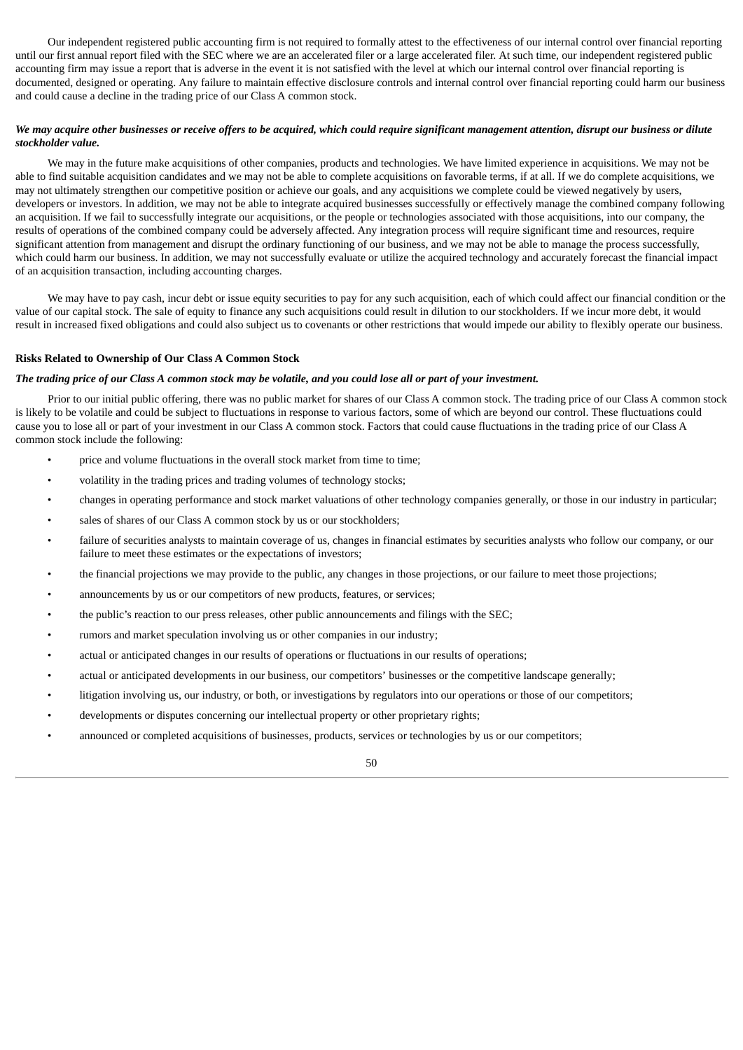Our independent registered public accounting firm is not required to formally attest to the effectiveness of our internal control over financial reporting until our first annual report filed with the SEC where we are an accelerated filer or a large accelerated filer. At such time, our independent registered public accounting firm may issue a report that is adverse in the event it is not satisfied with the level at which our internal control over financial reporting is documented, designed or operating. Any failure to maintain effective disclosure controls and internal control over financial reporting could harm our business and could cause a decline in the trading price of our Class A common stock.

***We may acquire other businesses or receive offers to be acquired, which could require significant management attention, disrupt our business or dilute stockholder value.***

We may in the future make acquisitions of other companies, products and technologies. We have limited experience in acquisitions. We may not be able to find suitable acquisition candidates and we may not be able to complete acquisitions on favorable terms, if at all. If we do complete acquisitions, we may not ultimately strengthen our competitive position or achieve our goals, and any acquisitions we complete could be viewed negatively by users, developers or investors. In addition, we may not be able to integrate acquired businesses successfully or effectively manage the combined company following an acquisition. If we fail to successfully integrate our acquisitions, or the people or technologies associated with those acquisitions, into our company, the results of operations of the combined company could be adversely affected. Any integration process will require significant time and resources, require significant attention from management and disrupt the ordinary functioning of our business, and we may not be able to manage the process successfully, which could harm our business. In addition, we may not successfully evaluate or utilize the acquired technology and accurately forecast the financial impact of an acquisition transaction, including accounting charges.

We may have to pay cash, incur debt or issue equity securities to pay for any such acquisition, each of which could affect our financial condition or the value of our capital stock. The sale of equity to finance any such acquisitions could result in dilution to our stockholders. If we incur more debt, it would result in increased fixed obligations and could also subject us to covenants or other restrictions that would impede our ability to flexibly operate our business.

**Risks Related to Ownership of Our Class A Common Stock**

***The trading price of our Class A common stock may be volatile, and you could lose all or part of your investment.***

Prior to our initial public offering, there was no public market for shares of our Class A common stock. The trading price of our Class A common stock is likely to be volatile and could be subject to fluctuations in response to various factors, some of which are beyond our control. These fluctuations could cause you to lose all or part of your investment in our Class A common stock. Factors that could cause fluctuations in the trading price of our Class A common stock include the following:

- price and volume fluctuations in the overall stock market from time to time;
- volatility in the trading prices and trading volumes of technology stocks;
- changes in operating performance and stock market valuations of other technology companies generally, or those in our industry in particular;
- sales of shares of our Class A common stock by us or our stockholders;
- failure of securities analysts to maintain coverage of us, changes in financial estimates by securities analysts who follow our company, or our failure to meet these estimates or the expectations of investors;
- the financial projections we may provide to the public, any changes in those projections, or our failure to meet those projections;
- announcements by us or our competitors of new products, features, or services;
- the public's reaction to our press releases, other public announcements and filings with the SEC;
- rumors and market speculation involving us or other companies in our industry;
- actual or anticipated changes in our results of operations or fluctuations in our results of operations;
- actual or anticipated developments in our business, our competitors' businesses or the competitive landscape generally;
- litigation involving us, our industry, or both, or investigations by regulators into our operations or those of our competitors;
- developments or disputes concerning our intellectual property or other proprietary rights;
- announced or completed acquisitions of businesses, products, services or technologies by us or our competitors;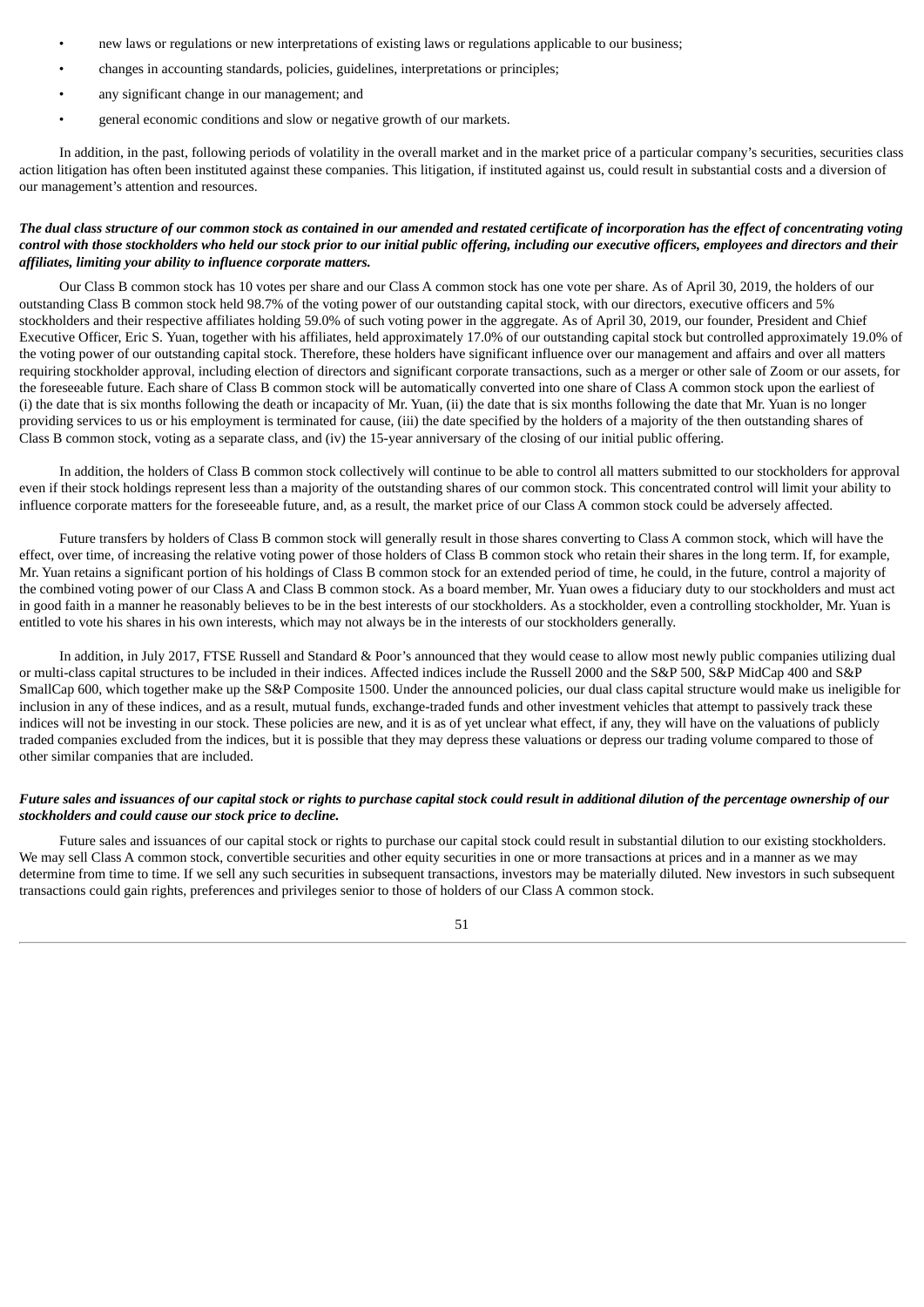- new laws or regulations or new interpretations of existing laws or regulations applicable to our business;
- changes in accounting standards, policies, guidelines, interpretations or principles;
- any significant change in our management; and
- general economic conditions and slow or negative growth of our markets.

In addition, in the past, following periods of volatility in the overall market and in the market price of a particular company's securities, securities class action litigation has often been instituted against these companies. This litigation, if instituted against us, could result in substantial costs and a diversion of our management's attention and resources.

***The dual class structure of our common stock as contained in our amended and restated certificate of incorporation has the effect of concentrating voting control with those stockholders who held our stock prior to our initial public offering, including our executive officers, employees and directors and their affiliates, limiting your ability to influence corporate matters.***

Our Class B common stock has 10 votes per share and our Class A common stock has one vote per share. As of April 30, 2019, the holders of our outstanding Class B common stock held 98.7% of the voting power of our outstanding capital stock, with our directors, executive officers and 5% stockholders and their respective affiliates holding 59.0% of such voting power in the aggregate. As of April 30, 2019, our founder, President and Chief Executive Officer, Eric S. Yuan, together with his affiliates, held approximately 17.0% of our outstanding capital stock but controlled approximately 19.0% of the voting power of our outstanding capital stock. Therefore, these holders have significant influence over our management and affairs and over all matters requiring stockholder approval, including election of directors and significant corporate transactions, such as a merger or other sale of Zoom or our assets, for the foreseeable future. Each share of Class B common stock will be automatically converted into one share of Class A common stock upon the earliest of (i) the date that is six months following the death or incapacity of Mr. Yuan, (ii) the date that is six months following the date that Mr. Yuan is no longer providing services to us or his employment is terminated for cause, (iii) the date specified by the holders of a majority of the then outstanding shares of Class B common stock, voting as a separate class, and (iv) the 15-year anniversary of the closing of our initial public offering.

In addition, the holders of Class B common stock collectively will continue to be able to control all matters submitted to our stockholders for approval even if their stock holdings represent less than a majority of the outstanding shares of our common stock. This concentrated control will limit your ability to influence corporate matters for the foreseeable future, and, as a result, the market price of our Class A common stock could be adversely affected.

Future transfers by holders of Class B common stock will generally result in those shares converting to Class A common stock, which will have the effect, over time, of increasing the relative voting power of those holders of Class B common stock who retain their shares in the long term. If, for example, Mr. Yuan retains a significant portion of his holdings of Class B common stock for an extended period of time, he could, in the future, control a majority of the combined voting power of our Class A and Class B common stock. As a board member, Mr. Yuan owes a fiduciary duty to our stockholders and must act in good faith in a manner he reasonably believes to be in the best interests of our stockholders. As a stockholder, even a controlling stockholder, Mr. Yuan is entitled to vote his shares in his own interests, which may not always be in the interests of our stockholders generally.

In addition, in July 2017, FTSE Russell and Standard & Poor's announced that they would cease to allow most newly public companies utilizing dual or multi-class capital structures to be included in their indices. Affected indices include the Russell 2000 and the S&P 500, S&P MidCap 400 and S&P SmallCap 600, which together make up the S&P Composite 1500. Under the announced policies, our dual class capital structure would make us ineligible for inclusion in any of these indices, and as a result, mutual funds, exchange-traded funds and other investment vehicles that attempt to passively track these indices will not be investing in our stock. These policies are new, and it is as of yet unclear what effect, if any, they will have on the valuations of publicly traded companies excluded from the indices, but it is possible that they may depress these valuations or depress our trading volume compared to those of other similar companies that are included.

***Future sales and issuances of our capital stock or rights to purchase capital stock could result in additional dilution of the percentage ownership of our stockholders and could cause our stock price to decline.***

Future sales and issuances of our capital stock or rights to purchase our capital stock could result in substantial dilution to our existing stockholders. We may sell Class A common stock, convertible securities and other equity securities in one or more transactions at prices and in a manner as we may determine from time to time. If we sell any such securities in subsequent transactions, investors may be materially diluted. New investors in such subsequent transactions could gain rights, preferences and privileges senior to those of holders of our Class A common stock.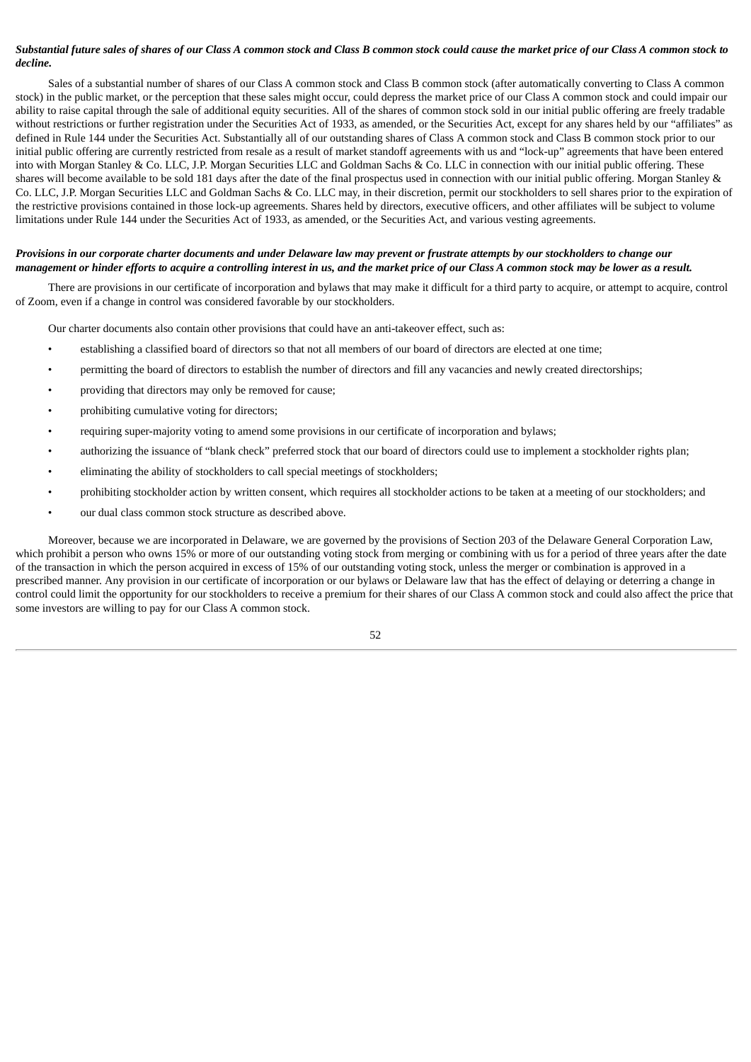***Substantial future sales of shares of our Class A common stock and Class B common stock could cause the market price of our Class A common stock to decline.***

Sales of a substantial number of shares of our Class A common stock and Class B common stock (after automatically converting to Class A common stock) in the public market, or the perception that these sales might occur, could depress the market price of our Class A common stock and could impair our ability to raise capital through the sale of additional equity securities. All of the shares of common stock sold in our initial public offering are freely tradable without restrictions or further registration under the Securities Act of 1933, as amended, or the Securities Act, except for any shares held by our "affiliates" as defined in Rule 144 under the Securities Act. Substantially all of our outstanding shares of Class A common stock and Class B common stock prior to our initial public offering are currently restricted from resale as a result of market standoff agreements with us and "lock-up" agreements that have been entered into with Morgan Stanley & Co. LLC, J.P. Morgan Securities LLC and Goldman Sachs & Co. LLC in connection with our initial public offering. These shares will become available to be sold 181 days after the date of the final prospectus used in connection with our initial public offering. Morgan Stanley & Co. LLC, J.P. Morgan Securities LLC and Goldman Sachs & Co. LLC may, in their discretion, permit our stockholders to sell shares prior to the expiration of the restrictive provisions contained in those lock-up agreements. Shares held by directors, executive officers, and other affiliates will be subject to volume limitations under Rule 144 under the Securities Act of 1933, as amended, or the Securities Act, and various vesting agreements.

***Provisions in our corporate charter documents and under Delaware law may prevent or frustrate attempts by our stockholders to change our management or hinder efforts to acquire a controlling interest in us, and the market price of our Class A common stock may be lower as a result.***

There are provisions in our certificate of incorporation and bylaws that may make it difficult for a third party to acquire, or attempt to acquire, control of Zoom, even if a change in control was considered favorable by our stockholders.

Our charter documents also contain other provisions that could have an anti-takeover effect, such as:

- establishing a classified board of directors so that not all members of our board of directors are elected at one time;
- permitting the board of directors to establish the number of directors and fill any vacancies and newly created directorships;
- providing that directors may only be removed for cause;
- prohibiting cumulative voting for directors;
- requiring super-majority voting to amend some provisions in our certificate of incorporation and bylaws;
- authorizing the issuance of "blank check" preferred stock that our board of directors could use to implement a stockholder rights plan;
- eliminating the ability of stockholders to call special meetings of stockholders;
- prohibiting stockholder action by written consent, which requires all stockholder actions to be taken at a meeting of our stockholders; and
- our dual class common stock structure as described above.

Moreover, because we are incorporated in Delaware, we are governed by the provisions of Section 203 of the Delaware General Corporation Law, which prohibit a person who owns 15% or more of our outstanding voting stock from merging or combining with us for a period of three years after the date of the transaction in which the person acquired in excess of 15% of our outstanding voting stock, unless the merger or combination is approved in a prescribed manner. Any provision in our certificate of incorporation or our bylaws or Delaware law that has the effect of delaying or deterring a change in control could limit the opportunity for our stockholders to receive a premium for their shares of our Class A common stock and could also affect the price that some investors are willing to pay for our Class A common stock.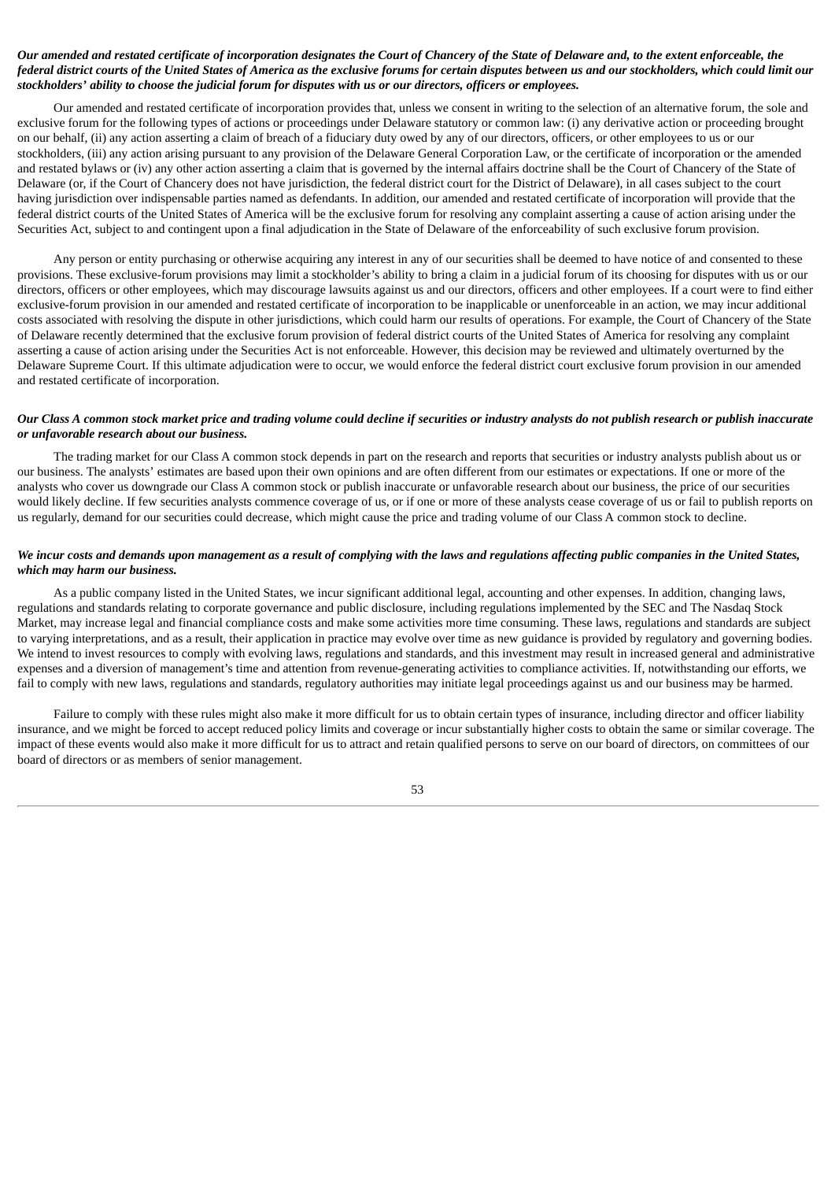***Our amended and restated certificate of incorporation designates the Court of Chancery of the State of Delaware and, to the extent enforceable, the federal district courts of the United States of America as the exclusive forums for certain disputes between us and our stockholders, which could limit our stockholders' ability to choose the judicial forum for disputes with us or our directors, officers or employees.***

Our amended and restated certificate of incorporation provides that, unless we consent in writing to the selection of an alternative forum, the sole and exclusive forum for the following types of actions or proceedings under Delaware statutory or common law: (i) any derivative action or proceeding brought on our behalf, (ii) any action asserting a claim of breach of a fiduciary duty owed by any of our directors, officers, or other employees to us or our stockholders, (iii) any action arising pursuant to any provision of the Delaware General Corporation Law, or the certificate of incorporation or the amended and restated bylaws or (iv) any other action asserting a claim that is governed by the internal affairs doctrine shall be the Court of Chancery of the State of Delaware (or, if the Court of Chancery does not have jurisdiction, the federal district court for the District of Delaware), in all cases subject to the court having jurisdiction over indispensable parties named as defendants. In addition, our amended and restated certificate of incorporation will provide that the federal district courts of the United States of America will be the exclusive forum for resolving any complaint asserting a cause of action arising under the Securities Act, subject to and contingent upon a final adjudication in the State of Delaware of the enforceability of such exclusive forum provision.

Any person or entity purchasing or otherwise acquiring any interest in any of our securities shall be deemed to have notice of and consented to these provisions. These exclusive-forum provisions may limit a stockholder's ability to bring a claim in a judicial forum of its choosing for disputes with us or our directors, officers or other employees, which may discourage lawsuits against us and our directors, officers and other employees. If a court were to find either exclusive-forum provision in our amended and restated certificate of incorporation to be inapplicable or unenforceable in an action, we may incur additional costs associated with resolving the dispute in other jurisdictions, which could harm our results of operations. For example, the Court of Chancery of the State of Delaware recently determined that the exclusive forum provision of federal district courts of the United States of America for resolving any complaint asserting a cause of action arising under the Securities Act is not enforceable. However, this decision may be reviewed and ultimately overturned by the Delaware Supreme Court. If this ultimate adjudication were to occur, we would enforce the federal district court exclusive forum provision in our amended and restated certificate of incorporation.

***Our Class A common stock market price and trading volume could decline if securities or industry analysts do not publish research or publish inaccurate or unfavorable research about our business.***

The trading market for our Class A common stock depends in part on the research and reports that securities or industry analysts publish about us or our business. The analysts' estimates are based upon their own opinions and are often different from our estimates or expectations. If one or more of the analysts who cover us downgrade our Class A common stock or publish inaccurate or unfavorable research about our business, the price of our securities would likely decline. If few securities analysts commence coverage of us, or if one or more of these analysts cease coverage of us or fail to publish reports on us regularly, demand for our securities could decrease, which might cause the price and trading volume of our Class A common stock to decline.

***We incur costs and demands upon management as a result of complying with the laws and regulations affecting public companies in the United States, which may harm our business.***

As a public company listed in the United States, we incur significant additional legal, accounting and other expenses. In addition, changing laws, regulations and standards relating to corporate governance and public disclosure, including regulations implemented by the SEC and The Nasdaq Stock Market, may increase legal and financial compliance costs and make some activities more time consuming. These laws, regulations and standards are subject to varying interpretations, and as a result, their application in practice may evolve over time as new guidance is provided by regulatory and governing bodies. We intend to invest resources to comply with evolving laws, regulations and standards, and this investment may result in increased general and administrative expenses and a diversion of management's time and attention from revenue-generating activities to compliance activities. If, notwithstanding our efforts, we fail to comply with new laws, regulations and standards, regulatory authorities may initiate legal proceedings against us and our business may be harmed.

Failure to comply with these rules might also make it more difficult for us to obtain certain types of insurance, including director and officer liability insurance, and we might be forced to accept reduced policy limits and coverage or incur substantially higher costs to obtain the same or similar coverage. The impact of these events would also make it more difficult for us to attract and retain qualified persons to serve on our board of directors, on committees of our board of directors or as members of senior management.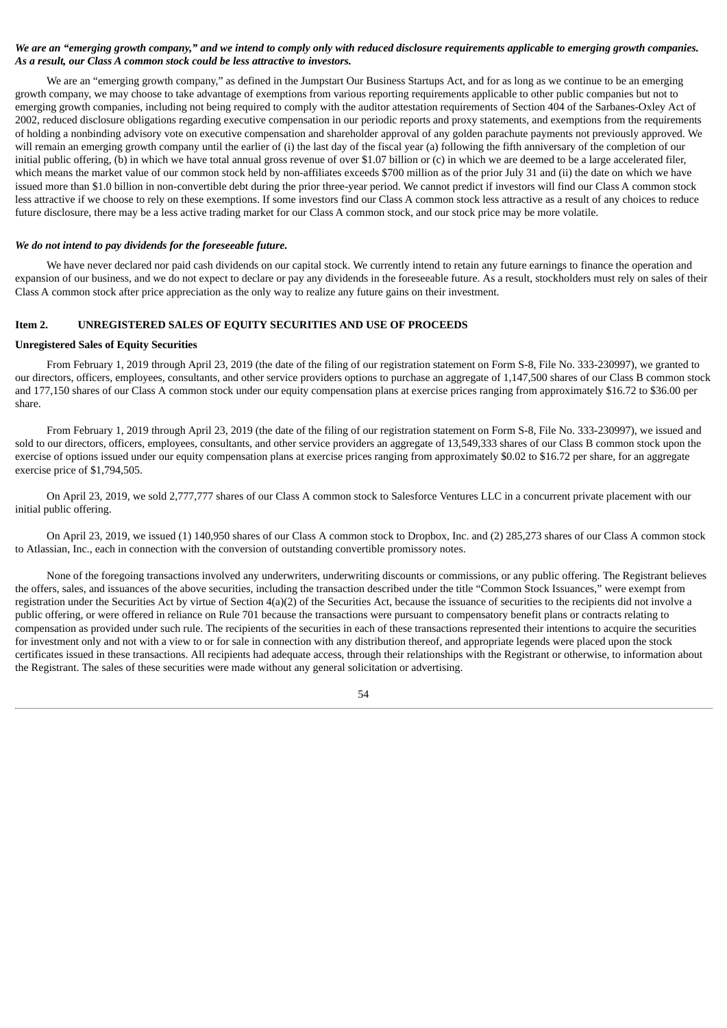***We are an "emerging growth company," and we intend to comply only with reduced disclosure requirements applicable to emerging growth companies. As a result, our Class A common stock could be less attractive to investors.***

We are an "emerging growth company," as defined in the Jumpstart Our Business Startups Act, and for as long as we continue to be an emerging growth company, we may choose to take advantage of exemptions from various reporting requirements applicable to other public companies but not to emerging growth companies, including not being required to comply with the auditor attestation requirements of Section 404 of the Sarbanes-Oxley Act of 2002, reduced disclosure obligations regarding executive compensation in our periodic reports and proxy statements, and exemptions from the requirements of holding a nonbinding advisory vote on executive compensation and shareholder approval of any golden parachute payments not previously approved. We will remain an emerging growth company until the earlier of (i) the last day of the fiscal year (a) following the fifth anniversary of the completion of our initial public offering, (b) in which we have total annual gross revenue of over $1.07 billion or (c) in which we are deemed to be a large accelerated filer, which means the market value of our common stock held by non-affiliates exceeds $700 million as of the prior July 31 and (ii) the date on which we have issued more than $1.0 billion in non-convertible debt during the prior three-year period. We cannot predict if investors will find our Class A common stock less attractive if we choose to rely on these exemptions. If some investors find our Class A common stock less attractive as a result of any choices to reduce future disclosure, there may be a less active trading market for our Class A common stock, and our stock price may be more volatile.

***We do not intend to pay dividends for the foreseeable future.***

We have never declared nor paid cash dividends on our capital stock. We currently intend to retain any future earnings to finance the operation and expansion of our business, and we do not expect to declare or pay any dividends in the foreseeable future. As a result, stockholders must rely on sales of their Class A common stock after price appreciation as the only way to realize any future gains on their investment.

## Item 2. UNREGISTERED SALES OF EQUITY SECURITIES AND USE OF PROCEEDS

**Unregistered Sales of Equity Securities**

From February 1, 2019 through April 23, 2019 (the date of the filing of our registration statement on Form S-8, File No. 333-230997), we granted to our directors, officers, employees, consultants, and other service providers options to purchase an aggregate of 1,147,500 shares of our Class B common stock and 177,150 shares of our Class A common stock under our equity compensation plans at exercise prices ranging from approximately $16.72 to $36.00 per share.

From February 1, 2019 through April 23, 2019 (the date of the filing of our registration statement on Form S-8, File No. 333-230997), we issued and sold to our directors, officers, employees, consultants, and other service providers an aggregate of 13,549,333 shares of our Class B common stock upon the exercise of options issued under our equity compensation plans at exercise prices ranging from approximately $0.02 to $16.72 per share, for an aggregate exercise price of $1,794,505.

On April 23, 2019, we sold 2,777,777 shares of our Class A common stock to Salesforce Ventures LLC in a concurrent private placement with our initial public offering.

On April 23, 2019, we issued (1) 140,950 shares of our Class A common stock to Dropbox, Inc. and (2) 285,273 shares of our Class A common stock to Atlassian, Inc., each in connection with the conversion of outstanding convertible promissory notes.

None of the foregoing transactions involved any underwriters, underwriting discounts or commissions, or any public offering. The Registrant believes the offers, sales, and issuances of the above securities, including the transaction described under the title "Common Stock Issuances," were exempt from registration under the Securities Act by virtue of Section 4(a)(2) of the Securities Act, because the issuance of securities to the recipients did not involve a public offering, or were offered in reliance on Rule 701 because the transactions were pursuant to compensatory benefit plans or contracts relating to compensation as provided under such rule. The recipients of the securities in each of these transactions represented their intentions to acquire the securities for investment only and not with a view to or for sale in connection with any distribution thereof, and appropriate legends were placed upon the stock certificates issued in these transactions. All recipients had adequate access, through their relationships with the Registrant or otherwise, to information about the Registrant. The sales of these securities were made without any general solicitation or advertising.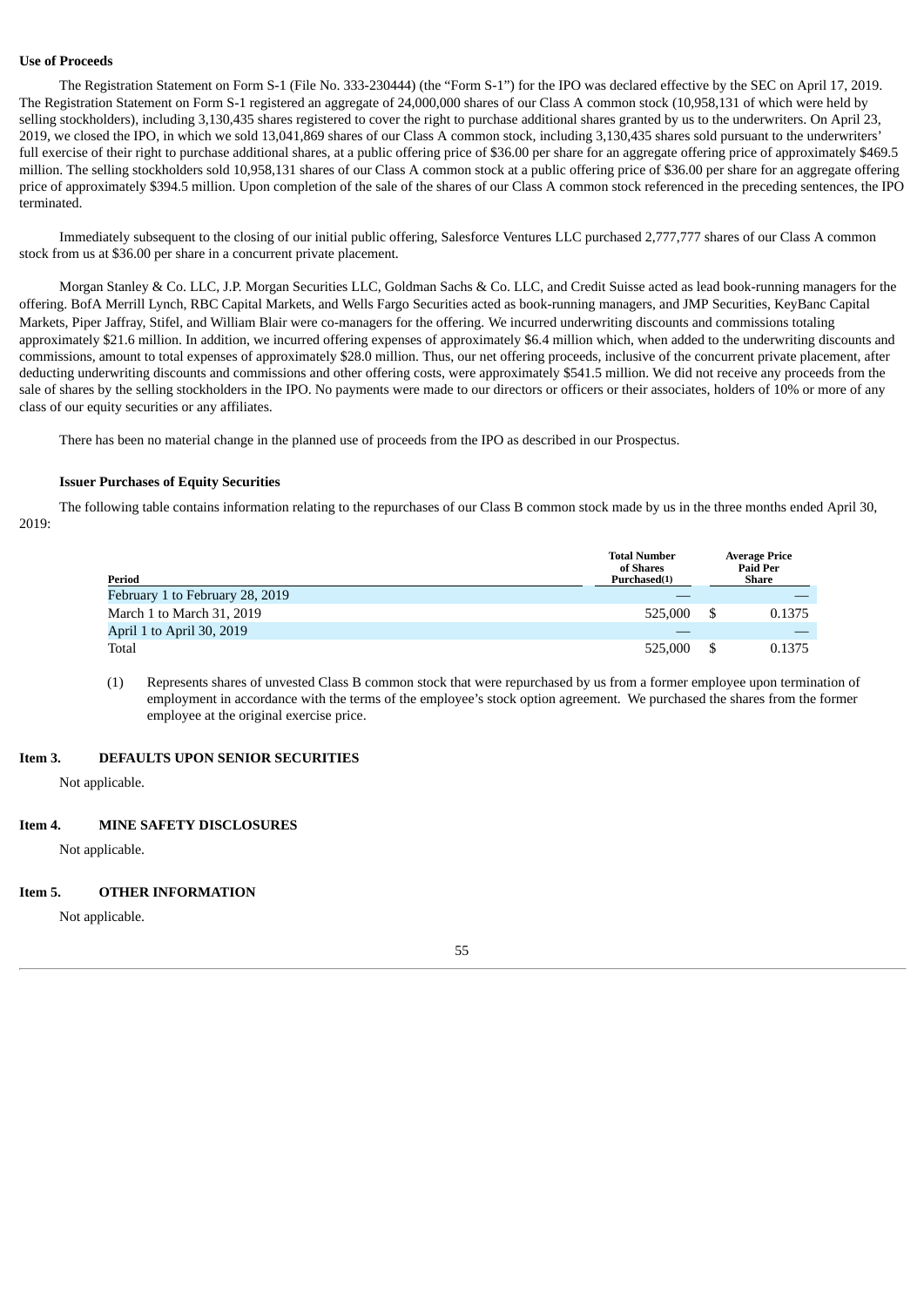**Use of Proceeds**

The Registration Statement on Form S-1 (File No. 333-230444) (the “Form S-1”) for the IPO was declared effective by the SEC on April 17, 2019. The Registration Statement on Form S-1 registered an aggregate of 24,000,000 shares of our Class A common stock (10,958,131 of which were held by selling stockholders), including 3,130,435 shares registered to cover the right to purchase additional shares granted by us to the underwriters. On April 23, 2019, we closed the IPO, in which we sold 13,041,869 shares of our Class A common stock, including 3,130,435 shares sold pursuant to the underwriters’ full exercise of their right to purchase additional shares, at a public offering price of $36.00 per share for an aggregate offering price of approximately $469.5 million. The selling stockholders sold 10,958,131 shares of our Class A common stock at a public offering price of $36.00 per share for an aggregate offering price of approximately $394.5 million. Upon completion of the sale of the shares of our Class A common stock referenced in the preceding sentences, the IPO terminated.

Immediately subsequent to the closing of our initial public offering, Salesforce Ventures LLC purchased 2,777,777 shares of our Class A common stock from us at $36.00 per share in a concurrent private placement.

Morgan Stanley & Co. LLC, J.P. Morgan Securities LLC, Goldman Sachs & Co. LLC, and Credit Suisse acted as lead book-running managers for the offering. BofA Merrill Lynch, RBC Capital Markets, and Wells Fargo Securities acted as book-running managers, and JMP Securities, KeyBanc Capital Markets, Piper Jaffray, Stifel, and William Blair were co-managers for the offering. We incurred underwriting discounts and commissions totaling approximately $21.6 million. In addition, we incurred offering expenses of approximately $6.4 million which, when added to the underwriting discounts and commissions, amount to total expenses of approximately $28.0 million. Thus, our net offering proceeds, inclusive of the concurrent private placement, after deducting underwriting discounts and commissions and other offering costs, were approximately $541.5 million. We did not receive any proceeds from the sale of shares by the selling stockholders in the IPO. No payments were made to our directors or officers or their associates, holders of 10% or more of any class of our equity securities or any affiliates.

There has been no material change in the planned use of proceeds from the IPO as described in our Prospectus.

**Issuer Purchases of Equity Securities**

The following table contains information relating to the repurchases of our Class B common stock made by us in the three months ended April 30, 2019:

| Period | Total Number of Shares Purchased(1) | Average Price Paid Per Share |
|---|---|---|
| February 1 to February 28, 2019 | — | — |
| March 1 to March 31, 2019 | 525,000 | $ 0.1375 |
| April 1 to April 30, 2019 | — | — |
| Total | 525,000 | $ 0.1375 |

(1) Represents shares of unvested Class B common stock that were repurchased by us from a former employee upon termination of employment in accordance with the terms of the employee’s stock option agreement. We purchased the shares from the former employee at the original exercise price.

## Item 3. DEFAULTS UPON SENIOR SECURITIES

Not applicable.

## Item 4. MINE SAFETY DISCLOSURES

Not applicable.

## Item 5. OTHER INFORMATION

Not applicable.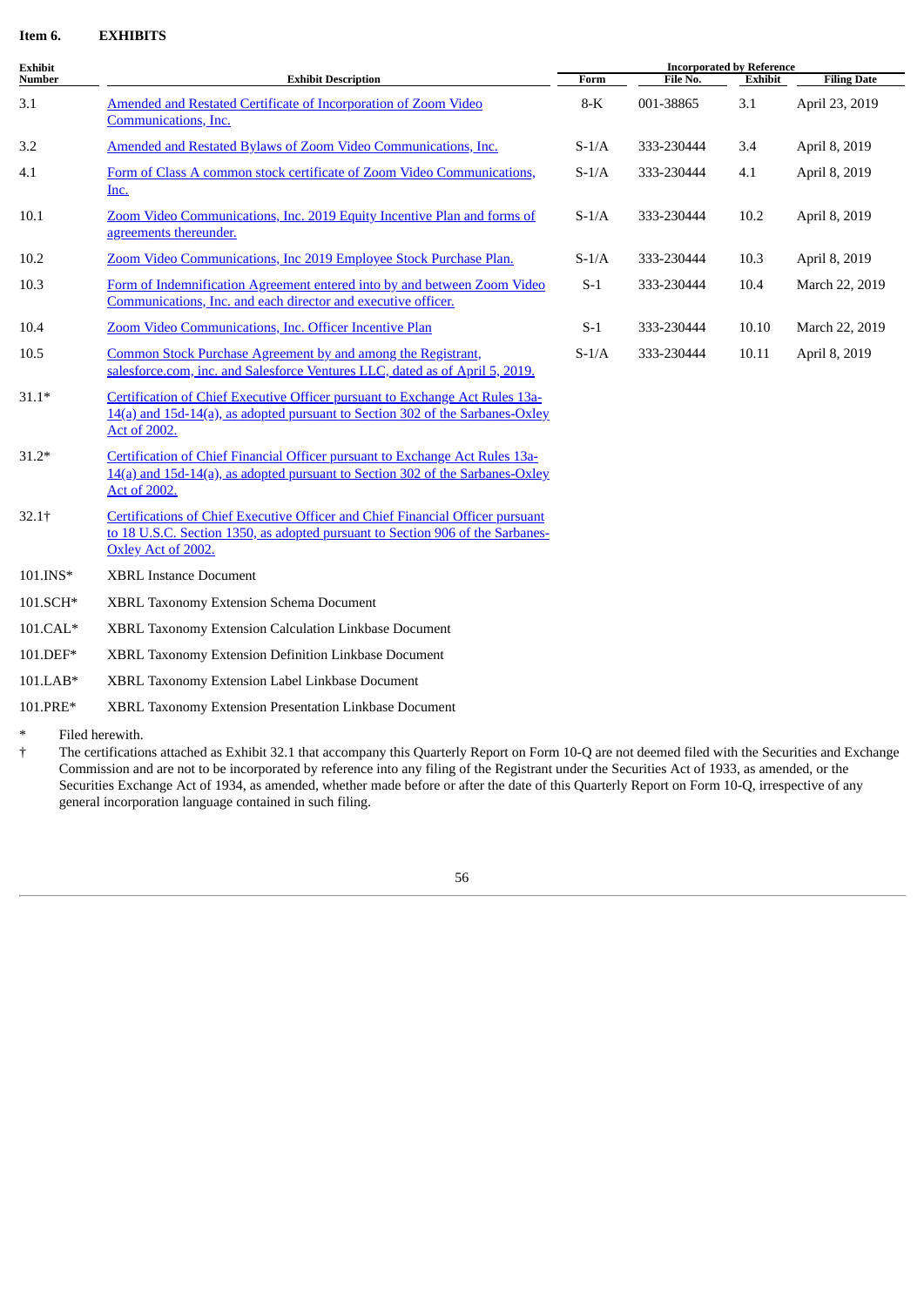**Item 6. EXHIBITS**

| Exhibit Number | Exhibit Description | Incorporated by Reference | | | |
|---|---|---|---|---|---|
| | | Form | File No. | Exhibit | Filing Date |
| 3.1 | Amended and Restated Certificate of Incorporation of Zoom Video Communications, Inc. | 8-K | 001-38865 | 3.1 | April 23, 2019 |
| 3.2 | Amended and Restated Bylaws of Zoom Video Communications, Inc. | S-1/A | 333-230444 | 3.4 | April 8, 2019 |
| 4.1 | Form of Class A common stock certificate of Zoom Video Communications, Inc. | S-1/A | 333-230444 | 4.1 | April 8, 2019 |
| 10.1 | Zoom Video Communications, Inc. 2019 Equity Incentive Plan and forms of agreements thereunder. | S-1/A | 333-230444 | 10.2 | April 8, 2019 |
| 10.2 | Zoom Video Communications, Inc 2019 Employee Stock Purchase Plan. | S-1/A | 333-230444 | 10.3 | April 8, 2019 |
| 10.3 | Form of Indemnification Agreement entered into by and between Zoom Video Communications, Inc. and each director and executive officer. | S-1 | 333-230444 | 10.4 | March 22, 2019 |
| 10.4 | Zoom Video Communications, Inc. Officer Incentive Plan | S-1 | 333-230444 | 10.10 | March 22, 2019 |
| 10.5 | Common Stock Purchase Agreement by and among the Registrant, salesforce.com, inc. and Salesforce Ventures LLC, dated as of April 5, 2019. | S-1/A | 333-230444 | 10.11 | April 8, 2019 |
| 31.1* | Certification of Chief Executive Officer pursuant to Exchange Act Rules 13a-14(a) and 15d-14(a), as adopted pursuant to Section 302 of the Sarbanes-Oxley Act of 2002. | | | | |
| 31.2* | Certification of Chief Financial Officer pursuant to Exchange Act Rules 13a-14(a) and 15d-14(a), as adopted pursuant to Section 302 of the Sarbanes-Oxley Act of 2002. | | | | |
| 32.1† | Certifications of Chief Executive Officer and Chief Financial Officer pursuant to 18 U.S.C. Section 1350, as adopted pursuant to Section 906 of the Sarbanes-Oxley Act of 2002. | | | | |
| 101.INS* | XBRL Instance Document | | | | |
| 101.SCH* | XBRL Taxonomy Extension Schema Document | | | | |
| 101.CAL* | XBRL Taxonomy Extension Calculation Linkbase Document | | | | |
| 101.DEF* | XBRL Taxonomy Extension Definition Linkbase Document | | | | |
| 101.LAB* | XBRL Taxonomy Extension Label Linkbase Document | | | | |
| 101.PRE* | XBRL Taxonomy Extension Presentation Linkbase Document | | | | |

\* Filed herewith.

† The certifications attached as Exhibit 32.1 that accompany this Quarterly Report on Form 10-Q are not deemed filed with the Securities and Exchange Commission and are not to be incorporated by reference into any filing of the Registrant under the Securities Act of 1933, as amended, or the Securities Exchange Act of 1934, as amended, whether made before or after the date of this Quarterly Report on Form 10-Q, irrespective of any general incorporation language contained in such filing.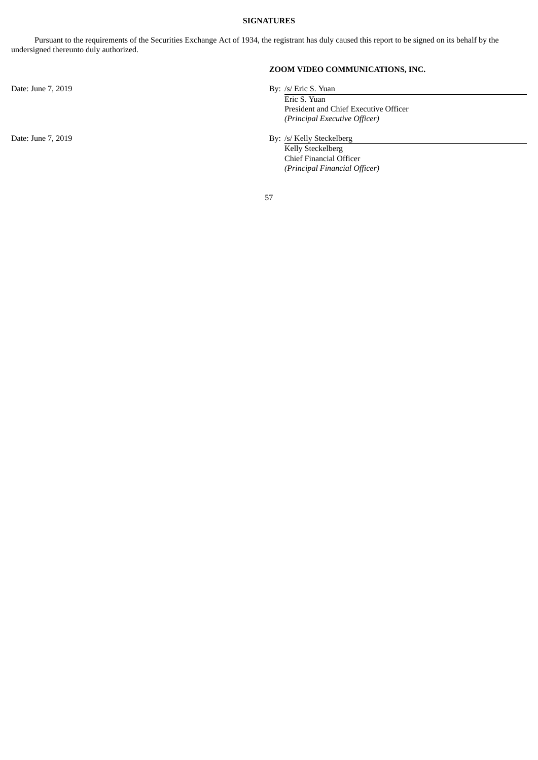**SIGNATURES**

Pursuant to the requirements of the Securities Exchange Act of 1934, the registrant has duly caused this report to be signed on its behalf by the undersigned thereunto duly authorized.

**ZOOM VIDEO COMMUNICATIONS, INC.**

Date: June 7, 2019

By: /s/ Eric S. Yuan

Eric S. Yuan
President and Chief Executive Officer
*(Principal Executive Officer)*

Date: June 7, 2019

By: /s/ Kelly Steckelberg

Kelly Steckelberg
Chief Financial Officer
*(Principal Financial Officer)*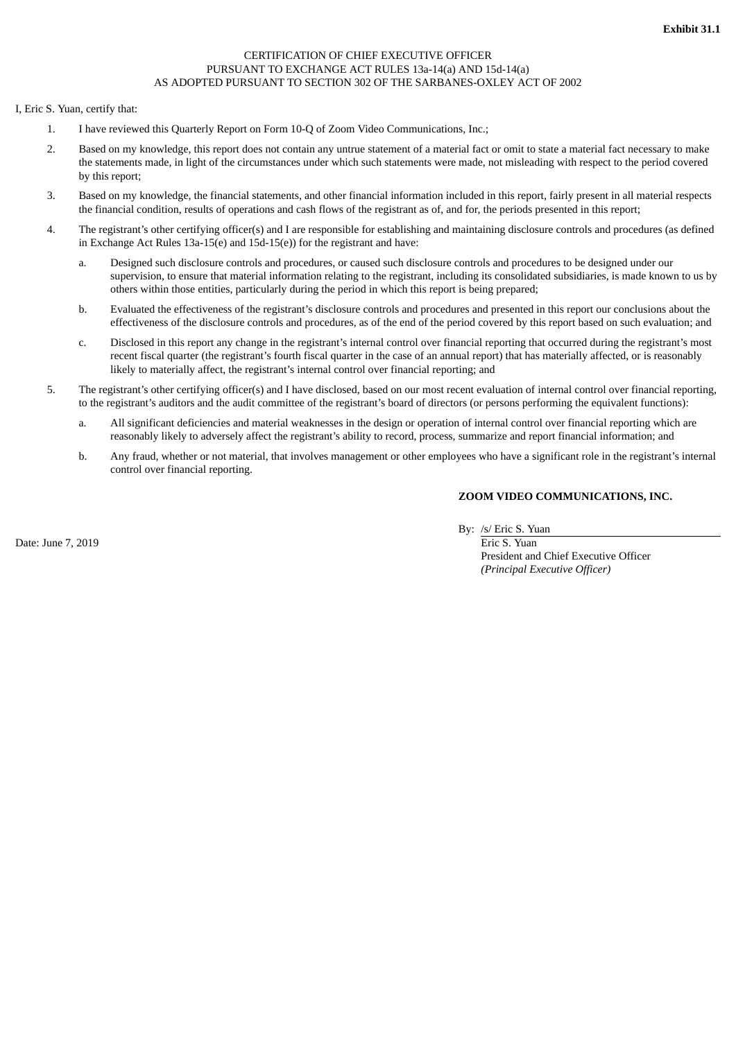**Exhibit 31.1**

CERTIFICATION OF CHIEF EXECUTIVE OFFICER
PURSUANT TO EXCHANGE ACT RULES 13a-14(a) AND 15d-14(a)
AS ADOPTED PURSUANT TO SECTION 302 OF THE SARBANES-OXLEY ACT OF 2002

I, Eric S. Yuan, certify that:

1. I have reviewed this Quarterly Report on Form 10-Q of Zoom Video Communications, Inc.;

2. Based on my knowledge, this report does not contain any untrue statement of a material fact or omit to state a material fact necessary to make the statements made, in light of the circumstances under which such statements were made, not misleading with respect to the period covered by this report;

3. Based on my knowledge, the financial statements, and other financial information included in this report, fairly present in all material respects the financial condition, results of operations and cash flows of the registrant as of, and for, the periods presented in this report;

4. The registrant's other certifying officer(s) and I are responsible for establishing and maintaining disclosure controls and procedures (as defined in Exchange Act Rules 13a-15(e) and 15d-15(e)) for the registrant and have:

   a. Designed such disclosure controls and procedures, or caused such disclosure controls and procedures to be designed under our supervision, to ensure that material information relating to the registrant, including its consolidated subsidiaries, is made known to us by others within those entities, particularly during the period in which this report is being prepared;

   b. Evaluated the effectiveness of the registrant's disclosure controls and procedures and presented in this report our conclusions about the effectiveness of the disclosure controls and procedures, as of the end of the period covered by this report based on such evaluation; and

   c. Disclosed in this report any change in the registrant's internal control over financial reporting that occurred during the registrant's most recent fiscal quarter (the registrant's fourth fiscal quarter in the case of an annual report) that has materially affected, or is reasonably likely to materially affect, the registrant's internal control over financial reporting; and

5. The registrant's other certifying officer(s) and I have disclosed, based on our most recent evaluation of internal control over financial reporting, to the registrant's auditors and the audit committee of the registrant's board of directors (or persons performing the equivalent functions):

   a. All significant deficiencies and material weaknesses in the design or operation of internal control over financial reporting which are reasonably likely to adversely affect the registrant's ability to record, process, summarize and report financial information; and

   b. Any fraud, whether or not material, that involves management or other employees who have a significant role in the registrant's internal control over financial reporting.

**ZOOM VIDEO COMMUNICATIONS, INC.**

Date: June 7, 2019

By: /s/ Eric S. Yuan
Eric S. Yuan
President and Chief Executive Officer
*(Principal Executive Officer)*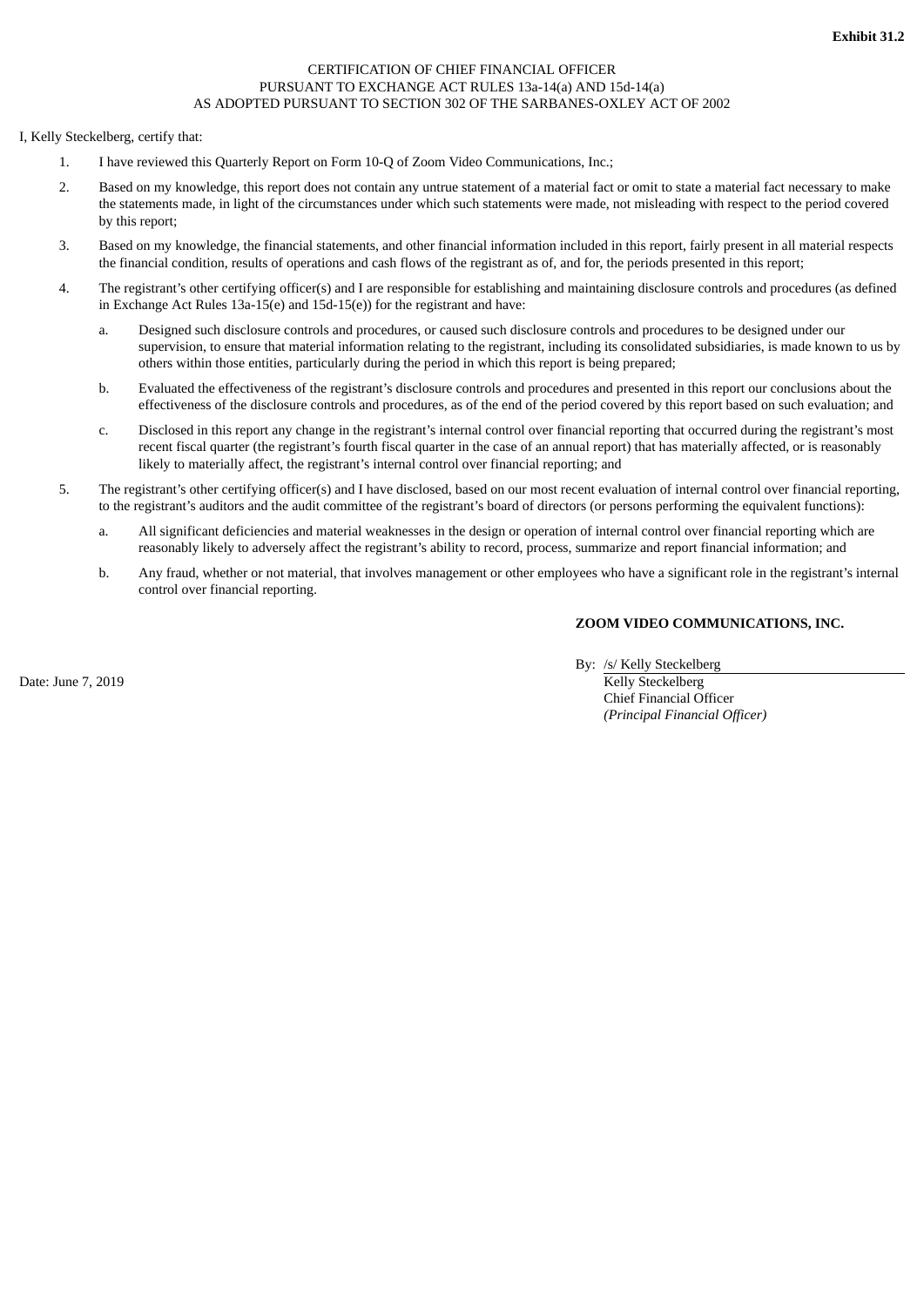**Exhibit 31.2**

CERTIFICATION OF CHIEF FINANCIAL OFFICER
PURSUANT TO EXCHANGE ACT RULES 13a-14(a) AND 15d-14(a)
AS ADOPTED PURSUANT TO SECTION 302 OF THE SARBANES-OXLEY ACT OF 2002

I, Kelly Steckelberg, certify that:

1. I have reviewed this Quarterly Report on Form 10-Q of Zoom Video Communications, Inc.;
2. Based on my knowledge, this report does not contain any untrue statement of a material fact or omit to state a material fact necessary to make the statements made, in light of the circumstances under which such statements were made, not misleading with respect to the period covered by this report;
3. Based on my knowledge, the financial statements, and other financial information included in this report, fairly present in all material respects the financial condition, results of operations and cash flows of the registrant as of, and for, the periods presented in this report;
4. The registrant's other certifying officer(s) and I are responsible for establishing and maintaining disclosure controls and procedures (as defined in Exchange Act Rules 13a-15(e) and 15d-15(e)) for the registrant and have:
   a. Designed such disclosure controls and procedures, or caused such disclosure controls and procedures to be designed under our supervision, to ensure that material information relating to the registrant, including its consolidated subsidiaries, is made known to us by others within those entities, particularly during the period in which this report is being prepared;
   b. Evaluated the effectiveness of the registrant's disclosure controls and procedures and presented in this report our conclusions about the effectiveness of the disclosure controls and procedures, as of the end of the period covered by this report based on such evaluation; and
   c. Disclosed in this report any change in the registrant's internal control over financial reporting that occurred during the registrant's most recent fiscal quarter (the registrant's fourth fiscal quarter in the case of an annual report) that has materially affected, or is reasonably likely to materially affect, the registrant's internal control over financial reporting; and
5. The registrant's other certifying officer(s) and I have disclosed, based on our most recent evaluation of internal control over financial reporting, to the registrant's auditors and the audit committee of the registrant's board of directors (or persons performing the equivalent functions):
   a. All significant deficiencies and material weaknesses in the design or operation of internal control over financial reporting which are reasonably likely to adversely affect the registrant's ability to record, process, summarize and report financial information; and
   b. Any fraud, whether or not material, that involves management or other employees who have a significant role in the registrant's internal control over financial reporting.

**ZOOM VIDEO COMMUNICATIONS, INC.**

Date: June 7, 2019

By: /s/ Kelly Steckelberg
Kelly Steckelberg
Chief Financial Officer
*(Principal Financial Officer)*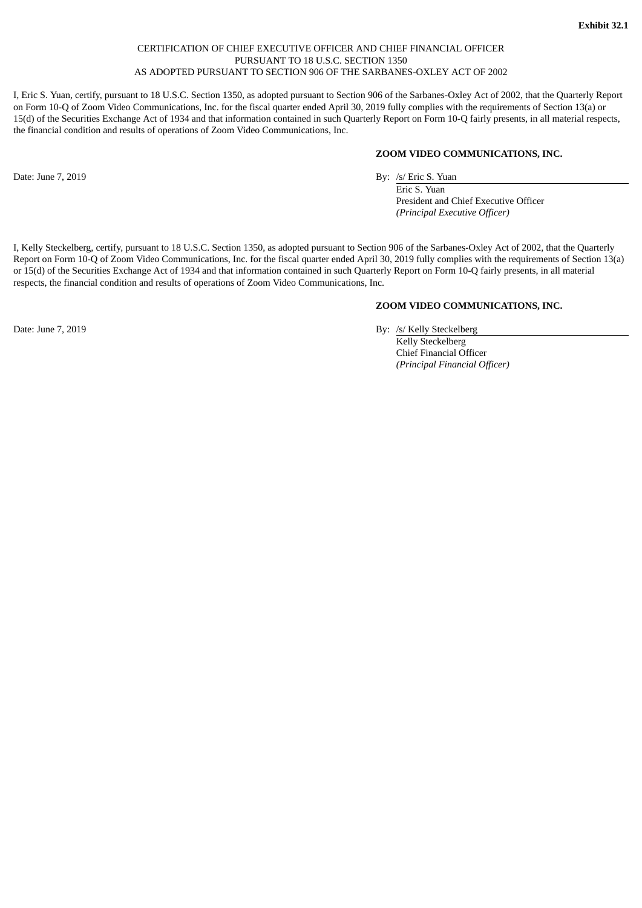**Exhibit 32.1**

CERTIFICATION OF CHIEF EXECUTIVE OFFICER AND CHIEF FINANCIAL OFFICER
PURSUANT TO 18 U.S.C. SECTION 1350
AS ADOPTED PURSUANT TO SECTION 906 OF THE SARBANES-OXLEY ACT OF 2002

I, Eric S. Yuan, certify, pursuant to 18 U.S.C. Section 1350, as adopted pursuant to Section 906 of the Sarbanes-Oxley Act of 2002, that the Quarterly Report on Form 10-Q of Zoom Video Communications, Inc. for the fiscal quarter ended April 30, 2019 fully complies with the requirements of Section 13(a) or 15(d) of the Securities Exchange Act of 1934 and that information contained in such Quarterly Report on Form 10-Q fairly presents, in all material respects, the financial condition and results of operations of Zoom Video Communications, Inc.

**ZOOM VIDEO COMMUNICATIONS, INC.**

Date: June 7, 2019

By: /s/ Eric S. Yuan
Eric S. Yuan
President and Chief Executive Officer
*(Principal Executive Officer)*

I, Kelly Steckelberg, certify, pursuant to 18 U.S.C. Section 1350, as adopted pursuant to Section 906 of the Sarbanes-Oxley Act of 2002, that the Quarterly Report on Form 10-Q of Zoom Video Communications, Inc. for the fiscal quarter ended April 30, 2019 fully complies with the requirements of Section 13(a) or 15(d) of the Securities Exchange Act of 1934 and that information contained in such Quarterly Report on Form 10-Q fairly presents, in all material respects, the financial condition and results of operations of Zoom Video Communications, Inc.

**ZOOM VIDEO COMMUNICATIONS, INC.**

Date: June 7, 2019

By: /s/ Kelly Steckelberg
Kelly Steckelberg
Chief Financial Officer
*(Principal Financial Officer)*